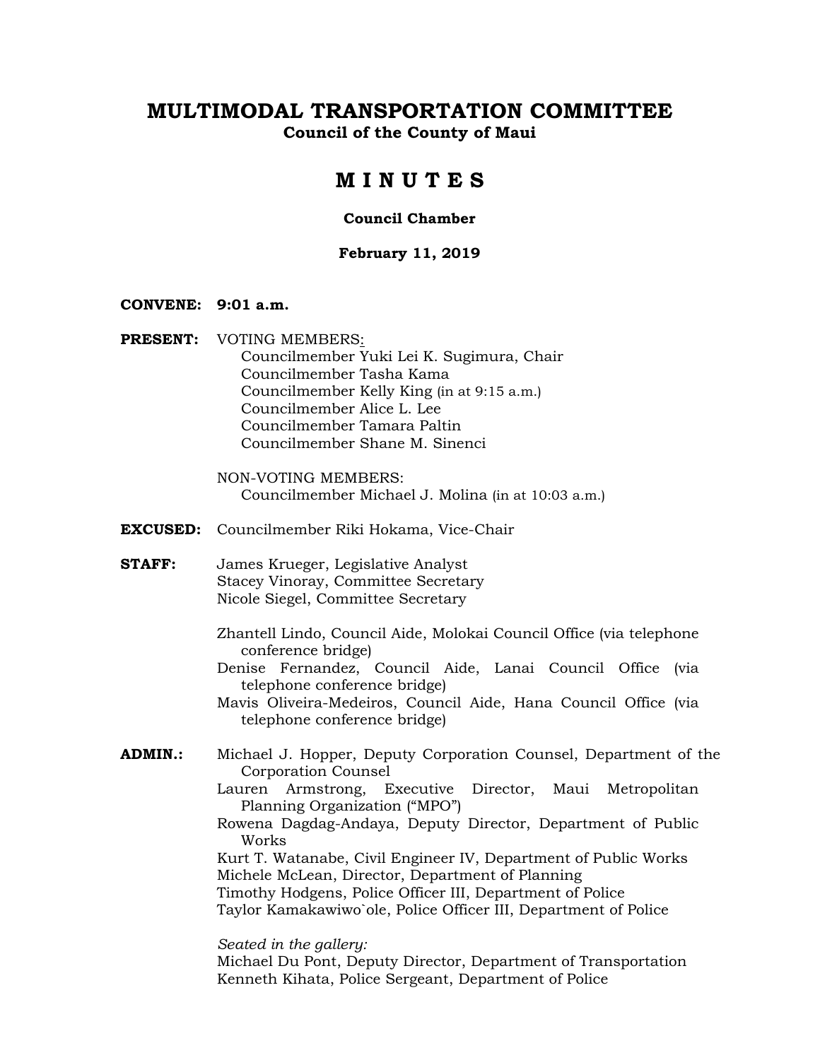# MULTIMODAL TRANSPORTATION COMMITTEE

**Council of the County of Maui**

## M I N U T E S

**Council Chamber**

**February 11, 2019**

**CONVENE:** **9:01 a.m.**

**PRESENT:** VOTING MEMBERS:
Councilmember Yuki Lei K. Sugimura, Chair
Councilmember Tasha Kama
Councilmember Kelly King (in at 9:15 a.m.)
Councilmember Alice L. Lee
Councilmember Tamara Paltin
Councilmember Shane M. Sinenci

NON-VOTING MEMBERS:
Councilmember Michael J. Molina (in at 10:03 a.m.)

**EXCUSED:** Councilmember Riki Hokama, Vice-Chair

**STAFF:** James Krueger, Legislative Analyst
Stacey Vinoray, Committee Secretary
Nicole Siegel, Committee Secretary

Zhantell Lindo, Council Aide, Molokai Council Office (via telephone conference bridge)
Denise Fernandez, Council Aide, Lanai Council Office (via telephone conference bridge)
Mavis Oliveira-Medeiros, Council Aide, Hana Council Office (via telephone conference bridge)

**ADMIN.:** Michael J. Hopper, Deputy Corporation Counsel, Department of the Corporation Counsel
Lauren Armstrong, Executive Director, Maui Metropolitan Planning Organization ("MPO")
Rowena Dagdag-Andaya, Deputy Director, Department of Public Works
Kurt T. Watanabe, Civil Engineer IV, Department of Public Works
Michele McLean, Director, Department of Planning
Timothy Hodgens, Police Officer III, Department of Police
Taylor Kamakawiwo`ole, Police Officer III, Department of Police

*Seated in the gallery:*
Michael Du Pont, Deputy Director, Department of Transportation
Kenneth Kihata, Police Sergeant, Department of Police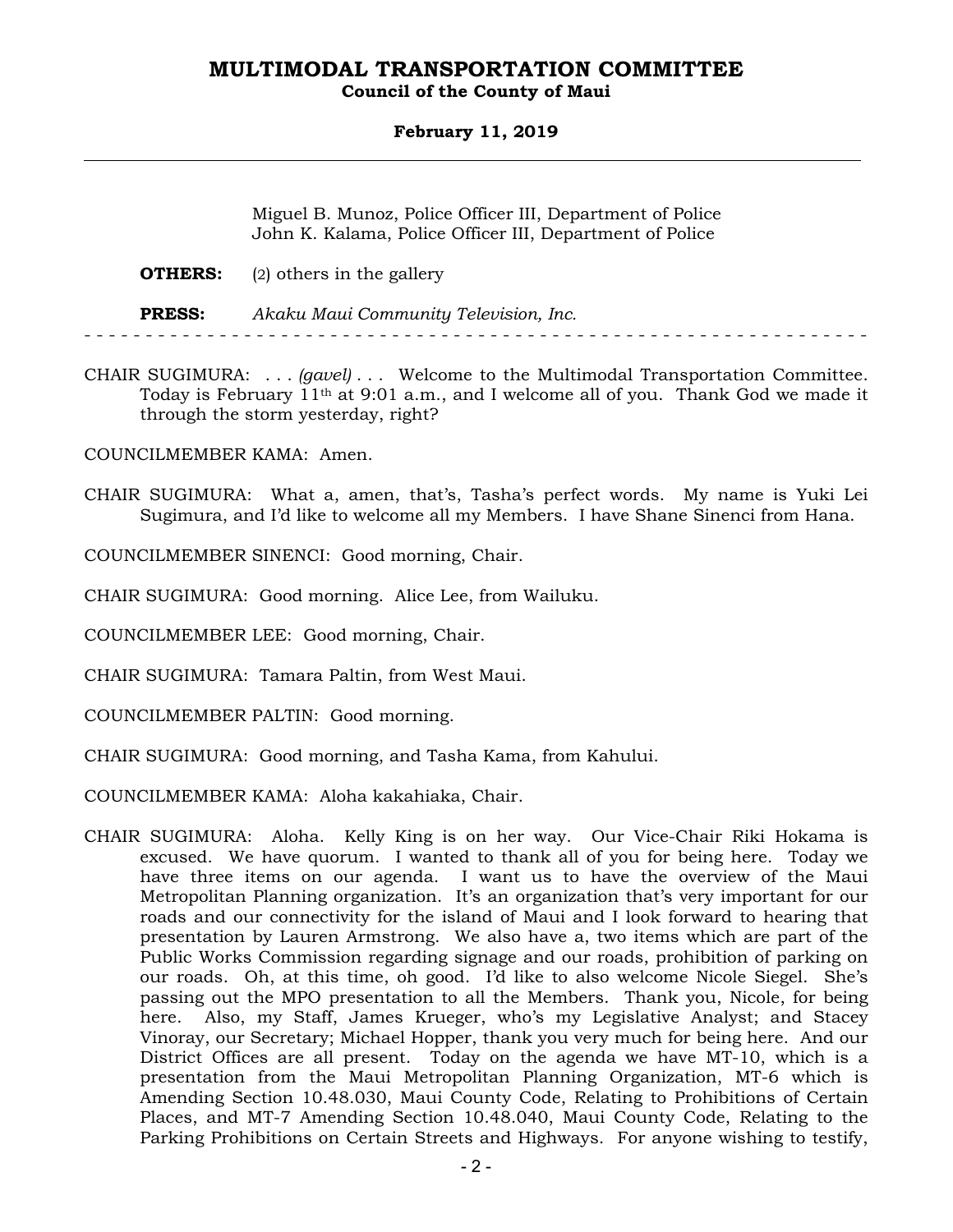Miguel B. Munoz, Police Officer III, Department of Police
John K. Kalama, Police Officer III, Department of Police

**OTHERS:** (2) others in the gallery

**PRESS:** *Akaku Maui Community Television, Inc.*

- - - - - - - - - - - - - - - - - - - - - - - - - - - - - - - - - - - - - - - - - - - - - - - - - - - - - - - - - - - - - - - -

CHAIR SUGIMURA: . . . *(gavel)* . . . Welcome to the Multimodal Transportation Committee. Today is February 11th at 9:01 a.m., and I welcome all of you. Thank God we made it through the storm yesterday, right?

COUNCILMEMBER KAMA: Amen.

CHAIR SUGIMURA: What a, amen, that's, Tasha's perfect words. My name is Yuki Lei Sugimura, and I'd like to welcome all my Members. I have Shane Sinenci from Hana.

COUNCILMEMBER SINENCI: Good morning, Chair.

CHAIR SUGIMURA: Good morning. Alice Lee, from Wailuku.

COUNCILMEMBER LEE: Good morning, Chair.

CHAIR SUGIMURA: Tamara Paltin, from West Maui.

COUNCILMEMBER PALTIN: Good morning.

CHAIR SUGIMURA: Good morning, and Tasha Kama, from Kahului.

COUNCILMEMBER KAMA: Aloha kakahiaka, Chair.

CHAIR SUGIMURA: Aloha. Kelly King is on her way. Our Vice-Chair Riki Hokama is excused. We have quorum. I wanted to thank all of you for being here. Today we have three items on our agenda. I want us to have the overview of the Maui Metropolitan Planning organization. It's an organization that's very important for our roads and our connectivity for the island of Maui and I look forward to hearing that presentation by Lauren Armstrong. We also have a, two items which are part of the Public Works Commission regarding signage and our roads, prohibition of parking on our roads. Oh, at this time, oh good. I'd like to also welcome Nicole Siegel. She's passing out the MPO presentation to all the Members. Thank you, Nicole, for being here. Also, my Staff, James Krueger, who's my Legislative Analyst; and Stacey Vinoray, our Secretary; Michael Hopper, thank you very much for being here. And our District Offices are all present. Today on the agenda we have MT-10, which is a presentation from the Maui Metropolitan Planning Organization, MT-6 which is Amending Section 10.48.030, Maui County Code, Relating to Prohibitions of Certain Places, and MT-7 Amending Section 10.48.040, Maui County Code, Relating to the Parking Prohibitions on Certain Streets and Highways. For anyone wishing to testify,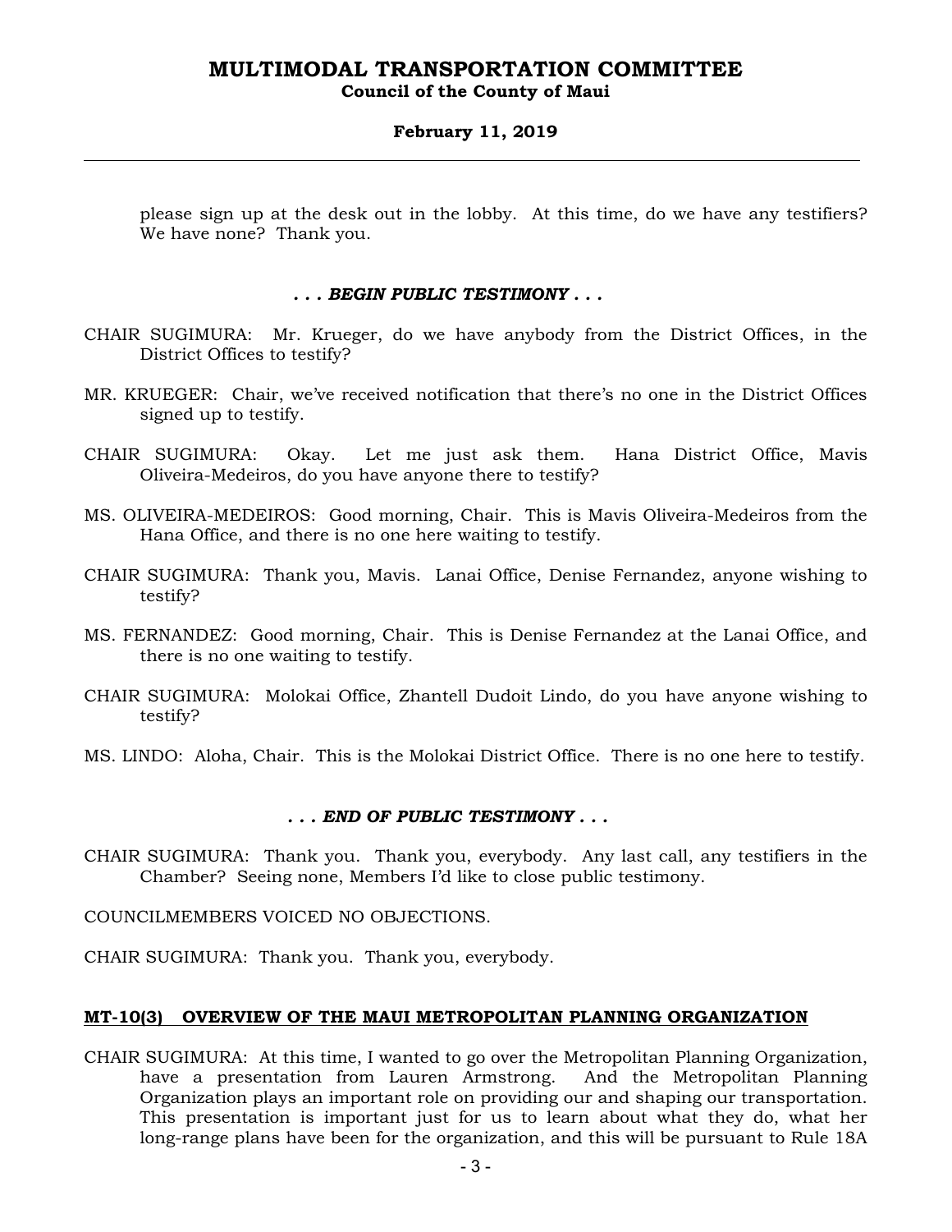please sign up at the desk out in the lobby. At this time, do we have any testifiers? We have none? Thank you.

***. . . BEGIN PUBLIC TESTIMONY . . .***

CHAIR SUGIMURA: Mr. Krueger, do we have anybody from the District Offices, in the District Offices to testify?

MR. KRUEGER: Chair, we've received notification that there's no one in the District Offices signed up to testify.

CHAIR SUGIMURA: Okay. Let me just ask them. Hana District Office, Mavis Oliveira-Medeiros, do you have anyone there to testify?

MS. OLIVEIRA-MEDEIROS: Good morning, Chair. This is Mavis Oliveira-Medeiros from the Hana Office, and there is no one here waiting to testify.

CHAIR SUGIMURA: Thank you, Mavis. Lanai Office, Denise Fernandez, anyone wishing to testify?

MS. FERNANDEZ: Good morning, Chair. This is Denise Fernandez at the Lanai Office, and there is no one waiting to testify.

CHAIR SUGIMURA: Molokai Office, Zhantell Dudoit Lindo, do you have anyone wishing to testify?

MS. LINDO: Aloha, Chair. This is the Molokai District Office. There is no one here to testify.

***. . . END OF PUBLIC TESTIMONY . . .***

CHAIR SUGIMURA: Thank you. Thank you, everybody. Any last call, any testifiers in the Chamber? Seeing none, Members I'd like to close public testimony.

COUNCILMEMBERS VOICED NO OBJECTIONS.

CHAIR SUGIMURA: Thank you. Thank you, everybody.

**MT-10(3) OVERVIEW OF THE MAUI METROPOLITAN PLANNING ORGANIZATION**

CHAIR SUGIMURA: At this time, I wanted to go over the Metropolitan Planning Organization, have a presentation from Lauren Armstrong. And the Metropolitan Planning Organization plays an important role on providing our and shaping our transportation. This presentation is important just for us to learn about what they do, what her long-range plans have been for the organization, and this will be pursuant to Rule 18A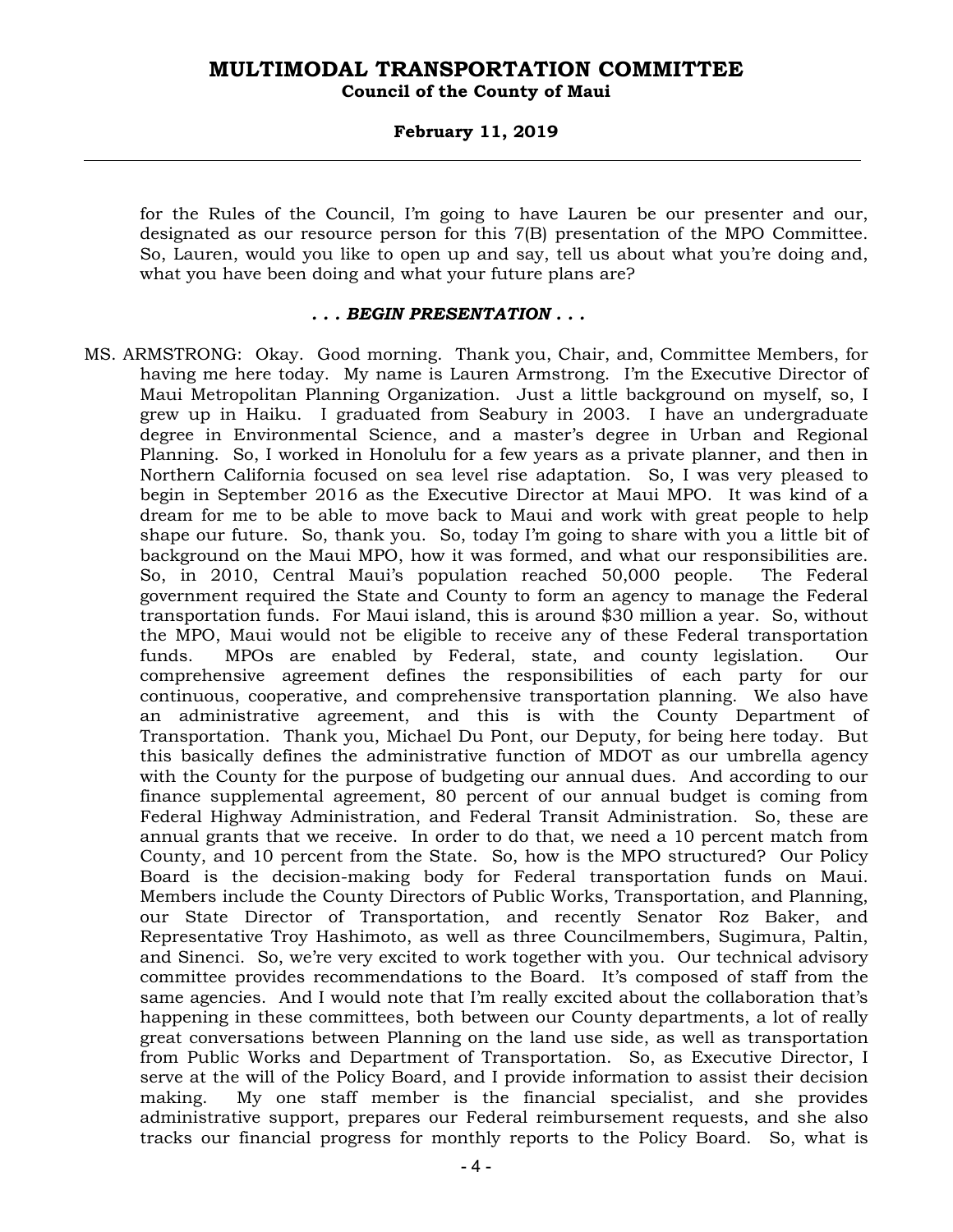for the Rules of the Council, I'm going to have Lauren be our presenter and our, designated as our resource person for this 7(B) presentation of the MPO Committee. So, Lauren, would you like to open up and say, tell us about what you're doing and, what you have been doing and what your future plans are?

***. . . BEGIN PRESENTATION . . .***

MS. ARMSTRONG: Okay. Good morning. Thank you, Chair, and, Committee Members, for having me here today. My name is Lauren Armstrong. I'm the Executive Director of Maui Metropolitan Planning Organization. Just a little background on myself, so, I grew up in Haiku. I graduated from Seabury in 2003. I have an undergraduate degree in Environmental Science, and a master's degree in Urban and Regional Planning. So, I worked in Honolulu for a few years as a private planner, and then in Northern California focused on sea level rise adaptation. So, I was very pleased to begin in September 2016 as the Executive Director at Maui MPO. It was kind of a dream for me to be able to move back to Maui and work with great people to help shape our future. So, thank you. So, today I'm going to share with you a little bit of background on the Maui MPO, how it was formed, and what our responsibilities are. So, in 2010, Central Maui's population reached 50,000 people. The Federal government required the State and County to form an agency to manage the Federal transportation funds. For Maui island, this is around $30 million a year. So, without the MPO, Maui would not be eligible to receive any of these Federal transportation funds. MPOs are enabled by Federal, state, and county legislation. Our comprehensive agreement defines the responsibilities of each party for our continuous, cooperative, and comprehensive transportation planning. We also have an administrative agreement, and this is with the County Department of Transportation. Thank you, Michael Du Pont, our Deputy, for being here today. But this basically defines the administrative function of MDOT as our umbrella agency with the County for the purpose of budgeting our annual dues. And according to our finance supplemental agreement, 80 percent of our annual budget is coming from Federal Highway Administration, and Federal Transit Administration. So, these are annual grants that we receive. In order to do that, we need a 10 percent match from County, and 10 percent from the State. So, how is the MPO structured? Our Policy Board is the decision-making body for Federal transportation funds on Maui. Members include the County Directors of Public Works, Transportation, and Planning, our State Director of Transportation, and recently Senator Roz Baker, and Representative Troy Hashimoto, as well as three Councilmembers, Sugimura, Paltin, and Sinenci. So, we're very excited to work together with you. Our technical advisory committee provides recommendations to the Board. It's composed of staff from the same agencies. And I would note that I'm really excited about the collaboration that's happening in these committees, both between our County departments, a lot of really great conversations between Planning on the land use side, as well as transportation from Public Works and Department of Transportation. So, as Executive Director, I serve at the will of the Policy Board, and I provide information to assist their decision making. My one staff member is the financial specialist, and she provides administrative support, prepares our Federal reimbursement requests, and she also tracks our financial progress for monthly reports to the Policy Board. So, what is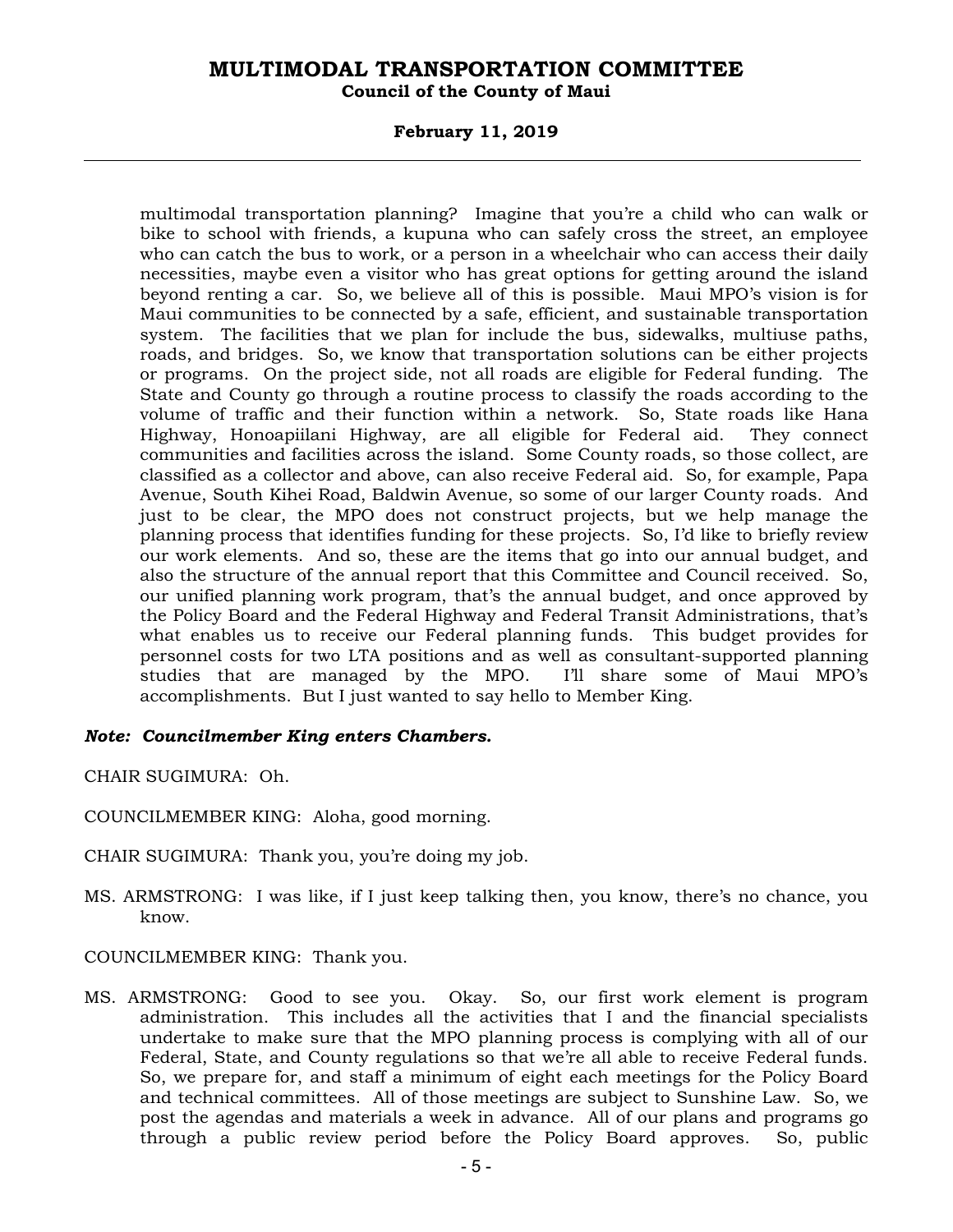multimodal transportation planning? Imagine that you're a child who can walk or bike to school with friends, a kupuna who can safely cross the street, an employee who can catch the bus to work, or a person in a wheelchair who can access their daily necessities, maybe even a visitor who has great options for getting around the island beyond renting a car. So, we believe all of this is possible. Maui MPO's vision is for Maui communities to be connected by a safe, efficient, and sustainable transportation system. The facilities that we plan for include the bus, sidewalks, multiuse paths, roads, and bridges. So, we know that transportation solutions can be either projects or programs. On the project side, not all roads are eligible for Federal funding. The State and County go through a routine process to classify the roads according to the volume of traffic and their function within a network. So, State roads like Hana Highway, Honoapiilani Highway, are all eligible for Federal aid. They connect communities and facilities across the island. Some County roads, so those collect, are classified as a collector and above, can also receive Federal aid. So, for example, Papa Avenue, South Kihei Road, Baldwin Avenue, so some of our larger County roads. And just to be clear, the MPO does not construct projects, but we help manage the planning process that identifies funding for these projects. So, I'd like to briefly review our work elements. And so, these are the items that go into our annual budget, and also the structure of the annual report that this Committee and Council received. So, our unified planning work program, that's the annual budget, and once approved by the Policy Board and the Federal Highway and Federal Transit Administrations, that's what enables us to receive our Federal planning funds. This budget provides for personnel costs for two LTA positions and as well as consultant-supported planning studies that are managed by the MPO. I'll share some of Maui MPO's accomplishments. But I just wanted to say hello to Member King.

***Note: Councilmember King enters Chambers.***

CHAIR SUGIMURA: Oh.

COUNCILMEMBER KING: Aloha, good morning.

CHAIR SUGIMURA: Thank you, you're doing my job.

MS. ARMSTRONG: I was like, if I just keep talking then, you know, there's no chance, you know.

COUNCILMEMBER KING: Thank you.

MS. ARMSTRONG: Good to see you. Okay. So, our first work element is program administration. This includes all the activities that I and the financial specialists undertake to make sure that the MPO planning process is complying with all of our Federal, State, and County regulations so that we're all able to receive Federal funds. So, we prepare for, and staff a minimum of eight each meetings for the Policy Board and technical committees. All of those meetings are subject to Sunshine Law. So, we post the agendas and materials a week in advance. All of our plans and programs go through a public review period before the Policy Board approves. So, public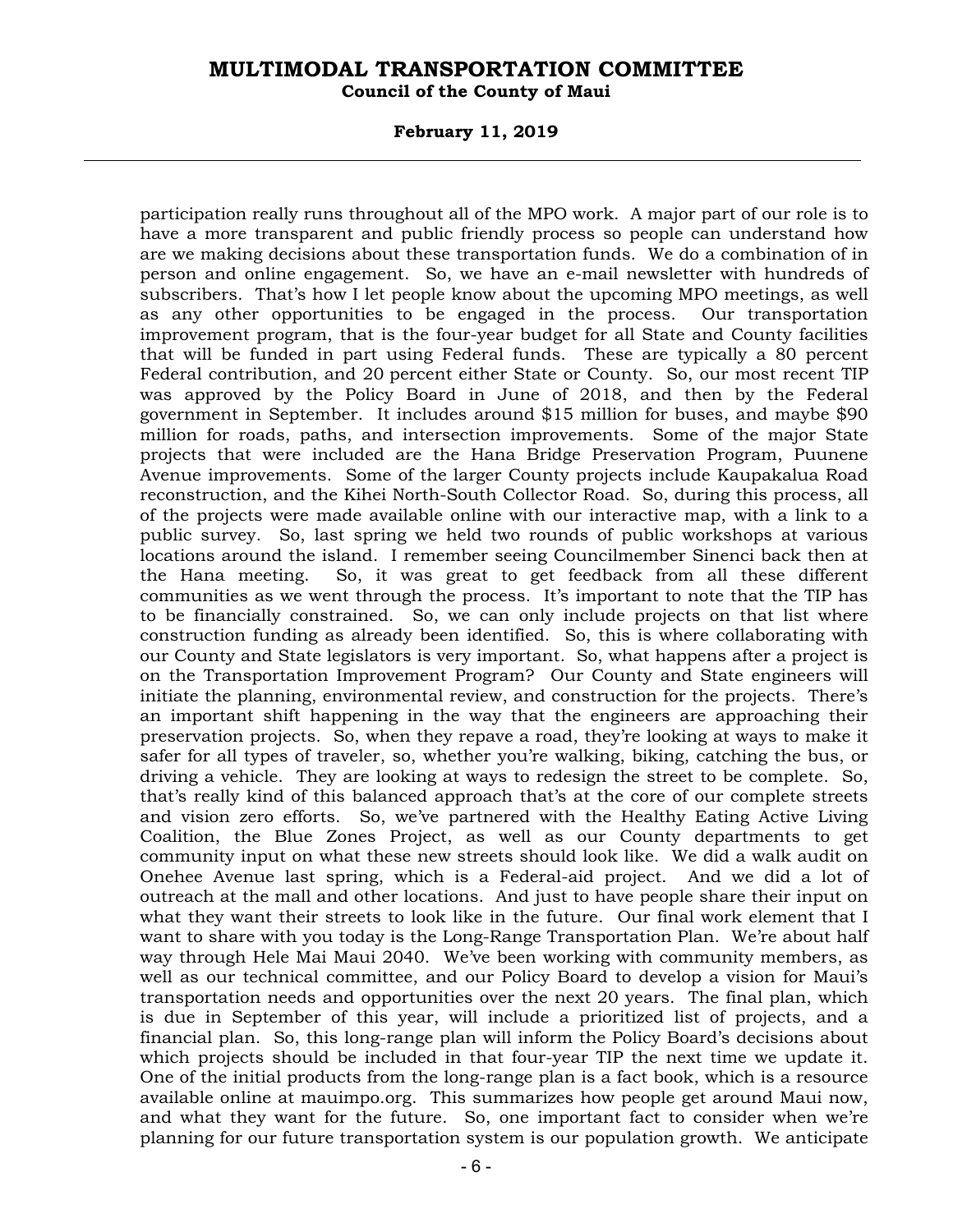participation really runs throughout all of the MPO work. A major part of our role is to have a more transparent and public friendly process so people can understand how are we making decisions about these transportation funds. We do a combination of in person and online engagement. So, we have an e-mail newsletter with hundreds of subscribers. That's how I let people know about the upcoming MPO meetings, as well as any other opportunities to be engaged in the process. Our transportation improvement program, that is the four-year budget for all State and County facilities that will be funded in part using Federal funds. These are typically a 80 percent Federal contribution, and 20 percent either State or County. So, our most recent TIP was approved by the Policy Board in June of 2018, and then by the Federal government in September. It includes around $15 million for buses, and maybe $90 million for roads, paths, and intersection improvements. Some of the major State projects that were included are the Hana Bridge Preservation Program, Puunene Avenue improvements. Some of the larger County projects include Kaupakalua Road reconstruction, and the Kihei North-South Collector Road. So, during this process, all of the projects were made available online with our interactive map, with a link to a public survey. So, last spring we held two rounds of public workshops at various locations around the island. I remember seeing Councilmember Sinenci back then at the Hana meeting. So, it was great to get feedback from all these different communities as we went through the process. It's important to note that the TIP has to be financially constrained. So, we can only include projects on that list where construction funding as already been identified. So, this is where collaborating with our County and State legislators is very important. So, what happens after a project is on the Transportation Improvement Program? Our County and State engineers will initiate the planning, environmental review, and construction for the projects. There's an important shift happening in the way that the engineers are approaching their preservation projects. So, when they repave a road, they're looking at ways to make it safer for all types of traveler, so, whether you're walking, biking, catching the bus, or driving a vehicle. They are looking at ways to redesign the street to be complete. So, that's really kind of this balanced approach that's at the core of our complete streets and vision zero efforts. So, we've partnered with the Healthy Eating Active Living Coalition, the Blue Zones Project, as well as our County departments to get community input on what these new streets should look like. We did a walk audit on Onehee Avenue last spring, which is a Federal-aid project. And we did a lot of outreach at the mall and other locations. And just to have people share their input on what they want their streets to look like in the future. Our final work element that I want to share with you today is the Long-Range Transportation Plan. We're about half way through Hele Mai Maui 2040. We've been working with community members, as well as our technical committee, and our Policy Board to develop a vision for Maui's transportation needs and opportunities over the next 20 years. The final plan, which is due in September of this year, will include a prioritized list of projects, and a financial plan. So, this long-range plan will inform the Policy Board's decisions about which projects should be included in that four-year TIP the next time we update it. One of the initial products from the long-range plan is a fact book, which is a resource available online at mauimpo.org. This summarizes how people get around Maui now, and what they want for the future. So, one important fact to consider when we're planning for our future transportation system is our population growth. We anticipate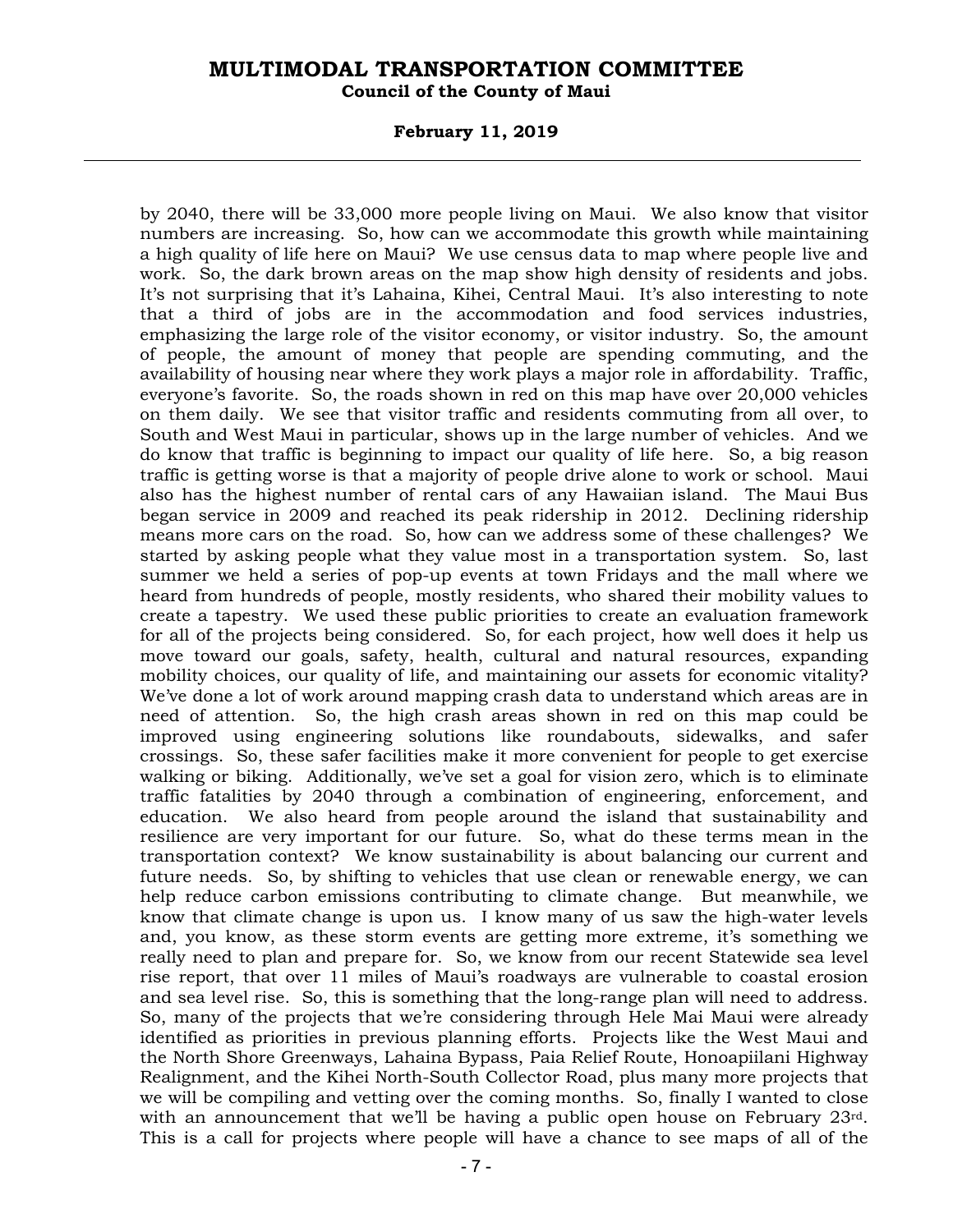by 2040, there will be 33,000 more people living on Maui. We also know that visitor numbers are increasing. So, how can we accommodate this growth while maintaining a high quality of life here on Maui? We use census data to map where people live and work. So, the dark brown areas on the map show high density of residents and jobs. It's not surprising that it's Lahaina, Kihei, Central Maui. It's also interesting to note that a third of jobs are in the accommodation and food services industries, emphasizing the large role of the visitor economy, or visitor industry. So, the amount of people, the amount of money that people are spending commuting, and the availability of housing near where they work plays a major role in affordability. Traffic, everyone's favorite. So, the roads shown in red on this map have over 20,000 vehicles on them daily. We see that visitor traffic and residents commuting from all over, to South and West Maui in particular, shows up in the large number of vehicles. And we do know that traffic is beginning to impact our quality of life here. So, a big reason traffic is getting worse is that a majority of people drive alone to work or school. Maui also has the highest number of rental cars of any Hawaiian island. The Maui Bus began service in 2009 and reached its peak ridership in 2012. Declining ridership means more cars on the road. So, how can we address some of these challenges? We started by asking people what they value most in a transportation system. So, last summer we held a series of pop-up events at town Fridays and the mall where we heard from hundreds of people, mostly residents, who shared their mobility values to create a tapestry. We used these public priorities to create an evaluation framework for all of the projects being considered. So, for each project, how well does it help us move toward our goals, safety, health, cultural and natural resources, expanding mobility choices, our quality of life, and maintaining our assets for economic vitality? We've done a lot of work around mapping crash data to understand which areas are in need of attention. So, the high crash areas shown in red on this map could be improved using engineering solutions like roundabouts, sidewalks, and safer crossings. So, these safer facilities make it more convenient for people to get exercise walking or biking. Additionally, we've set a goal for vision zero, which is to eliminate traffic fatalities by 2040 through a combination of engineering, enforcement, and education. We also heard from people around the island that sustainability and resilience are very important for our future. So, what do these terms mean in the transportation context? We know sustainability is about balancing our current and future needs. So, by shifting to vehicles that use clean or renewable energy, we can help reduce carbon emissions contributing to climate change. But meanwhile, we know that climate change is upon us. I know many of us saw the high-water levels and, you know, as these storm events are getting more extreme, it's something we really need to plan and prepare for. So, we know from our recent Statewide sea level rise report, that over 11 miles of Maui's roadways are vulnerable to coastal erosion and sea level rise. So, this is something that the long-range plan will need to address. So, many of the projects that we're considering through Hele Mai Maui were already identified as priorities in previous planning efforts. Projects like the West Maui and the North Shore Greenways, Lahaina Bypass, Paia Relief Route, Honoapiilani Highway Realignment, and the Kihei North-South Collector Road, plus many more projects that we will be compiling and vetting over the coming months. So, finally I wanted to close with an announcement that we'll be having a public open house on February 23rd. This is a call for projects where people will have a chance to see maps of all of the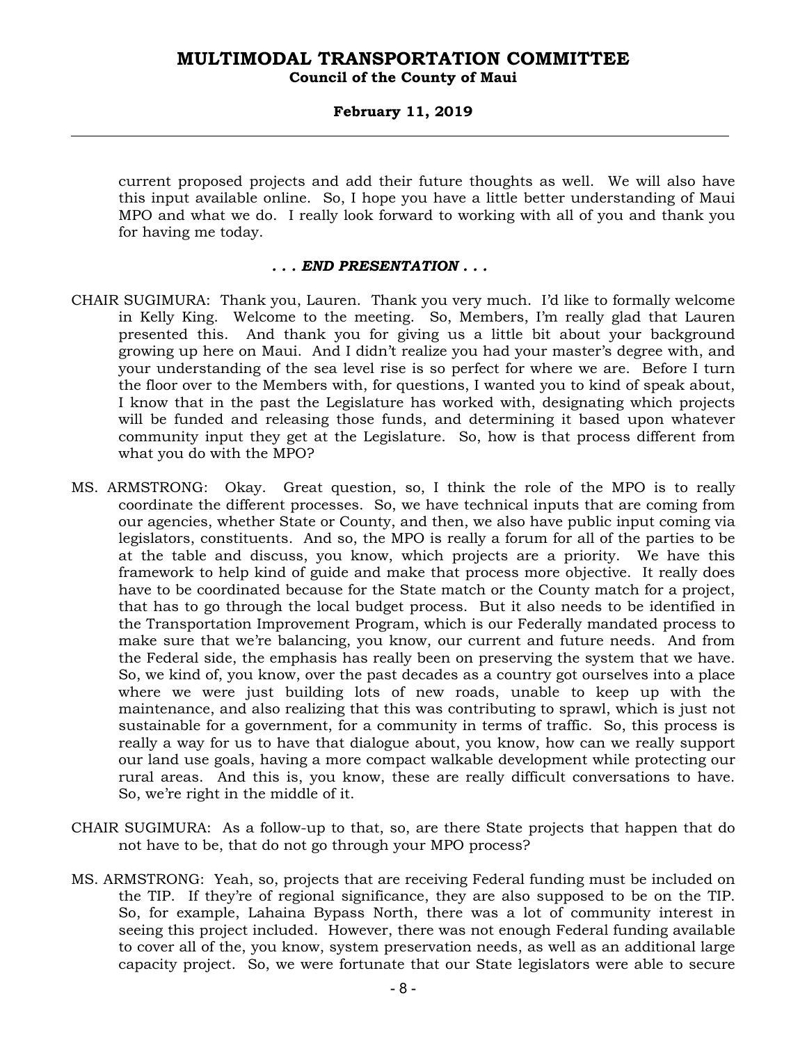current proposed projects and add their future thoughts as well. We will also have this input available online. So, I hope you have a little better understanding of Maui MPO and what we do. I really look forward to working with all of you and thank you for having me today.

***. . . END PRESENTATION . . .***

CHAIR SUGIMURA: Thank you, Lauren. Thank you very much. I'd like to formally welcome in Kelly King. Welcome to the meeting. So, Members, I'm really glad that Lauren presented this. And thank you for giving us a little bit about your background growing up here on Maui. And I didn't realize you had your master's degree with, and your understanding of the sea level rise is so perfect for where we are. Before I turn the floor over to the Members with, for questions, I wanted you to kind of speak about, I know that in the past the Legislature has worked with, designating which projects will be funded and releasing those funds, and determining it based upon whatever community input they get at the Legislature. So, how is that process different from what you do with the MPO?

MS. ARMSTRONG: Okay. Great question, so, I think the role of the MPO is to really coordinate the different processes. So, we have technical inputs that are coming from our agencies, whether State or County, and then, we also have public input coming via legislators, constituents. And so, the MPO is really a forum for all of the parties to be at the table and discuss, you know, which projects are a priority. We have this framework to help kind of guide and make that process more objective. It really does have to be coordinated because for the State match or the County match for a project, that has to go through the local budget process. But it also needs to be identified in the Transportation Improvement Program, which is our Federally mandated process to make sure that we're balancing, you know, our current and future needs. And from the Federal side, the emphasis has really been on preserving the system that we have. So, we kind of, you know, over the past decades as a country got ourselves into a place where we were just building lots of new roads, unable to keep up with the maintenance, and also realizing that this was contributing to sprawl, which is just not sustainable for a government, for a community in terms of traffic. So, this process is really a way for us to have that dialogue about, you know, how can we really support our land use goals, having a more compact walkable development while protecting our rural areas. And this is, you know, these are really difficult conversations to have. So, we're right in the middle of it.

CHAIR SUGIMURA: As a follow-up to that, so, are there State projects that happen that do not have to be, that do not go through your MPO process?

MS. ARMSTRONG: Yeah, so, projects that are receiving Federal funding must be included on the TIP. If they're of regional significance, they are also supposed to be on the TIP. So, for example, Lahaina Bypass North, there was a lot of community interest in seeing this project included. However, there was not enough Federal funding available to cover all of the, you know, system preservation needs, as well as an additional large capacity project. So, we were fortunate that our State legislators were able to secure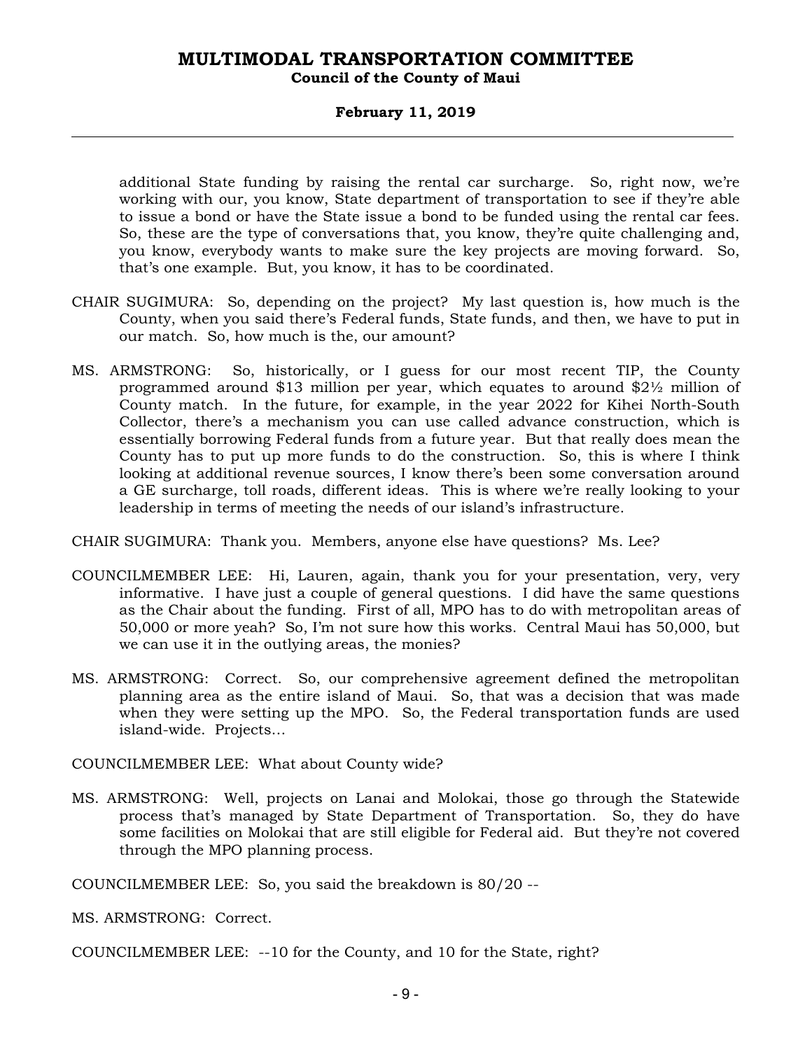additional State funding by raising the rental car surcharge. So, right now, we're working with our, you know, State department of transportation to see if they're able to issue a bond or have the State issue a bond to be funded using the rental car fees. So, these are the type of conversations that, you know, they're quite challenging and, you know, everybody wants to make sure the key projects are moving forward. So, that's one example. But, you know, it has to be coordinated.

CHAIR SUGIMURA: So, depending on the project? My last question is, how much is the County, when you said there's Federal funds, State funds, and then, we have to put in our match. So, how much is the, our amount?

MS. ARMSTRONG: So, historically, or I guess for our most recent TIP, the County programmed around $13 million per year, which equates to around $2½ million of County match. In the future, for example, in the year 2022 for Kihei North-South Collector, there's a mechanism you can use called advance construction, which is essentially borrowing Federal funds from a future year. But that really does mean the County has to put up more funds to do the construction. So, this is where I think looking at additional revenue sources, I know there's been some conversation around a GE surcharge, toll roads, different ideas. This is where we're really looking to your leadership in terms of meeting the needs of our island's infrastructure.

CHAIR SUGIMURA: Thank you. Members, anyone else have questions? Ms. Lee?

COUNCILMEMBER LEE: Hi, Lauren, again, thank you for your presentation, very, very informative. I have just a couple of general questions. I did have the same questions as the Chair about the funding. First of all, MPO has to do with metropolitan areas of 50,000 or more yeah? So, I'm not sure how this works. Central Maui has 50,000, but we can use it in the outlying areas, the monies?

MS. ARMSTRONG: Correct. So, our comprehensive agreement defined the metropolitan planning area as the entire island of Maui. So, that was a decision that was made when they were setting up the MPO. So, the Federal transportation funds are used island-wide. Projects...

COUNCILMEMBER LEE: What about County wide?

MS. ARMSTRONG: Well, projects on Lanai and Molokai, those go through the Statewide process that's managed by State Department of Transportation. So, they do have some facilities on Molokai that are still eligible for Federal aid. But they're not covered through the MPO planning process.

COUNCILMEMBER LEE: So, you said the breakdown is 80/20 --

MS. ARMSTRONG: Correct.

COUNCILMEMBER LEE: --10 for the County, and 10 for the State, right?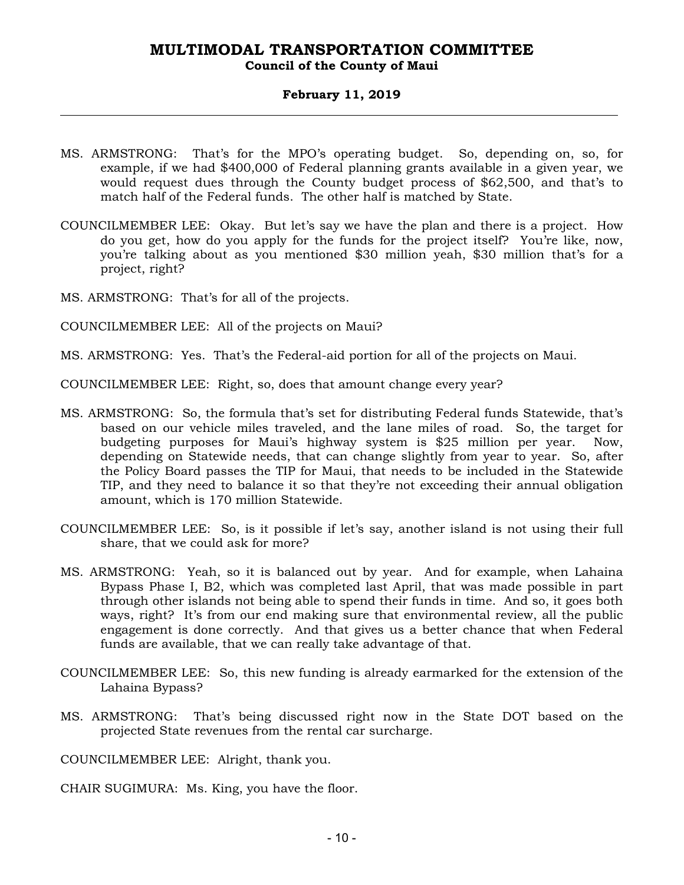MS. ARMSTRONG: That's for the MPO's operating budget. So, depending on, so, for example, if we had $400,000 of Federal planning grants available in a given year, we would request dues through the County budget process of $62,500, and that's to match half of the Federal funds. The other half is matched by State.

COUNCILMEMBER LEE: Okay. But let's say we have the plan and there is a project. How do you get, how do you apply for the funds for the project itself? You're like, now, you're talking about as you mentioned $30 million yeah, $30 million that's for a project, right?

MS. ARMSTRONG: That's for all of the projects.

COUNCILMEMBER LEE: All of the projects on Maui?

MS. ARMSTRONG: Yes. That's the Federal-aid portion for all of the projects on Maui.

COUNCILMEMBER LEE: Right, so, does that amount change every year?

MS. ARMSTRONG: So, the formula that's set for distributing Federal funds Statewide, that's based on our vehicle miles traveled, and the lane miles of road. So, the target for budgeting purposes for Maui's highway system is $25 million per year. Now, depending on Statewide needs, that can change slightly from year to year. So, after the Policy Board passes the TIP for Maui, that needs to be included in the Statewide TIP, and they need to balance it so that they're not exceeding their annual obligation amount, which is 170 million Statewide.

COUNCILMEMBER LEE: So, is it possible if let's say, another island is not using their full share, that we could ask for more?

MS. ARMSTRONG: Yeah, so it is balanced out by year. And for example, when Lahaina Bypass Phase I, B2, which was completed last April, that was made possible in part through other islands not being able to spend their funds in time. And so, it goes both ways, right? It's from our end making sure that environmental review, all the public engagement is done correctly. And that gives us a better chance that when Federal funds are available, that we can really take advantage of that.

COUNCILMEMBER LEE: So, this new funding is already earmarked for the extension of the Lahaina Bypass?

MS. ARMSTRONG: That's being discussed right now in the State DOT based on the projected State revenues from the rental car surcharge.

COUNCILMEMBER LEE: Alright, thank you.

CHAIR SUGIMURA: Ms. King, you have the floor.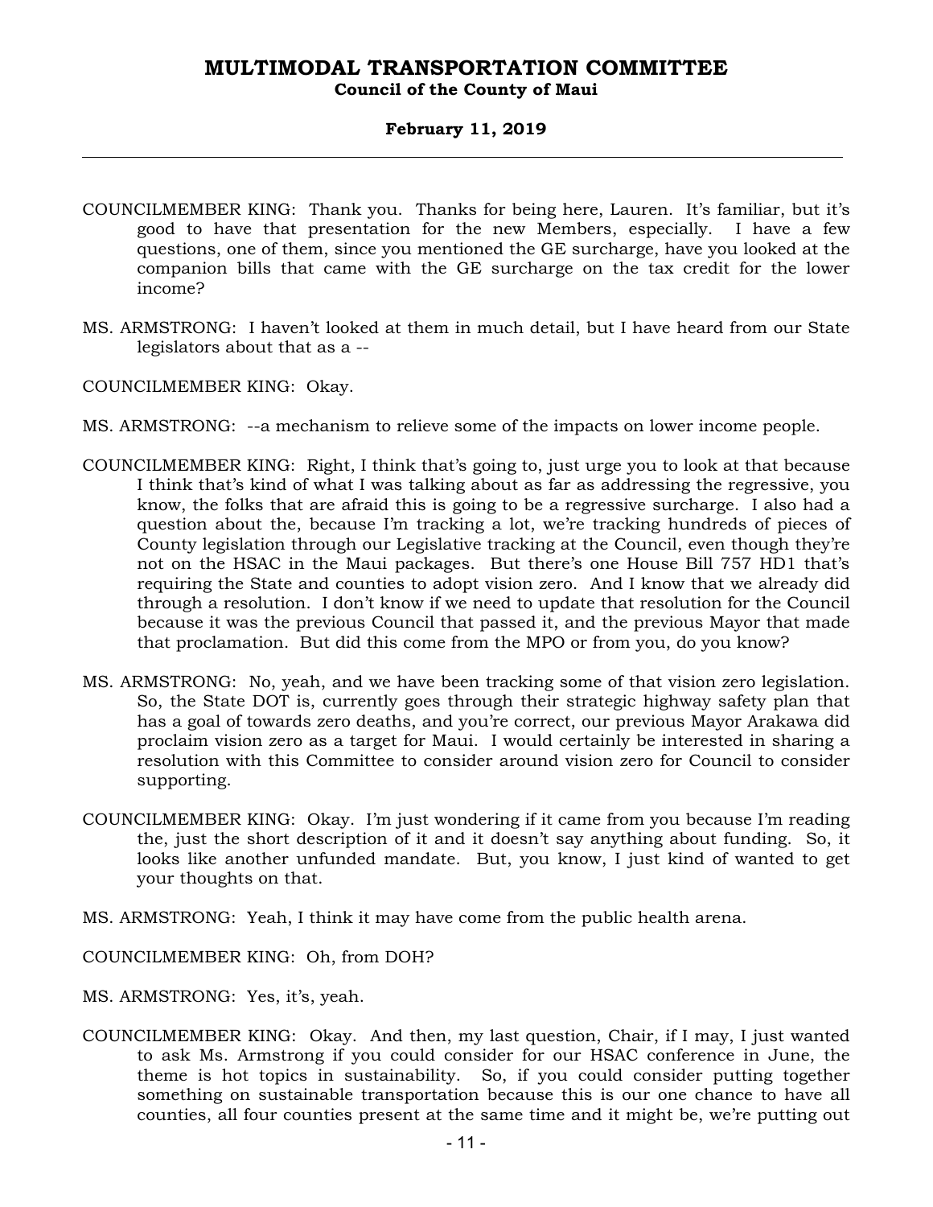COUNCILMEMBER KING: Thank you. Thanks for being here, Lauren. It's familiar, but it's good to have that presentation for the new Members, especially. I have a few questions, one of them, since you mentioned the GE surcharge, have you looked at the companion bills that came with the GE surcharge on the tax credit for the lower income?

MS. ARMSTRONG: I haven't looked at them in much detail, but I have heard from our State legislators about that as a --

COUNCILMEMBER KING: Okay.

MS. ARMSTRONG: --a mechanism to relieve some of the impacts on lower income people.

COUNCILMEMBER KING: Right, I think that's going to, just urge you to look at that because I think that's kind of what I was talking about as far as addressing the regressive, you know, the folks that are afraid this is going to be a regressive surcharge. I also had a question about the, because I'm tracking a lot, we're tracking hundreds of pieces of County legislation through our Legislative tracking at the Council, even though they're not on the HSAC in the Maui packages. But there's one House Bill 757 HD1 that's requiring the State and counties to adopt vision zero. And I know that we already did through a resolution. I don't know if we need to update that resolution for the Council because it was the previous Council that passed it, and the previous Mayor that made that proclamation. But did this come from the MPO or from you, do you know?

MS. ARMSTRONG: No, yeah, and we have been tracking some of that vision zero legislation. So, the State DOT is, currently goes through their strategic highway safety plan that has a goal of towards zero deaths, and you're correct, our previous Mayor Arakawa did proclaim vision zero as a target for Maui. I would certainly be interested in sharing a resolution with this Committee to consider around vision zero for Council to consider supporting.

COUNCILMEMBER KING: Okay. I'm just wondering if it came from you because I'm reading the, just the short description of it and it doesn't say anything about funding. So, it looks like another unfunded mandate. But, you know, I just kind of wanted to get your thoughts on that.

MS. ARMSTRONG: Yeah, I think it may have come from the public health arena.

COUNCILMEMBER KING: Oh, from DOH?

MS. ARMSTRONG: Yes, it's, yeah.

COUNCILMEMBER KING: Okay. And then, my last question, Chair, if I may, I just wanted to ask Ms. Armstrong if you could consider for our HSAC conference in June, the theme is hot topics in sustainability. So, if you could consider putting together something on sustainable transportation because this is our one chance to have all counties, all four counties present at the same time and it might be, we're putting out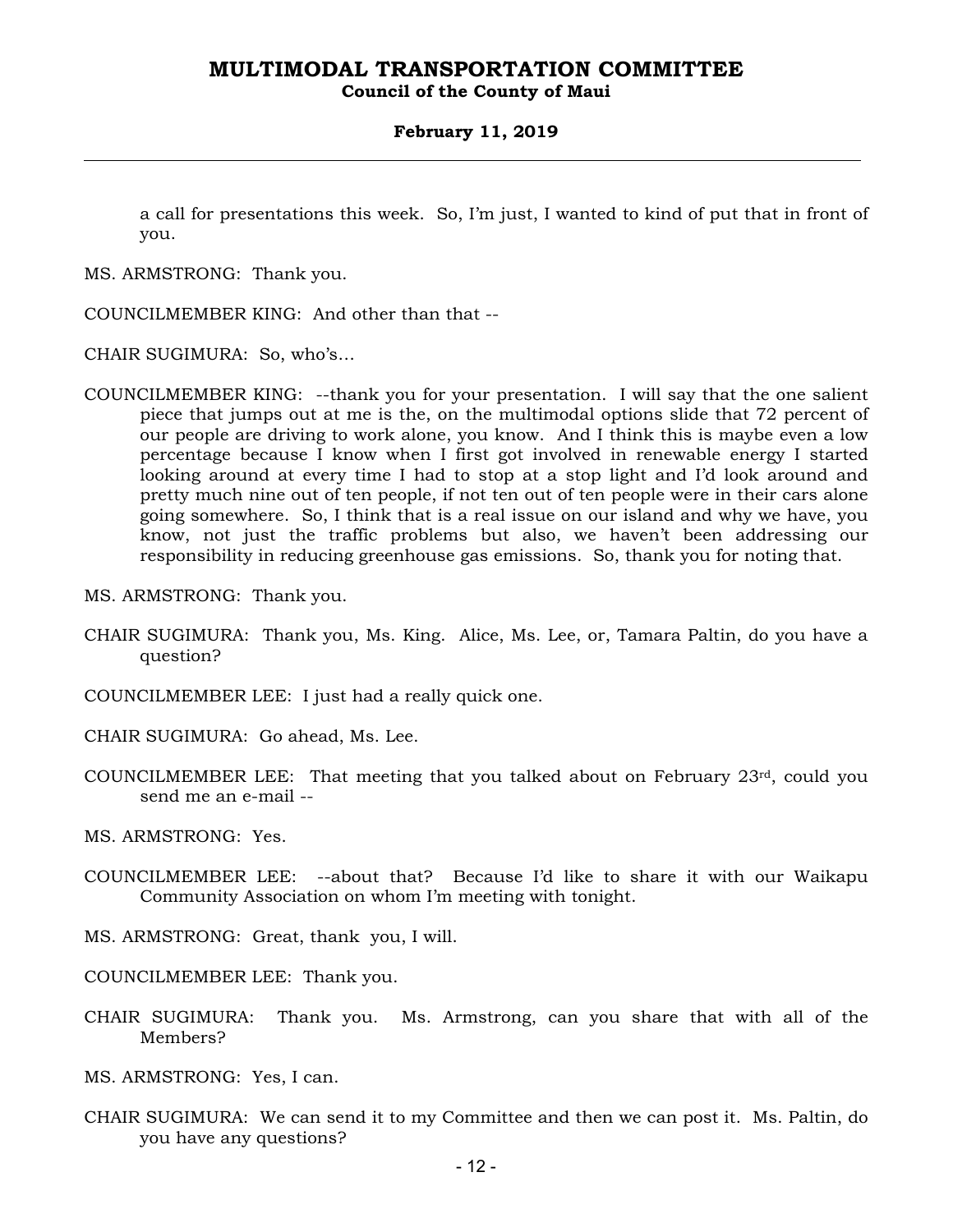a call for presentations this week. So, I'm just, I wanted to kind of put that in front of you.

MS. ARMSTRONG: Thank you.

COUNCILMEMBER KING: And other than that --

CHAIR SUGIMURA: So, who's…

COUNCILMEMBER KING: --thank you for your presentation. I will say that the one salient piece that jumps out at me is the, on the multimodal options slide that 72 percent of our people are driving to work alone, you know. And I think this is maybe even a low percentage because I know when I first got involved in renewable energy I started looking around at every time I had to stop at a stop light and I'd look around and pretty much nine out of ten people, if not ten out of ten people were in their cars alone going somewhere. So, I think that is a real issue on our island and why we have, you know, not just the traffic problems but also, we haven't been addressing our responsibility in reducing greenhouse gas emissions. So, thank you for noting that.

MS. ARMSTRONG: Thank you.

CHAIR SUGIMURA: Thank you, Ms. King. Alice, Ms. Lee, or, Tamara Paltin, do you have a question?

COUNCILMEMBER LEE: I just had a really quick one.

CHAIR SUGIMURA: Go ahead, Ms. Lee.

COUNCILMEMBER LEE: That meeting that you talked about on February 23rd, could you send me an e-mail --

MS. ARMSTRONG: Yes.

COUNCILMEMBER LEE: --about that? Because I'd like to share it with our Waikapu Community Association on whom I'm meeting with tonight.

MS. ARMSTRONG: Great, thank you, I will.

COUNCILMEMBER LEE: Thank you.

CHAIR SUGIMURA: Thank you. Ms. Armstrong, can you share that with all of the Members?

MS. ARMSTRONG: Yes, I can.

CHAIR SUGIMURA: We can send it to my Committee and then we can post it. Ms. Paltin, do you have any questions?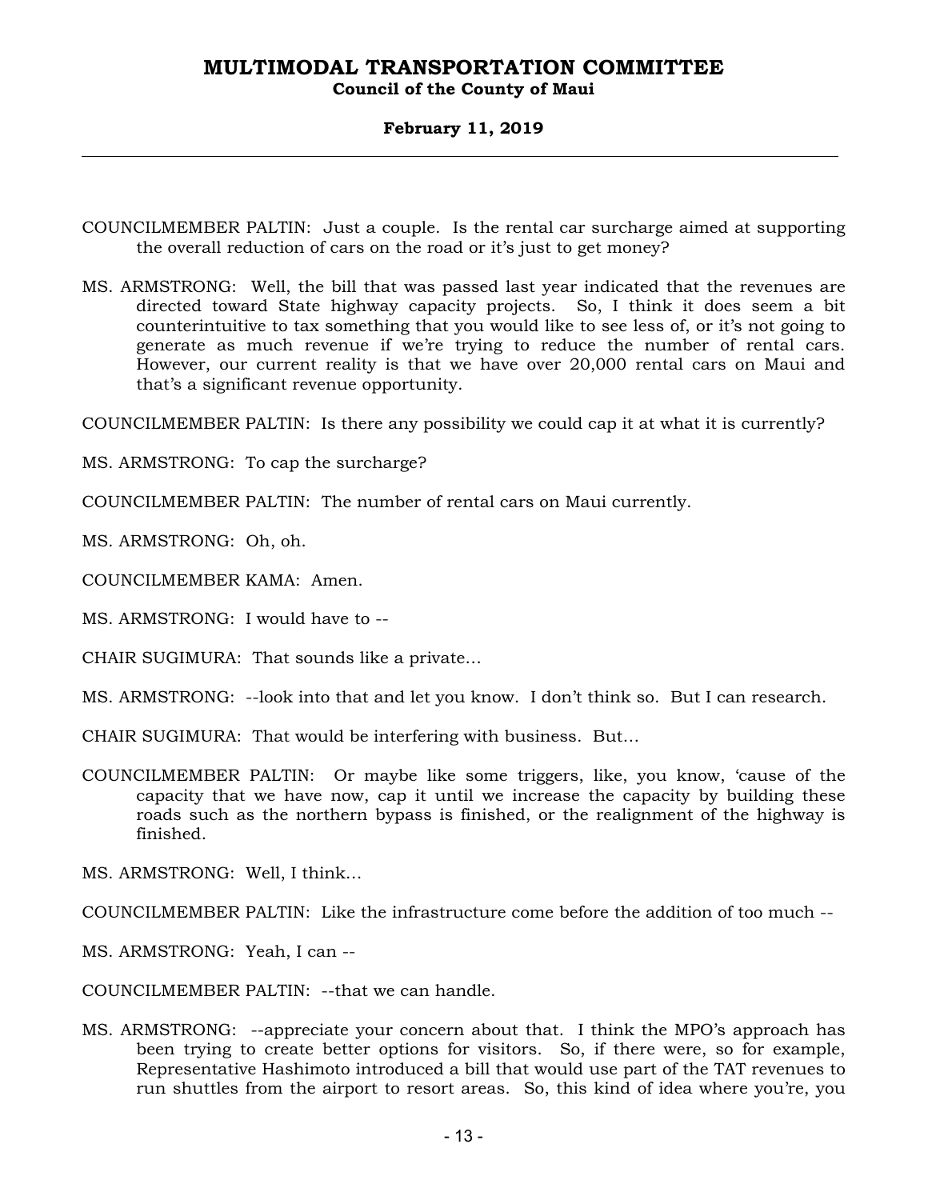COUNCILMEMBER PALTIN: Just a couple. Is the rental car surcharge aimed at supporting the overall reduction of cars on the road or it's just to get money?

MS. ARMSTRONG: Well, the bill that was passed last year indicated that the revenues are directed toward State highway capacity projects. So, I think it does seem a bit counterintuitive to tax something that you would like to see less of, or it's not going to generate as much revenue if we're trying to reduce the number of rental cars. However, our current reality is that we have over 20,000 rental cars on Maui and that's a significant revenue opportunity.

COUNCILMEMBER PALTIN: Is there any possibility we could cap it at what it is currently?

MS. ARMSTRONG: To cap the surcharge?

COUNCILMEMBER PALTIN: The number of rental cars on Maui currently.

MS. ARMSTRONG: Oh, oh.

COUNCILMEMBER KAMA: Amen.

MS. ARMSTRONG: I would have to --

CHAIR SUGIMURA: That sounds like a private…

MS. ARMSTRONG: --look into that and let you know. I don't think so. But I can research.

CHAIR SUGIMURA: That would be interfering with business. But…

COUNCILMEMBER PALTIN: Or maybe like some triggers, like, you know, 'cause of the capacity that we have now, cap it until we increase the capacity by building these roads such as the northern bypass is finished, or the realignment of the highway is finished.

MS. ARMSTRONG: Well, I think…

COUNCILMEMBER PALTIN: Like the infrastructure come before the addition of too much --

MS. ARMSTRONG: Yeah, I can --

COUNCILMEMBER PALTIN: --that we can handle.

MS. ARMSTRONG: --appreciate your concern about that. I think the MPO's approach has been trying to create better options for visitors. So, if there were, so for example, Representative Hashimoto introduced a bill that would use part of the TAT revenues to run shuttles from the airport to resort areas. So, this kind of idea where you're, you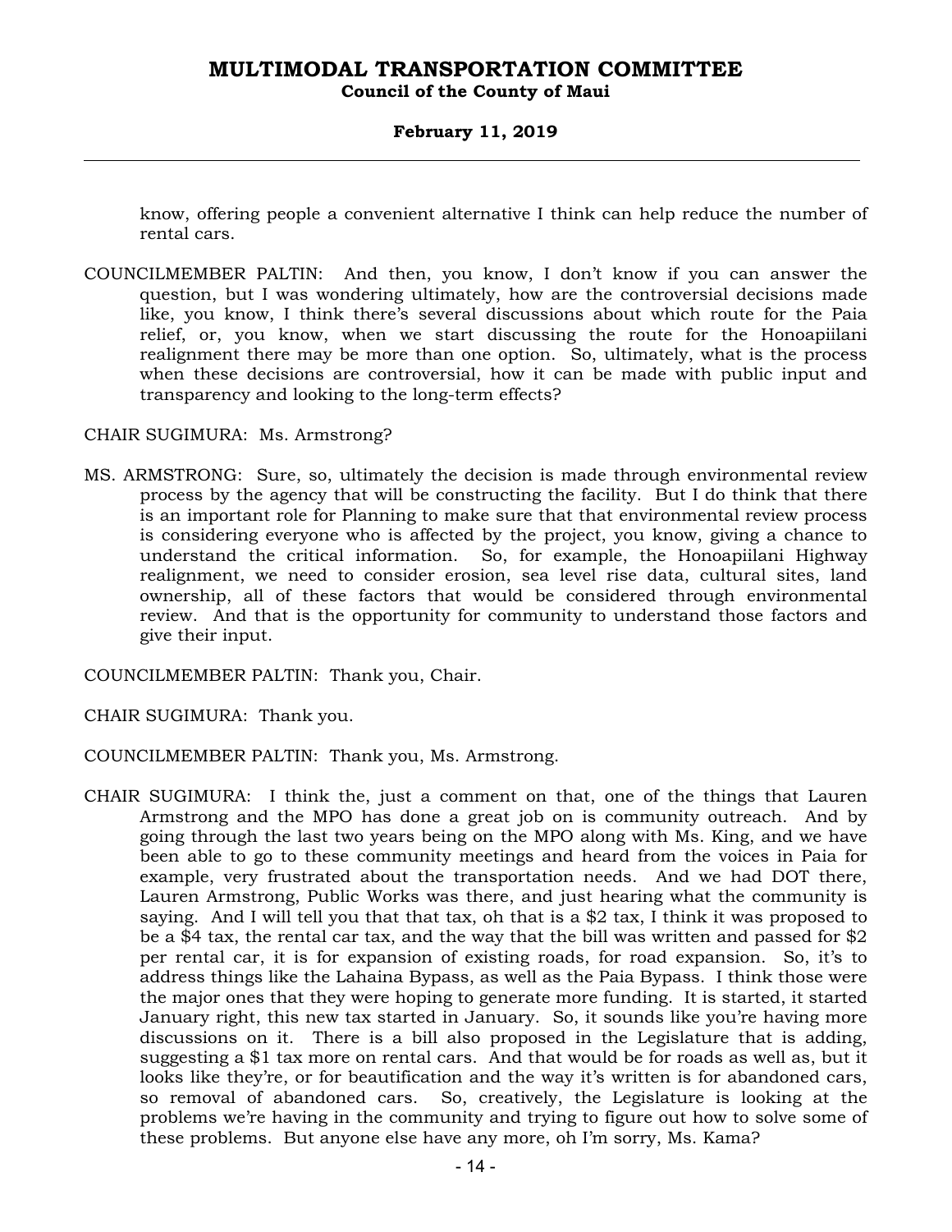know, offering people a convenient alternative I think can help reduce the number of rental cars.

COUNCILMEMBER PALTIN: And then, you know, I don't know if you can answer the question, but I was wondering ultimately, how are the controversial decisions made like, you know, I think there's several discussions about which route for the Paia relief, or, you know, when we start discussing the route for the Honoapiilani realignment there may be more than one option. So, ultimately, what is the process when these decisions are controversial, how it can be made with public input and transparency and looking to the long-term effects?

CHAIR SUGIMURA: Ms. Armstrong?

MS. ARMSTRONG: Sure, so, ultimately the decision is made through environmental review process by the agency that will be constructing the facility. But I do think that there is an important role for Planning to make sure that that environmental review process is considering everyone who is affected by the project, you know, giving a chance to understand the critical information. So, for example, the Honoapiilani Highway realignment, we need to consider erosion, sea level rise data, cultural sites, land ownership, all of these factors that would be considered through environmental review. And that is the opportunity for community to understand those factors and give their input.

COUNCILMEMBER PALTIN: Thank you, Chair.

CHAIR SUGIMURA: Thank you.

COUNCILMEMBER PALTIN: Thank you, Ms. Armstrong.

CHAIR SUGIMURA: I think the, just a comment on that, one of the things that Lauren Armstrong and the MPO has done a great job on is community outreach. And by going through the last two years being on the MPO along with Ms. King, and we have been able to go to these community meetings and heard from the voices in Paia for example, very frustrated about the transportation needs. And we had DOT there, Lauren Armstrong, Public Works was there, and just hearing what the community is saying. And I will tell you that that tax, oh that is a $2 tax, I think it was proposed to be a $4 tax, the rental car tax, and the way that the bill was written and passed for $2 per rental car, it is for expansion of existing roads, for road expansion. So, it's to address things like the Lahaina Bypass, as well as the Paia Bypass. I think those were the major ones that they were hoping to generate more funding. It is started, it started January right, this new tax started in January. So, it sounds like you're having more discussions on it. There is a bill also proposed in the Legislature that is adding, suggesting a $1 tax more on rental cars. And that would be for roads as well as, but it looks like they're, or for beautification and the way it's written is for abandoned cars, so removal of abandoned cars. So, creatively, the Legislature is looking at the problems we're having in the community and trying to figure out how to solve some of these problems. But anyone else have any more, oh I'm sorry, Ms. Kama?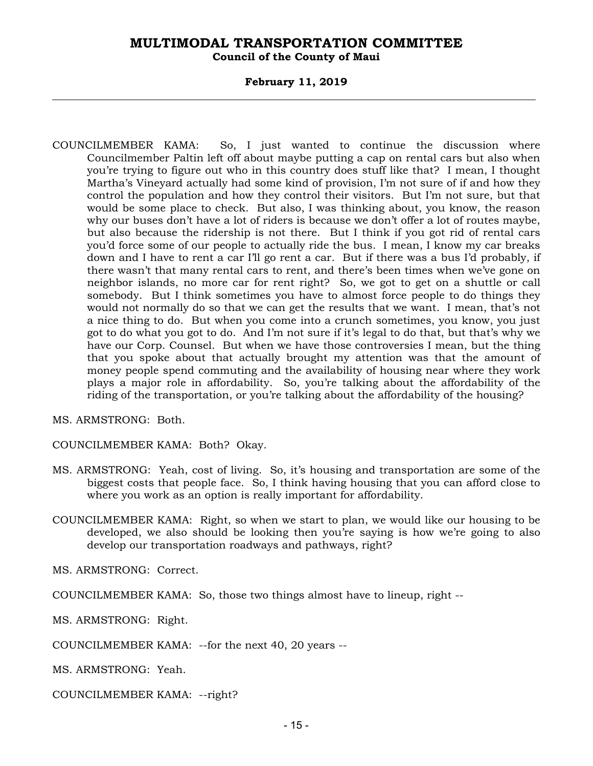COUNCILMEMBER KAMA: So, I just wanted to continue the discussion where Councilmember Paltin left off about maybe putting a cap on rental cars but also when you're trying to figure out who in this country does stuff like that? I mean, I thought Martha's Vineyard actually had some kind of provision, I'm not sure of if and how they control the population and how they control their visitors. But I'm not sure, but that would be some place to check. But also, I was thinking about, you know, the reason why our buses don't have a lot of riders is because we don't offer a lot of routes maybe, but also because the ridership is not there. But I think if you got rid of rental cars you'd force some of our people to actually ride the bus. I mean, I know my car breaks down and I have to rent a car I'll go rent a car. But if there was a bus I'd probably, if there wasn't that many rental cars to rent, and there's been times when we've gone on neighbor islands, no more car for rent right? So, we got to get on a shuttle or call somebody. But I think sometimes you have to almost force people to do things they would not normally do so that we can get the results that we want. I mean, that's not a nice thing to do. But when you come into a crunch sometimes, you know, you just got to do what you got to do. And I'm not sure if it's legal to do that, but that's why we have our Corp. Counsel. But when we have those controversies I mean, but the thing that you spoke about that actually brought my attention was that the amount of money people spend commuting and the availability of housing near where they work plays a major role in affordability. So, you're talking about the affordability of the riding of the transportation, or you're talking about the affordability of the housing?

MS. ARMSTRONG: Both.

COUNCILMEMBER KAMA: Both? Okay.

MS. ARMSTRONG: Yeah, cost of living. So, it's housing and transportation are some of the biggest costs that people face. So, I think having housing that you can afford close to where you work as an option is really important for affordability.

COUNCILMEMBER KAMA: Right, so when we start to plan, we would like our housing to be developed, we also should be looking then you're saying is how we're going to also develop our transportation roadways and pathways, right?

MS. ARMSTRONG: Correct.

COUNCILMEMBER KAMA: So, those two things almost have to lineup, right --

MS. ARMSTRONG: Right.

COUNCILMEMBER KAMA: --for the next 40, 20 years --

MS. ARMSTRONG: Yeah.

COUNCILMEMBER KAMA: --right?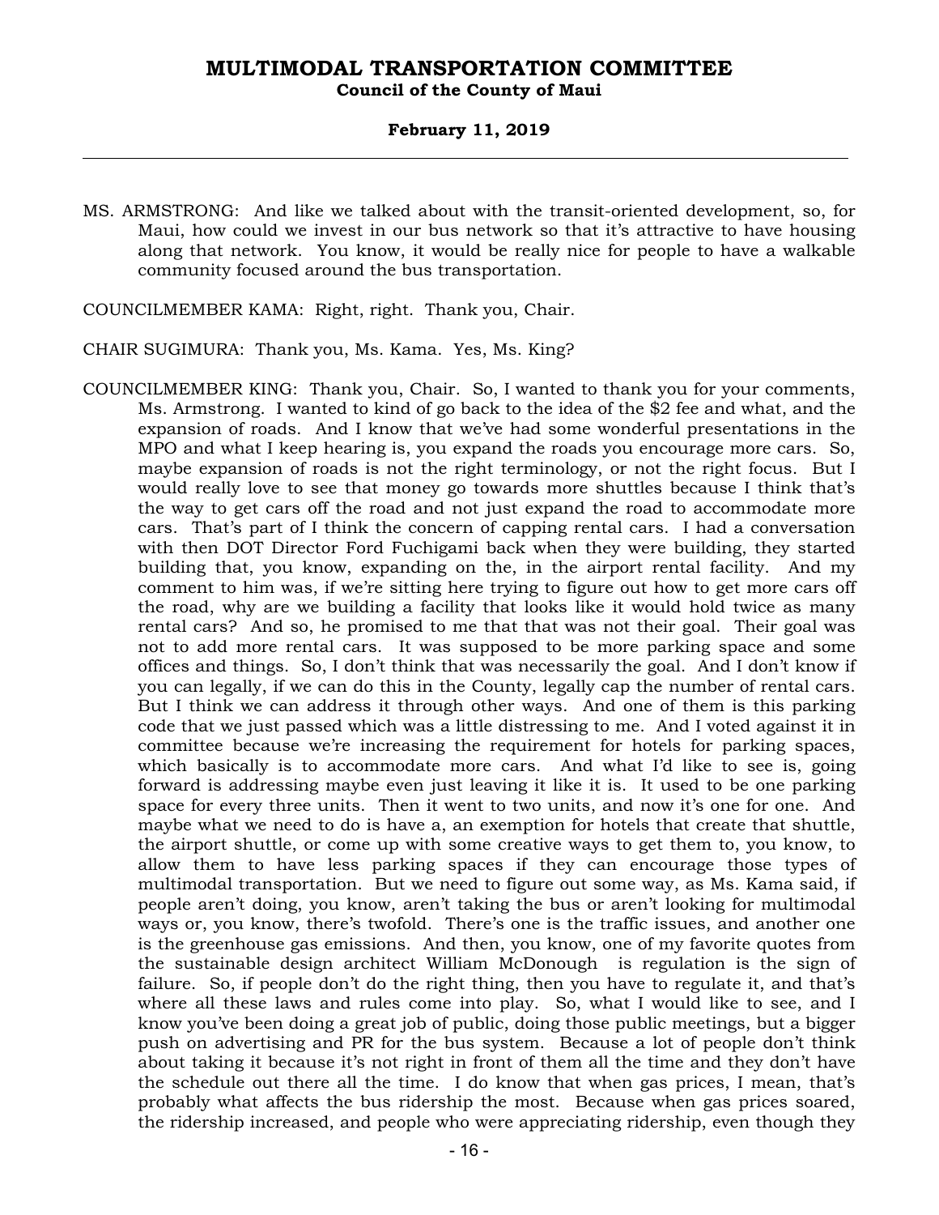MS. ARMSTRONG: And like we talked about with the transit-oriented development, so, for Maui, how could we invest in our bus network so that it's attractive to have housing along that network. You know, it would be really nice for people to have a walkable community focused around the bus transportation.

COUNCILMEMBER KAMA: Right, right. Thank you, Chair.

CHAIR SUGIMURA: Thank you, Ms. Kama. Yes, Ms. King?

COUNCILMEMBER KING: Thank you, Chair. So, I wanted to thank you for your comments, Ms. Armstrong. I wanted to kind of go back to the idea of the $2 fee and what, and the expansion of roads. And I know that we've had some wonderful presentations in the MPO and what I keep hearing is, you expand the roads you encourage more cars. So, maybe expansion of roads is not the right terminology, or not the right focus. But I would really love to see that money go towards more shuttles because I think that's the way to get cars off the road and not just expand the road to accommodate more cars. That's part of I think the concern of capping rental cars. I had a conversation with then DOT Director Ford Fuchigami back when they were building, they started building that, you know, expanding on the, in the airport rental facility. And my comment to him was, if we're sitting here trying to figure out how to get more cars off the road, why are we building a facility that looks like it would hold twice as many rental cars? And so, he promised to me that that was not their goal. Their goal was not to add more rental cars. It was supposed to be more parking space and some offices and things. So, I don't think that was necessarily the goal. And I don't know if you can legally, if we can do this in the County, legally cap the number of rental cars. But I think we can address it through other ways. And one of them is this parking code that we just passed which was a little distressing to me. And I voted against it in committee because we're increasing the requirement for hotels for parking spaces, which basically is to accommodate more cars. And what I'd like to see is, going forward is addressing maybe even just leaving it like it is. It used to be one parking space for every three units. Then it went to two units, and now it's one for one. And maybe what we need to do is have a, an exemption for hotels that create that shuttle, the airport shuttle, or come up with some creative ways to get them to, you know, to allow them to have less parking spaces if they can encourage those types of multimodal transportation. But we need to figure out some way, as Ms. Kama said, if people aren't doing, you know, aren't taking the bus or aren't looking for multimodal ways or, you know, there's twofold. There's one is the traffic issues, and another one is the greenhouse gas emissions. And then, you know, one of my favorite quotes from the sustainable design architect William McDonough is regulation is the sign of failure. So, if people don't do the right thing, then you have to regulate it, and that's where all these laws and rules come into play. So, what I would like to see, and I know you've been doing a great job of public, doing those public meetings, but a bigger push on advertising and PR for the bus system. Because a lot of people don't think about taking it because it's not right in front of them all the time and they don't have the schedule out there all the time. I do know that when gas prices, I mean, that's probably what affects the bus ridership the most. Because when gas prices soared, the ridership increased, and people who were appreciating ridership, even though they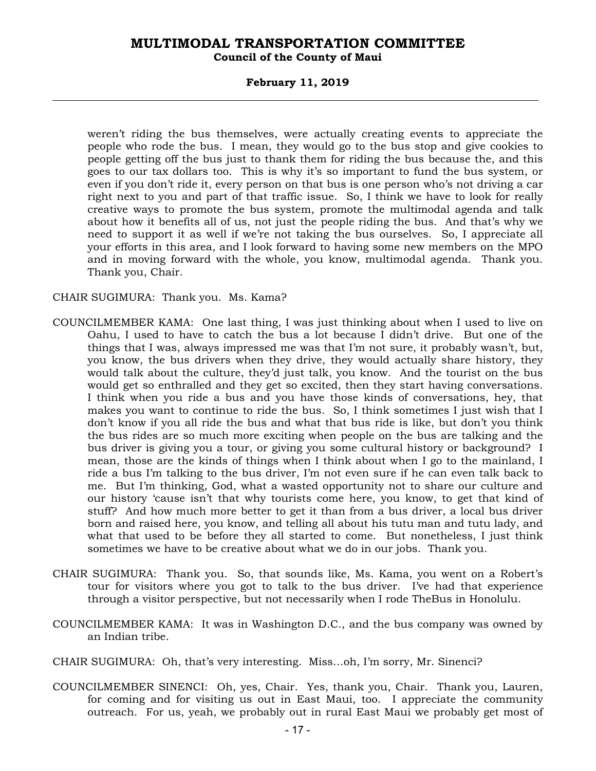weren't riding the bus themselves, were actually creating events to appreciate the people who rode the bus. I mean, they would go to the bus stop and give cookies to people getting off the bus just to thank them for riding the bus because the, and this goes to our tax dollars too. This is why it's so important to fund the bus system, or even if you don't ride it, every person on that bus is one person who's not driving a car right next to you and part of that traffic issue. So, I think we have to look for really creative ways to promote the bus system, promote the multimodal agenda and talk about how it benefits all of us, not just the people riding the bus. And that's why we need to support it as well if we're not taking the bus ourselves. So, I appreciate all your efforts in this area, and I look forward to having some new members on the MPO and in moving forward with the whole, you know, multimodal agenda. Thank you. Thank you, Chair.

CHAIR SUGIMURA: Thank you. Ms. Kama?

COUNCILMEMBER KAMA: One last thing, I was just thinking about when I used to live on Oahu, I used to have to catch the bus a lot because I didn't drive. But one of the things that I was, always impressed me was that I'm not sure, it probably wasn't, but, you know, the bus drivers when they drive, they would actually share history, they would talk about the culture, they'd just talk, you know. And the tourist on the bus would get so enthralled and they get so excited, then they start having conversations. I think when you ride a bus and you have those kinds of conversations, hey, that makes you want to continue to ride the bus. So, I think sometimes I just wish that I don't know if you all ride the bus and what that bus ride is like, but don't you think the bus rides are so much more exciting when people on the bus are talking and the bus driver is giving you a tour, or giving you some cultural history or background? I mean, those are the kinds of things when I think about when I go to the mainland, I ride a bus I'm talking to the bus driver, I'm not even sure if he can even talk back to me. But I'm thinking, God, what a wasted opportunity not to share our culture and our history 'cause isn't that why tourists come here, you know, to get that kind of stuff? And how much more better to get it than from a bus driver, a local bus driver born and raised here, you know, and telling all about his tutu man and tutu lady, and what that used to be before they all started to come. But nonetheless, I just think sometimes we have to be creative about what we do in our jobs. Thank you.

CHAIR SUGIMURA: Thank you. So, that sounds like, Ms. Kama, you went on a Robert's tour for visitors where you got to talk to the bus driver. I've had that experience through a visitor perspective, but not necessarily when I rode TheBus in Honolulu.

COUNCILMEMBER KAMA: It was in Washington D.C., and the bus company was owned by an Indian tribe.

CHAIR SUGIMURA: Oh, that's very interesting. Miss...oh, I'm sorry, Mr. Sinenci?

COUNCILMEMBER SINENCI: Oh, yes, Chair. Yes, thank you, Chair. Thank you, Lauren, for coming and for visiting us out in East Maui, too. I appreciate the community outreach. For us, yeah, we probably out in rural East Maui we probably get most of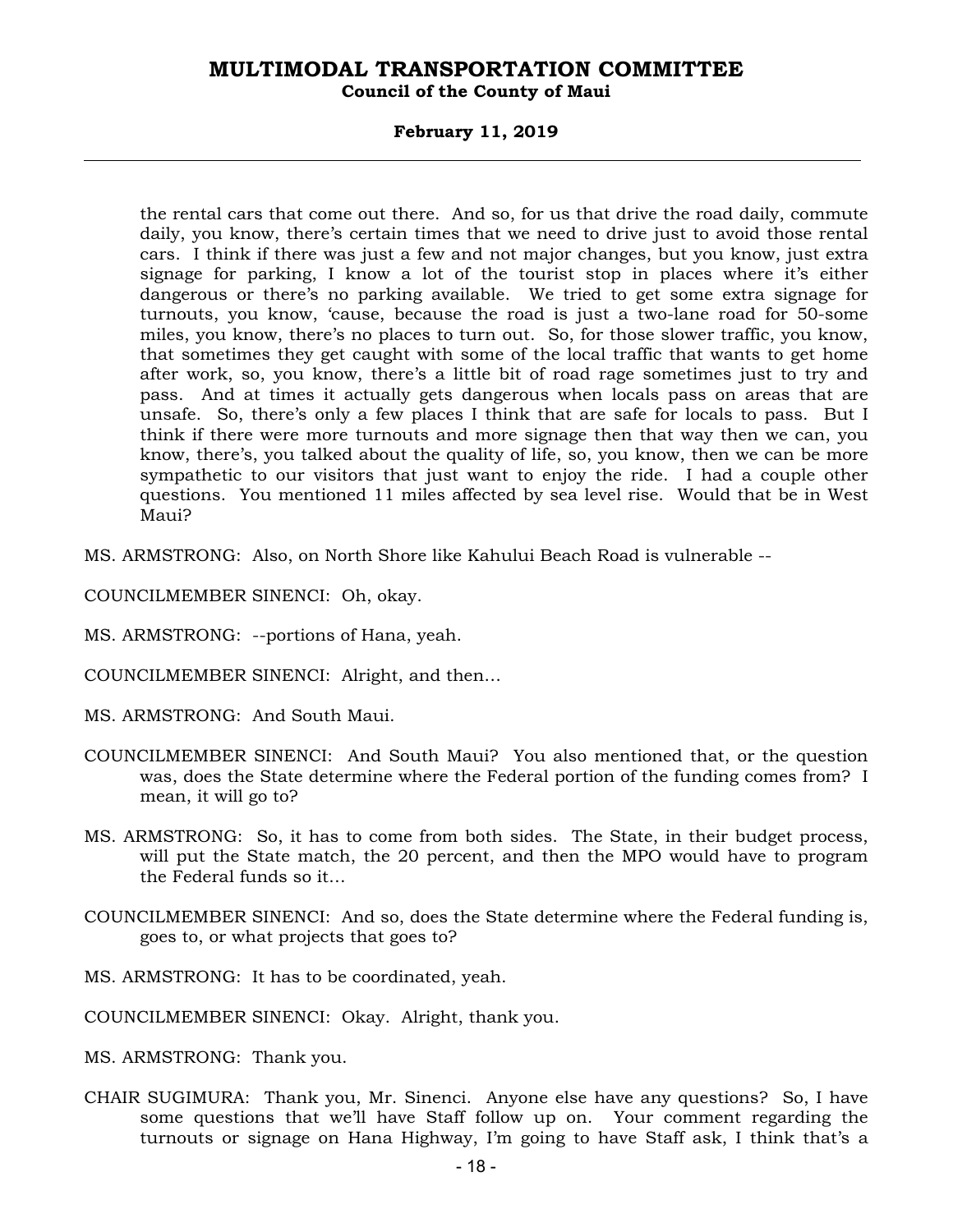the rental cars that come out there. And so, for us that drive the road daily, commute daily, you know, there's certain times that we need to drive just to avoid those rental cars. I think if there was just a few and not major changes, but you know, just extra signage for parking, I know a lot of the tourist stop in places where it's either dangerous or there's no parking available. We tried to get some extra signage for turnouts, you know, 'cause, because the road is just a two-lane road for 50-some miles, you know, there's no places to turn out. So, for those slower traffic, you know, that sometimes they get caught with some of the local traffic that wants to get home after work, so, you know, there's a little bit of road rage sometimes just to try and pass. And at times it actually gets dangerous when locals pass on areas that are unsafe. So, there's only a few places I think that are safe for locals to pass. But I think if there were more turnouts and more signage then that way then we can, you know, there's, you talked about the quality of life, so, you know, then we can be more sympathetic to our visitors that just want to enjoy the ride. I had a couple other questions. You mentioned 11 miles affected by sea level rise. Would that be in West Maui?

MS. ARMSTRONG: Also, on North Shore like Kahului Beach Road is vulnerable --

COUNCILMEMBER SINENCI: Oh, okay.

MS. ARMSTRONG: --portions of Hana, yeah.

COUNCILMEMBER SINENCI: Alright, and then...

MS. ARMSTRONG: And South Maui.

COUNCILMEMBER SINENCI: And South Maui? You also mentioned that, or the question was, does the State determine where the Federal portion of the funding comes from? I mean, it will go to?

MS. ARMSTRONG: So, it has to come from both sides. The State, in their budget process, will put the State match, the 20 percent, and then the MPO would have to program the Federal funds so it...

COUNCILMEMBER SINENCI: And so, does the State determine where the Federal funding is, goes to, or what projects that goes to?

MS. ARMSTRONG: It has to be coordinated, yeah.

COUNCILMEMBER SINENCI: Okay. Alright, thank you.

MS. ARMSTRONG: Thank you.

CHAIR SUGIMURA: Thank you, Mr. Sinenci. Anyone else have any questions? So, I have some questions that we'll have Staff follow up on. Your comment regarding the turnouts or signage on Hana Highway, I'm going to have Staff ask, I think that's a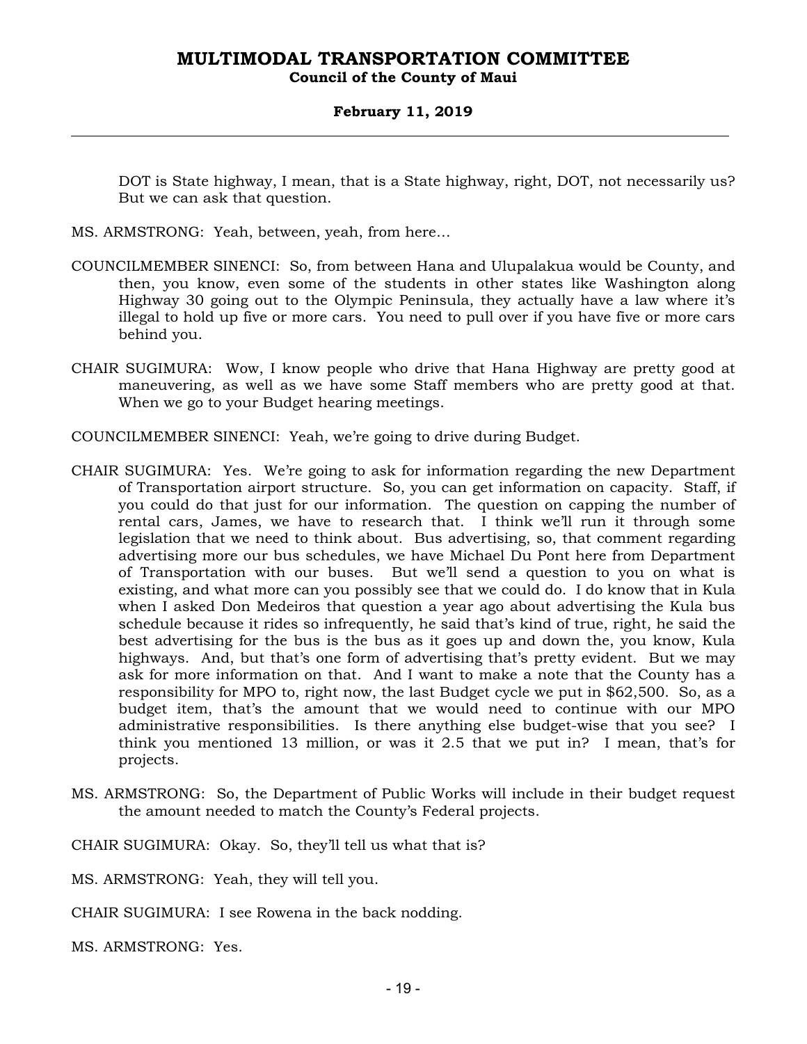DOT is State highway, I mean, that is a State highway, right, DOT, not necessarily us? But we can ask that question.

MS. ARMSTRONG: Yeah, between, yeah, from here…

COUNCILMEMBER SINENCI: So, from between Hana and Ulupalakua would be County, and then, you know, even some of the students in other states like Washington along Highway 30 going out to the Olympic Peninsula, they actually have a law where it's illegal to hold up five or more cars. You need to pull over if you have five or more cars behind you.

CHAIR SUGIMURA: Wow, I know people who drive that Hana Highway are pretty good at maneuvering, as well as we have some Staff members who are pretty good at that. When we go to your Budget hearing meetings.

COUNCILMEMBER SINENCI: Yeah, we're going to drive during Budget.

CHAIR SUGIMURA: Yes. We're going to ask for information regarding the new Department of Transportation airport structure. So, you can get information on capacity. Staff, if you could do that just for our information. The question on capping the number of rental cars, James, we have to research that. I think we'll run it through some legislation that we need to think about. Bus advertising, so, that comment regarding advertising more our bus schedules, we have Michael Du Pont here from Department of Transportation with our buses. But we'll send a question to you on what is existing, and what more can you possibly see that we could do. I do know that in Kula when I asked Don Medeiros that question a year ago about advertising the Kula bus schedule because it rides so infrequently, he said that's kind of true, right, he said the best advertising for the bus is the bus as it goes up and down the, you know, Kula highways. And, but that's one form of advertising that's pretty evident. But we may ask for more information on that. And I want to make a note that the County has a responsibility for MPO to, right now, the last Budget cycle we put in $62,500. So, as a budget item, that's the amount that we would need to continue with our MPO administrative responsibilities. Is there anything else budget-wise that you see? I think you mentioned 13 million, or was it 2.5 that we put in? I mean, that's for projects.

MS. ARMSTRONG: So, the Department of Public Works will include in their budget request the amount needed to match the County's Federal projects.

CHAIR SUGIMURA: Okay. So, they'll tell us what that is?

MS. ARMSTRONG: Yeah, they will tell you.

CHAIR SUGIMURA: I see Rowena in the back nodding.

MS. ARMSTRONG: Yes.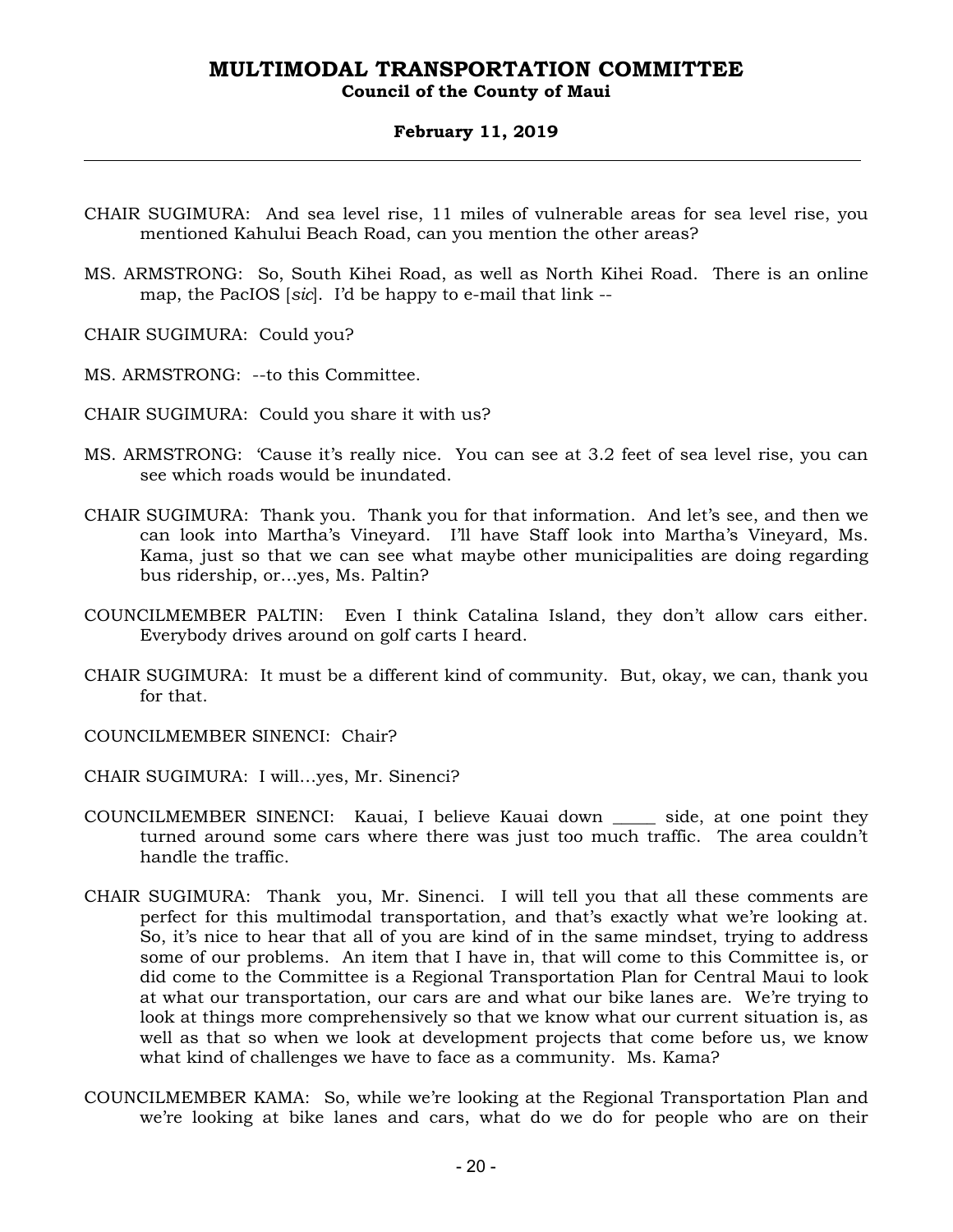CHAIR SUGIMURA: And sea level rise, 11 miles of vulnerable areas for sea level rise, you mentioned Kahului Beach Road, can you mention the other areas?

MS. ARMSTRONG: So, South Kihei Road, as well as North Kihei Road. There is an online map, the PacIOS [*sic*]. I'd be happy to e-mail that link --

CHAIR SUGIMURA: Could you?

MS. ARMSTRONG: --to this Committee.

CHAIR SUGIMURA: Could you share it with us?

MS. ARMSTRONG: 'Cause it's really nice. You can see at 3.2 feet of sea level rise, you can see which roads would be inundated.

CHAIR SUGIMURA: Thank you. Thank you for that information. And let's see, and then we can look into Martha's Vineyard. I'll have Staff look into Martha's Vineyard, Ms. Kama, just so that we can see what maybe other municipalities are doing regarding bus ridership, or…yes, Ms. Paltin?

COUNCILMEMBER PALTIN: Even I think Catalina Island, they don't allow cars either. Everybody drives around on golf carts I heard.

CHAIR SUGIMURA: It must be a different kind of community. But, okay, we can, thank you for that.

COUNCILMEMBER SINENCI: Chair?

CHAIR SUGIMURA: I will…yes, Mr. Sinenci?

COUNCILMEMBER SINENCI: Kauai, I believe Kauai down _____ side, at one point they turned around some cars where there was just too much traffic. The area couldn't handle the traffic.

CHAIR SUGIMURA: Thank you, Mr. Sinenci. I will tell you that all these comments are perfect for this multimodal transportation, and that's exactly what we're looking at. So, it's nice to hear that all of you are kind of in the same mindset, trying to address some of our problems. An item that I have in, that will come to this Committee is, or did come to the Committee is a Regional Transportation Plan for Central Maui to look at what our transportation, our cars are and what our bike lanes are. We're trying to look at things more comprehensively so that we know what our current situation is, as well as that so when we look at development projects that come before us, we know what kind of challenges we have to face as a community. Ms. Kama?

COUNCILMEMBER KAMA: So, while we're looking at the Regional Transportation Plan and we're looking at bike lanes and cars, what do we do for people who are on their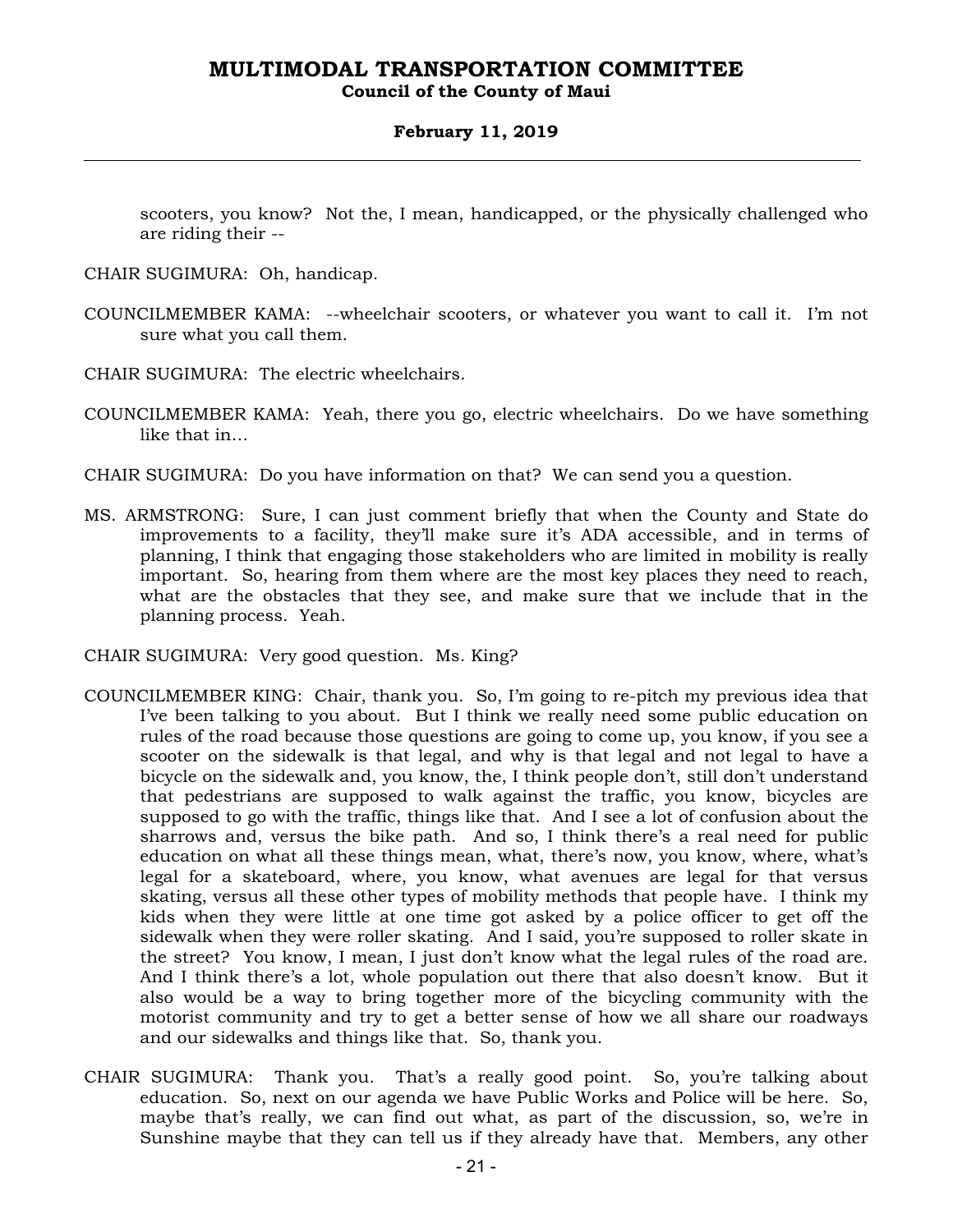scooters, you know? Not the, I mean, handicapped, or the physically challenged who are riding their --

CHAIR SUGIMURA: Oh, handicap.

COUNCILMEMBER KAMA: --wheelchair scooters, or whatever you want to call it. I'm not sure what you call them.

CHAIR SUGIMURA: The electric wheelchairs.

COUNCILMEMBER KAMA: Yeah, there you go, electric wheelchairs. Do we have something like that in...

CHAIR SUGIMURA: Do you have information on that? We can send you a question.

MS. ARMSTRONG: Sure, I can just comment briefly that when the County and State do improvements to a facility, they'll make sure it's ADA accessible, and in terms of planning, I think that engaging those stakeholders who are limited in mobility is really important. So, hearing from them where are the most key places they need to reach, what are the obstacles that they see, and make sure that we include that in the planning process. Yeah.

CHAIR SUGIMURA: Very good question. Ms. King?

COUNCILMEMBER KING: Chair, thank you. So, I'm going to re-pitch my previous idea that I've been talking to you about. But I think we really need some public education on rules of the road because those questions are going to come up, you know, if you see a scooter on the sidewalk is that legal, and why is that legal and not legal to have a bicycle on the sidewalk and, you know, the, I think people don't, still don't understand that pedestrians are supposed to walk against the traffic, you know, bicycles are supposed to go with the traffic, things like that. And I see a lot of confusion about the sharrows and, versus the bike path. And so, I think there's a real need for public education on what all these things mean, what, there's now, you know, where, what's legal for a skateboard, where, you know, what avenues are legal for that versus skating, versus all these other types of mobility methods that people have. I think my kids when they were little at one time got asked by a police officer to get off the sidewalk when they were roller skating. And I said, you're supposed to roller skate in the street? You know, I mean, I just don't know what the legal rules of the road are. And I think there's a lot, whole population out there that also doesn't know. But it also would be a way to bring together more of the bicycling community with the motorist community and try to get a better sense of how we all share our roadways and our sidewalks and things like that. So, thank you.

CHAIR SUGIMURA: Thank you. That's a really good point. So, you're talking about education. So, next on our agenda we have Public Works and Police will be here. So, maybe that's really, we can find out what, as part of the discussion, so, we're in Sunshine maybe that they can tell us if they already have that. Members, any other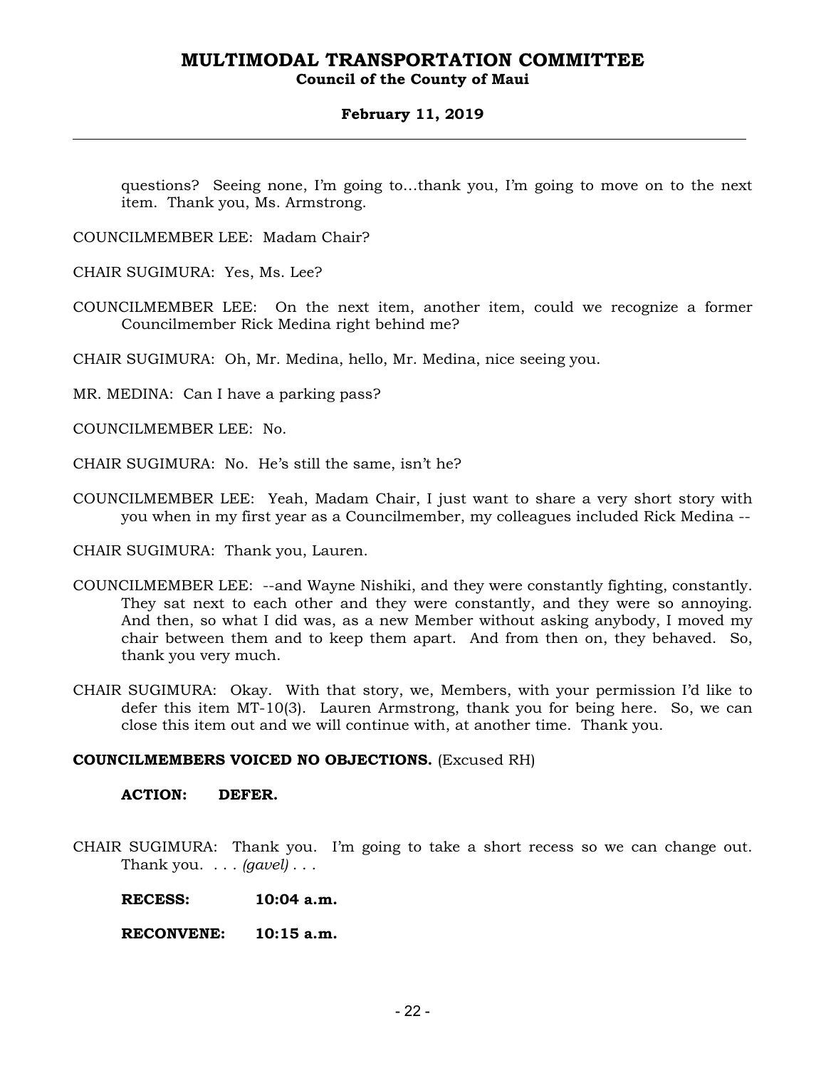questions? Seeing none, I'm going to...thank you, I'm going to move on to the next item. Thank you, Ms. Armstrong.

COUNCILMEMBER LEE: Madam Chair?

CHAIR SUGIMURA: Yes, Ms. Lee?

COUNCILMEMBER LEE: On the next item, another item, could we recognize a former Councilmember Rick Medina right behind me?

CHAIR SUGIMURA: Oh, Mr. Medina, hello, Mr. Medina, nice seeing you.

MR. MEDINA: Can I have a parking pass?

COUNCILMEMBER LEE: No.

CHAIR SUGIMURA: No. He's still the same, isn't he?

COUNCILMEMBER LEE: Yeah, Madam Chair, I just want to share a very short story with you when in my first year as a Councilmember, my colleagues included Rick Medina --

CHAIR SUGIMURA: Thank you, Lauren.

COUNCILMEMBER LEE: --and Wayne Nishiki, and they were constantly fighting, constantly. They sat next to each other and they were constantly, and they were so annoying. And then, so what I did was, as a new Member without asking anybody, I moved my chair between them and to keep them apart. And from then on, they behaved. So, thank you very much.

CHAIR SUGIMURA: Okay. With that story, we, Members, with your permission I'd like to defer this item MT-10(3). Lauren Armstrong, thank you for being here. So, we can close this item out and we will continue with, at another time. Thank you.

**COUNCILMEMBERS VOICED NO OBJECTIONS.** (Excused RH)

**ACTION: DEFER.**

CHAIR SUGIMURA: Thank you. I'm going to take a short recess so we can change out. Thank you. . . . *(gavel)* . . .

**RECESS: 10:04 a.m.**

**RECONVENE: 10:15 a.m.**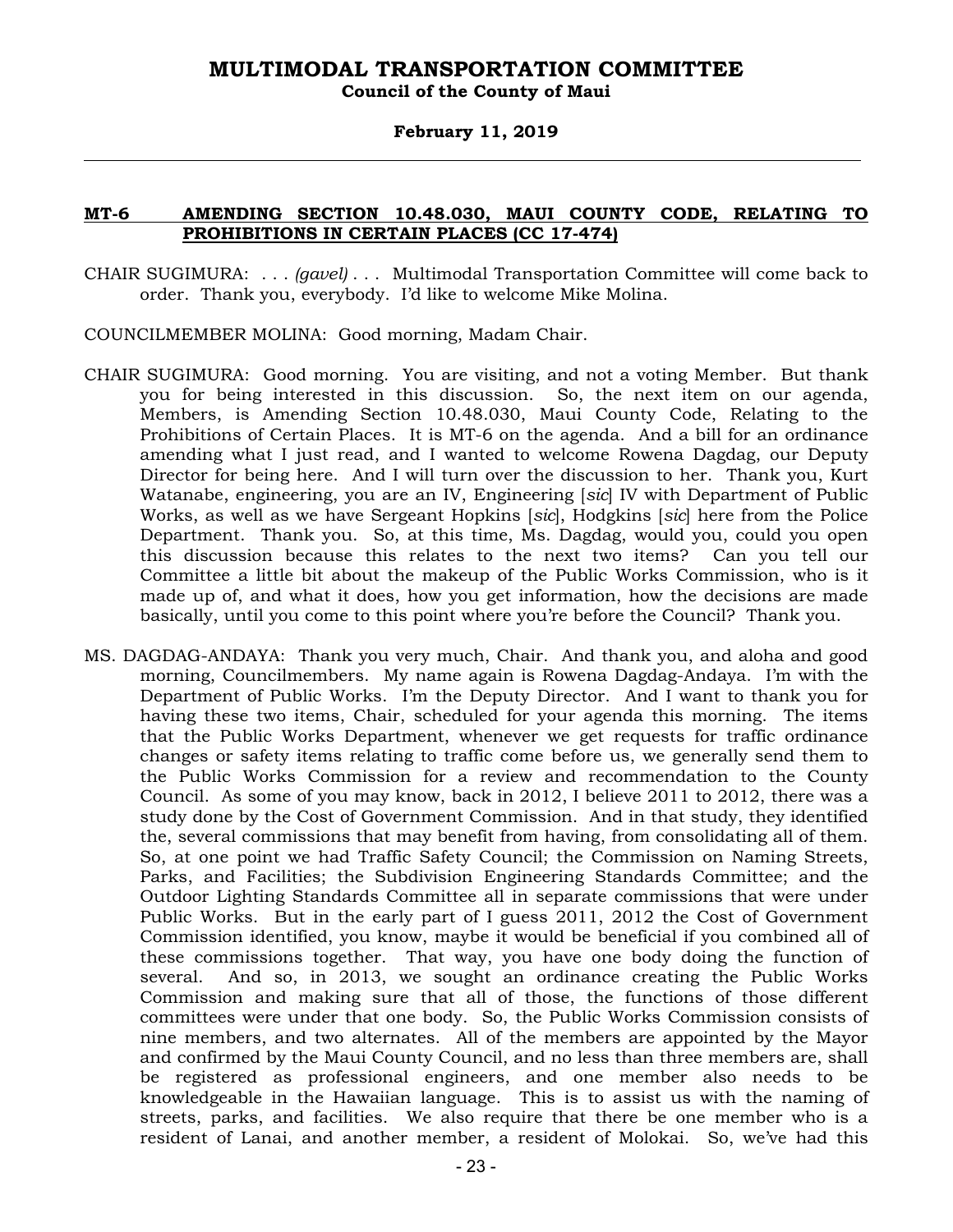**MT-6 AMENDING SECTION 10.48.030, MAUI COUNTY CODE, RELATING TO PROHIBITIONS IN CERTAIN PLACES (CC 17-474)**

CHAIR SUGIMURA: . . . *(gavel)* . . . Multimodal Transportation Committee will come back to order. Thank you, everybody. I'd like to welcome Mike Molina.

COUNCILMEMBER MOLINA: Good morning, Madam Chair.

CHAIR SUGIMURA: Good morning. You are visiting, and not a voting Member. But thank you for being interested in this discussion. So, the next item on our agenda, Members, is Amending Section 10.48.030, Maui County Code, Relating to the Prohibitions of Certain Places. It is MT-6 on the agenda. And a bill for an ordinance amending what I just read, and I wanted to welcome Rowena Dagdag, our Deputy Director for being here. And I will turn over the discussion to her. Thank you, Kurt Watanabe, engineering, you are an IV, Engineering [*sic*] IV with Department of Public Works, as well as we have Sergeant Hopkins [*sic*], Hodgkins [*sic*] here from the Police Department. Thank you. So, at this time, Ms. Dagdag, would you, could you open this discussion because this relates to the next two items? Can you tell our Committee a little bit about the makeup of the Public Works Commission, who is it made up of, and what it does, how you get information, how the decisions are made basically, until you come to this point where you're before the Council? Thank you.

MS. DAGDAG-ANDAYA: Thank you very much, Chair. And thank you, and aloha and good morning, Councilmembers. My name again is Rowena Dagdag-Andaya. I'm with the Department of Public Works. I'm the Deputy Director. And I want to thank you for having these two items, Chair, scheduled for your agenda this morning. The items that the Public Works Department, whenever we get requests for traffic ordinance changes or safety items relating to traffic come before us, we generally send them to the Public Works Commission for a review and recommendation to the County Council. As some of you may know, back in 2012, I believe 2011 to 2012, there was a study done by the Cost of Government Commission. And in that study, they identified the, several commissions that may benefit from having, from consolidating all of them. So, at one point we had Traffic Safety Council; the Commission on Naming Streets, Parks, and Facilities; the Subdivision Engineering Standards Committee; and the Outdoor Lighting Standards Committee all in separate commissions that were under Public Works. But in the early part of I guess 2011, 2012 the Cost of Government Commission identified, you know, maybe it would be beneficial if you combined all of these commissions together. That way, you have one body doing the function of several. And so, in 2013, we sought an ordinance creating the Public Works Commission and making sure that all of those, the functions of those different committees were under that one body. So, the Public Works Commission consists of nine members, and two alternates. All of the members are appointed by the Mayor and confirmed by the Maui County Council, and no less than three members are, shall be registered as professional engineers, and one member also needs to be knowledgeable in the Hawaiian language. This is to assist us with the naming of streets, parks, and facilities. We also require that there be one member who is a resident of Lanai, and another member, a resident of Molokai. So, we've had this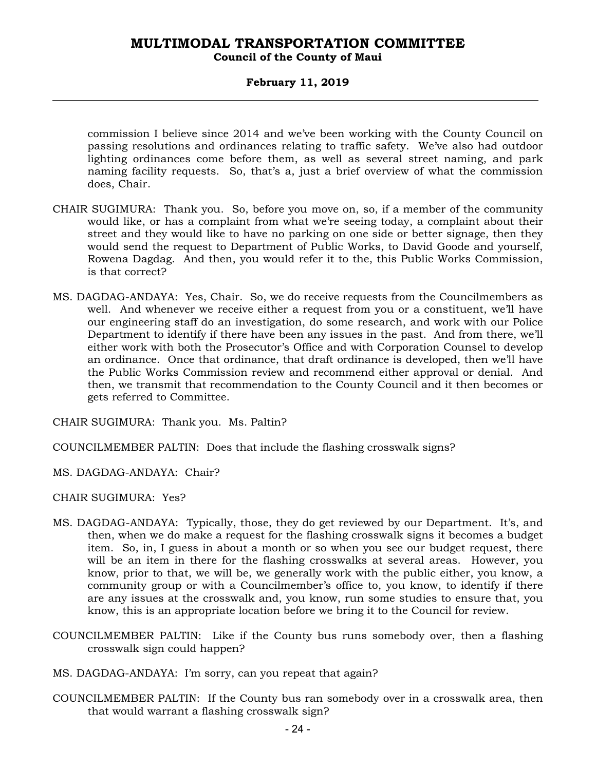commission I believe since 2014 and we've been working with the County Council on passing resolutions and ordinances relating to traffic safety. We've also had outdoor lighting ordinances come before them, as well as several street naming, and park naming facility requests. So, that's a, just a brief overview of what the commission does, Chair.

CHAIR SUGIMURA: Thank you. So, before you move on, so, if a member of the community would like, or has a complaint from what we're seeing today, a complaint about their street and they would like to have no parking on one side or better signage, then they would send the request to Department of Public Works, to David Goode and yourself, Rowena Dagdag. And then, you would refer it to the, this Public Works Commission, is that correct?

MS. DAGDAG-ANDAYA: Yes, Chair. So, we do receive requests from the Councilmembers as well. And whenever we receive either a request from you or a constituent, we'll have our engineering staff do an investigation, do some research, and work with our Police Department to identify if there have been any issues in the past. And from there, we'll either work with both the Prosecutor's Office and with Corporation Counsel to develop an ordinance. Once that ordinance, that draft ordinance is developed, then we'll have the Public Works Commission review and recommend either approval or denial. And then, we transmit that recommendation to the County Council and it then becomes or gets referred to Committee.

CHAIR SUGIMURA: Thank you. Ms. Paltin?

COUNCILMEMBER PALTIN: Does that include the flashing crosswalk signs?

MS. DAGDAG-ANDAYA: Chair?

CHAIR SUGIMURA: Yes?

MS. DAGDAG-ANDAYA: Typically, those, they do get reviewed by our Department. It's, and then, when we do make a request for the flashing crosswalk signs it becomes a budget item. So, in, I guess in about a month or so when you see our budget request, there will be an item in there for the flashing crosswalks at several areas. However, you know, prior to that, we will be, we generally work with the public either, you know, a community group or with a Councilmember's office to, you know, to identify if there are any issues at the crosswalk and, you know, run some studies to ensure that, you know, this is an appropriate location before we bring it to the Council for review.

COUNCILMEMBER PALTIN: Like if the County bus runs somebody over, then a flashing crosswalk sign could happen?

MS. DAGDAG-ANDAYA: I'm sorry, can you repeat that again?

COUNCILMEMBER PALTIN: If the County bus ran somebody over in a crosswalk area, then that would warrant a flashing crosswalk sign?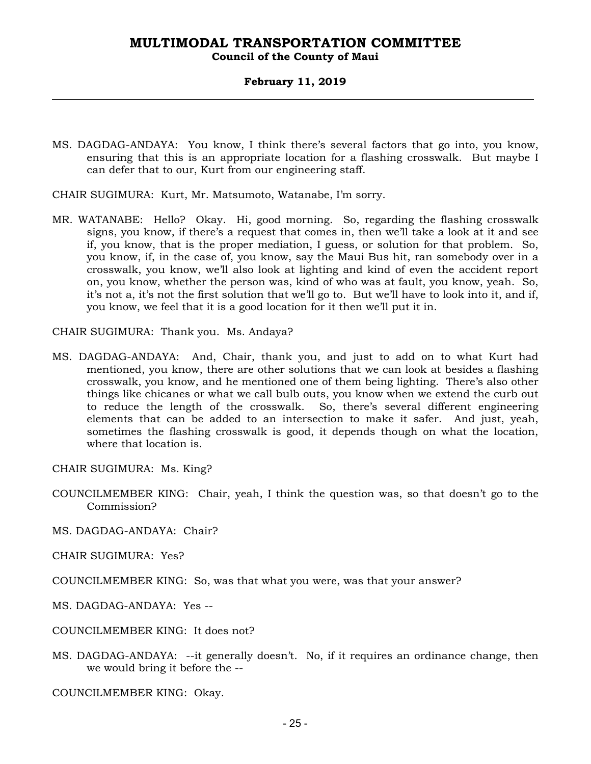MS. DAGDAG-ANDAYA: You know, I think there's several factors that go into, you know, ensuring that this is an appropriate location for a flashing crosswalk. But maybe I can defer that to our, Kurt from our engineering staff.

CHAIR SUGIMURA: Kurt, Mr. Matsumoto, Watanabe, I'm sorry.

MR. WATANABE: Hello? Okay. Hi, good morning. So, regarding the flashing crosswalk signs, you know, if there's a request that comes in, then we'll take a look at it and see if, you know, that is the proper mediation, I guess, or solution for that problem. So, you know, if, in the case of, you know, say the Maui Bus hit, ran somebody over in a crosswalk, you know, we'll also look at lighting and kind of even the accident report on, you know, whether the person was, kind of who was at fault, you know, yeah. So, it's not a, it's not the first solution that we'll go to. But we'll have to look into it, and if, you know, we feel that it is a good location for it then we'll put it in.

CHAIR SUGIMURA: Thank you. Ms. Andaya?

MS. DAGDAG-ANDAYA: And, Chair, thank you, and just to add on to what Kurt had mentioned, you know, there are other solutions that we can look at besides a flashing crosswalk, you know, and he mentioned one of them being lighting. There's also other things like chicanes or what we call bulb outs, you know when we extend the curb out to reduce the length of the crosswalk. So, there's several different engineering elements that can be added to an intersection to make it safer. And just, yeah, sometimes the flashing crosswalk is good, it depends though on what the location, where that location is.

CHAIR SUGIMURA: Ms. King?

COUNCILMEMBER KING: Chair, yeah, I think the question was, so that doesn't go to the Commission?

MS. DAGDAG-ANDAYA: Chair?

CHAIR SUGIMURA: Yes?

COUNCILMEMBER KING: So, was that what you were, was that your answer?

MS. DAGDAG-ANDAYA: Yes --

COUNCILMEMBER KING: It does not?

MS. DAGDAG-ANDAYA: --it generally doesn't. No, if it requires an ordinance change, then we would bring it before the --

COUNCILMEMBER KING: Okay.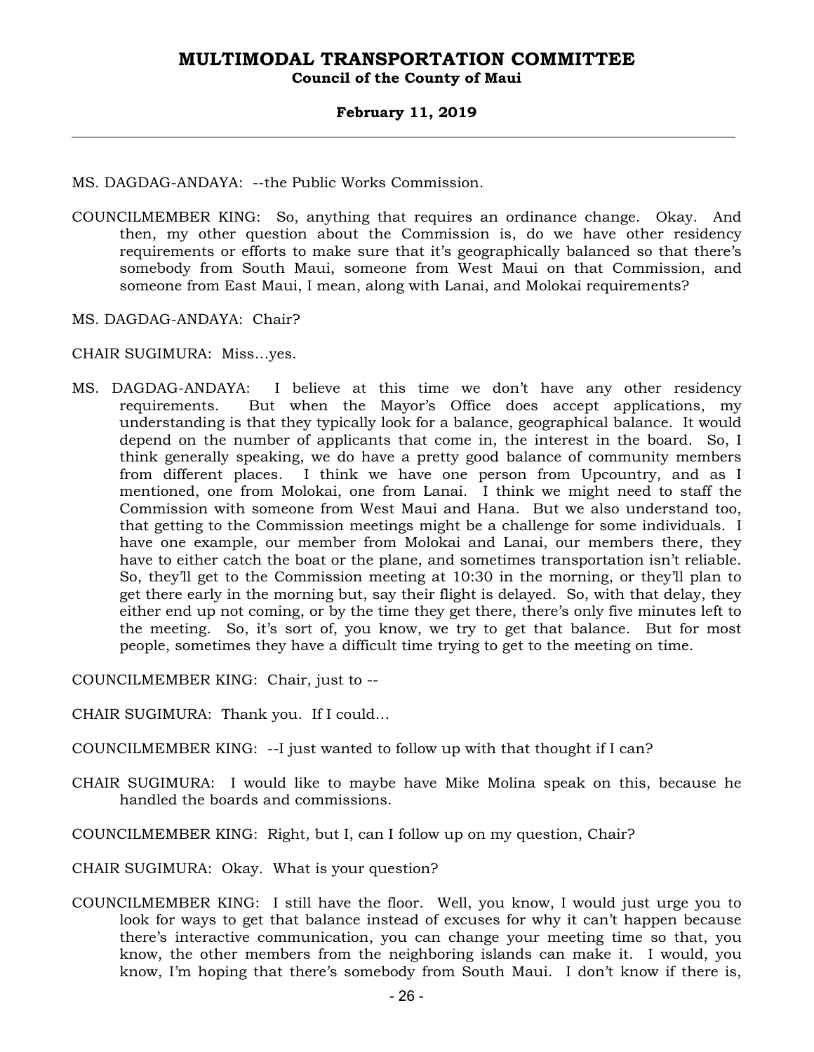MS. DAGDAG-ANDAYA: --the Public Works Commission.

COUNCILMEMBER KING: So, anything that requires an ordinance change. Okay. And then, my other question about the Commission is, do we have other residency requirements or efforts to make sure that it's geographically balanced so that there's somebody from South Maui, someone from West Maui on that Commission, and someone from East Maui, I mean, along with Lanai, and Molokai requirements?

MS. DAGDAG-ANDAYA: Chair?

CHAIR SUGIMURA: Miss…yes.

MS. DAGDAG-ANDAYA: I believe at this time we don't have any other residency requirements. But when the Mayor's Office does accept applications, my understanding is that they typically look for a balance, geographical balance. It would depend on the number of applicants that come in, the interest in the board. So, I think generally speaking, we do have a pretty good balance of community members from different places. I think we have one person from Upcountry, and as I mentioned, one from Molokai, one from Lanai. I think we might need to staff the Commission with someone from West Maui and Hana. But we also understand too, that getting to the Commission meetings might be a challenge for some individuals. I have one example, our member from Molokai and Lanai, our members there, they have to either catch the boat or the plane, and sometimes transportation isn't reliable. So, they'll get to the Commission meeting at 10:30 in the morning, or they'll plan to get there early in the morning but, say their flight is delayed. So, with that delay, they either end up not coming, or by the time they get there, there's only five minutes left to the meeting. So, it's sort of, you know, we try to get that balance. But for most people, sometimes they have a difficult time trying to get to the meeting on time.

COUNCILMEMBER KING: Chair, just to --

CHAIR SUGIMURA: Thank you. If I could…

COUNCILMEMBER KING: --I just wanted to follow up with that thought if I can?

CHAIR SUGIMURA: I would like to maybe have Mike Molina speak on this, because he handled the boards and commissions.

COUNCILMEMBER KING: Right, but I, can I follow up on my question, Chair?

CHAIR SUGIMURA: Okay. What is your question?

COUNCILMEMBER KING: I still have the floor. Well, you know, I would just urge you to look for ways to get that balance instead of excuses for why it can't happen because there's interactive communication, you can change your meeting time so that, you know, the other members from the neighboring islands can make it. I would, you know, I'm hoping that there's somebody from South Maui. I don't know if there is,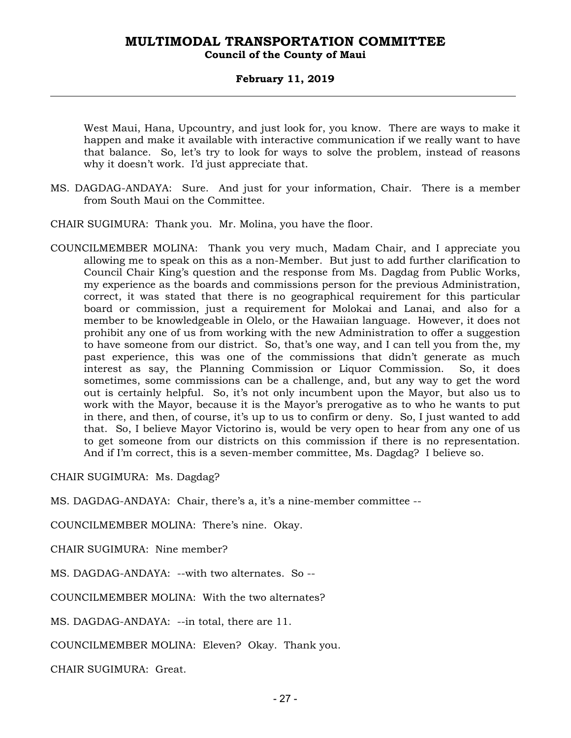West Maui, Hana, Upcountry, and just look for, you know. There are ways to make it happen and make it available with interactive communication if we really want to have that balance. So, let's try to look for ways to solve the problem, instead of reasons why it doesn't work. I'd just appreciate that.

MS. DAGDAG-ANDAYA: Sure. And just for your information, Chair. There is a member from South Maui on the Committee.

CHAIR SUGIMURA: Thank you. Mr. Molina, you have the floor.

COUNCILMEMBER MOLINA: Thank you very much, Madam Chair, and I appreciate you allowing me to speak on this as a non-Member. But just to add further clarification to Council Chair King's question and the response from Ms. Dagdag from Public Works, my experience as the boards and commissions person for the previous Administration, correct, it was stated that there is no geographical requirement for this particular board or commission, just a requirement for Molokai and Lanai, and also for a member to be knowledgeable in Olelo, or the Hawaiian language. However, it does not prohibit any one of us from working with the new Administration to offer a suggestion to have someone from our district. So, that's one way, and I can tell you from the, my past experience, this was one of the commissions that didn't generate as much interest as say, the Planning Commission or Liquor Commission. So, it does sometimes, some commissions can be a challenge, and, but any way to get the word out is certainly helpful. So, it's not only incumbent upon the Mayor, but also us to work with the Mayor, because it is the Mayor's prerogative as to who he wants to put in there, and then, of course, it's up to us to confirm or deny. So, I just wanted to add that. So, I believe Mayor Victorino is, would be very open to hear from any one of us to get someone from our districts on this commission if there is no representation. And if I'm correct, this is a seven-member committee, Ms. Dagdag? I believe so.

CHAIR SUGIMURA: Ms. Dagdag?

MS. DAGDAG-ANDAYA: Chair, there's a, it's a nine-member committee --

COUNCILMEMBER MOLINA: There's nine. Okay.

CHAIR SUGIMURA: Nine member?

MS. DAGDAG-ANDAYA: --with two alternates. So --

COUNCILMEMBER MOLINA: With the two alternates?

MS. DAGDAG-ANDAYA: --in total, there are 11.

COUNCILMEMBER MOLINA: Eleven? Okay. Thank you.

CHAIR SUGIMURA: Great.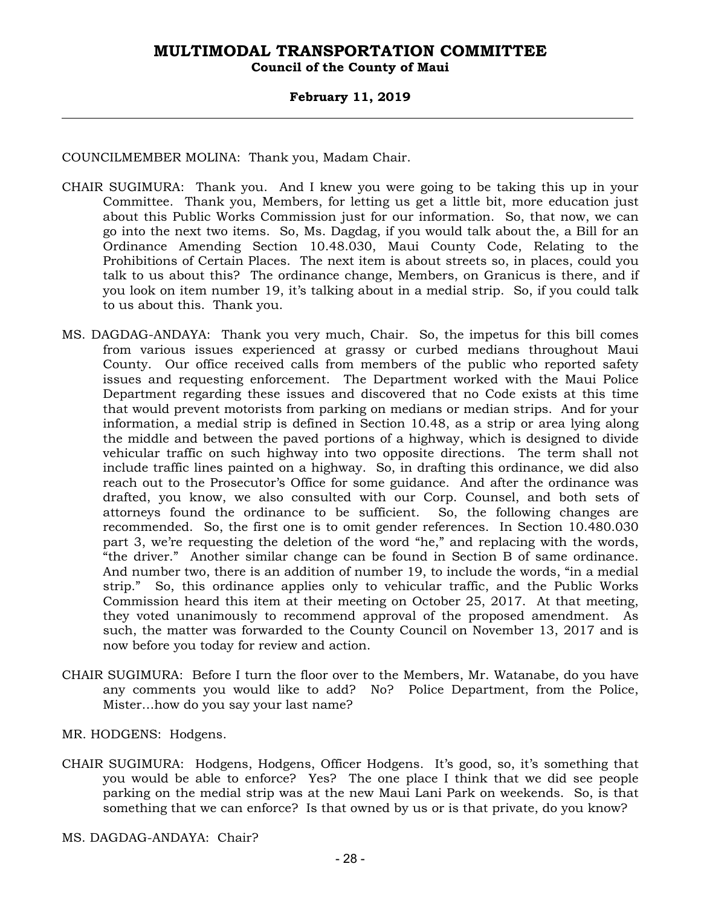COUNCILMEMBER MOLINA: Thank you, Madam Chair.

CHAIR SUGIMURA: Thank you. And I knew you were going to be taking this up in your Committee. Thank you, Members, for letting us get a little bit, more education just about this Public Works Commission just for our information. So, that now, we can go into the next two items. So, Ms. Dagdag, if you would talk about the, a Bill for an Ordinance Amending Section 10.48.030, Maui County Code, Relating to the Prohibitions of Certain Places. The next item is about streets so, in places, could you talk to us about this? The ordinance change, Members, on Granicus is there, and if you look on item number 19, it's talking about in a medial strip. So, if you could talk to us about this. Thank you.

MS. DAGDAG-ANDAYA: Thank you very much, Chair. So, the impetus for this bill comes from various issues experienced at grassy or curbed medians throughout Maui County. Our office received calls from members of the public who reported safety issues and requesting enforcement. The Department worked with the Maui Police Department regarding these issues and discovered that no Code exists at this time that would prevent motorists from parking on medians or median strips. And for your information, a medial strip is defined in Section 10.48, as a strip or area lying along the middle and between the paved portions of a highway, which is designed to divide vehicular traffic on such highway into two opposite directions. The term shall not include traffic lines painted on a highway. So, in drafting this ordinance, we did also reach out to the Prosecutor's Office for some guidance. And after the ordinance was drafted, you know, we also consulted with our Corp. Counsel, and both sets of attorneys found the ordinance to be sufficient. So, the following changes are recommended. So, the first one is to omit gender references. In Section 10.480.030 part 3, we're requesting the deletion of the word "he," and replacing with the words, "the driver." Another similar change can be found in Section B of same ordinance. And number two, there is an addition of number 19, to include the words, "in a medial strip." So, this ordinance applies only to vehicular traffic, and the Public Works Commission heard this item at their meeting on October 25, 2017. At that meeting, they voted unanimously to recommend approval of the proposed amendment. As such, the matter was forwarded to the County Council on November 13, 2017 and is now before you today for review and action.

CHAIR SUGIMURA: Before I turn the floor over to the Members, Mr. Watanabe, do you have any comments you would like to add? No? Police Department, from the Police, Mister...how do you say your last name?

MR. HODGENS: Hodgens.

CHAIR SUGIMURA: Hodgens, Hodgens, Officer Hodgens. It's good, so, it's something that you would be able to enforce? Yes? The one place I think that we did see people parking on the medial strip was at the new Maui Lani Park on weekends. So, is that something that we can enforce? Is that owned by us or is that private, do you know?

MS. DAGDAG-ANDAYA: Chair?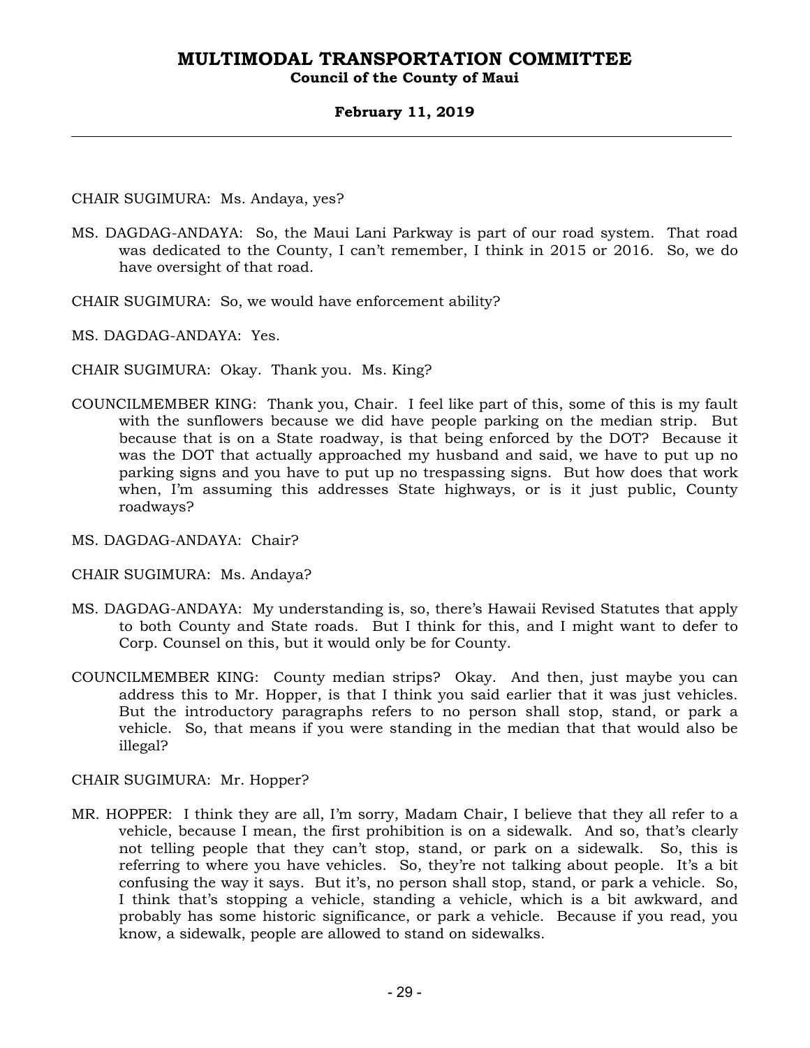CHAIR SUGIMURA: Ms. Andaya, yes?

MS. DAGDAG-ANDAYA: So, the Maui Lani Parkway is part of our road system. That road was dedicated to the County, I can't remember, I think in 2015 or 2016. So, we do have oversight of that road.

CHAIR SUGIMURA: So, we would have enforcement ability?

MS. DAGDAG-ANDAYA: Yes.

CHAIR SUGIMURA: Okay. Thank you. Ms. King?

COUNCILMEMBER KING: Thank you, Chair. I feel like part of this, some of this is my fault with the sunflowers because we did have people parking on the median strip. But because that is on a State roadway, is that being enforced by the DOT? Because it was the DOT that actually approached my husband and said, we have to put up no parking signs and you have to put up no trespassing signs. But how does that work when, I'm assuming this addresses State highways, or is it just public, County roadways?

MS. DAGDAG-ANDAYA: Chair?

CHAIR SUGIMURA: Ms. Andaya?

MS. DAGDAG-ANDAYA: My understanding is, so, there's Hawaii Revised Statutes that apply to both County and State roads. But I think for this, and I might want to defer to Corp. Counsel on this, but it would only be for County.

COUNCILMEMBER KING: County median strips? Okay. And then, just maybe you can address this to Mr. Hopper, is that I think you said earlier that it was just vehicles. But the introductory paragraphs refers to no person shall stop, stand, or park a vehicle. So, that means if you were standing in the median that that would also be illegal?

CHAIR SUGIMURA: Mr. Hopper?

MR. HOPPER: I think they are all, I'm sorry, Madam Chair, I believe that they all refer to a vehicle, because I mean, the first prohibition is on a sidewalk. And so, that's clearly not telling people that they can't stop, stand, or park on a sidewalk. So, this is referring to where you have vehicles. So, they're not talking about people. It's a bit confusing the way it says. But it's, no person shall stop, stand, or park a vehicle. So, I think that's stopping a vehicle, standing a vehicle, which is a bit awkward, and probably has some historic significance, or park a vehicle. Because if you read, you know, a sidewalk, people are allowed to stand on sidewalks.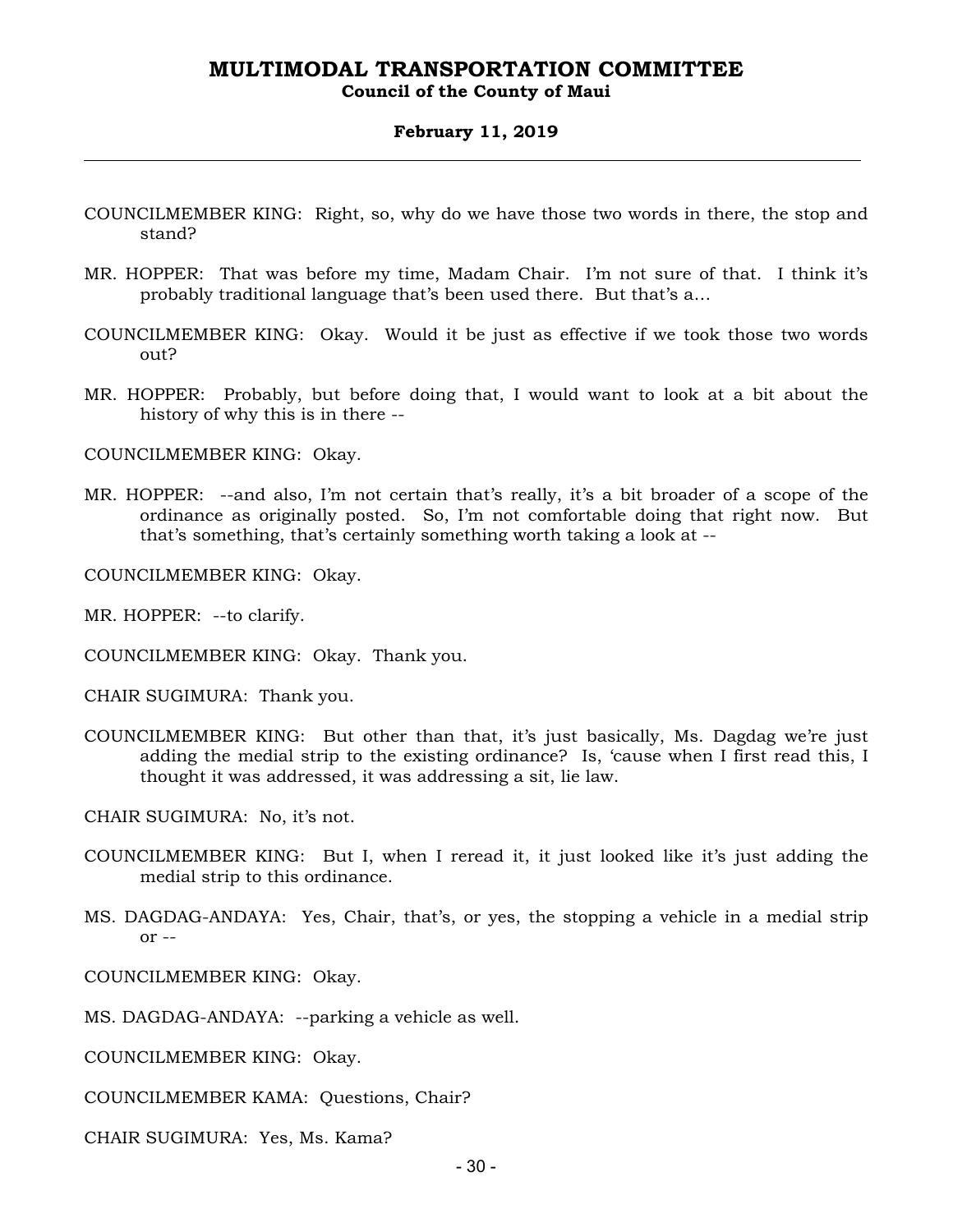COUNCILMEMBER KING: Right, so, why do we have those two words in there, the stop and stand?

MR. HOPPER: That was before my time, Madam Chair. I'm not sure of that. I think it's probably traditional language that's been used there. But that's a...

COUNCILMEMBER KING: Okay. Would it be just as effective if we took those two words out?

MR. HOPPER: Probably, but before doing that, I would want to look at a bit about the history of why this is in there --

COUNCILMEMBER KING: Okay.

MR. HOPPER: --and also, I'm not certain that's really, it's a bit broader of a scope of the ordinance as originally posted. So, I'm not comfortable doing that right now. But that's something, that's certainly something worth taking a look at --

COUNCILMEMBER KING: Okay.

MR. HOPPER: --to clarify.

COUNCILMEMBER KING: Okay. Thank you.

CHAIR SUGIMURA: Thank you.

COUNCILMEMBER KING: But other than that, it's just basically, Ms. Dagdag we're just adding the medial strip to the existing ordinance? Is, 'cause when I first read this, I thought it was addressed, it was addressing a sit, lie law.

CHAIR SUGIMURA: No, it's not.

COUNCILMEMBER KING: But I, when I reread it, it just looked like it's just adding the medial strip to this ordinance.

MS. DAGDAG-ANDAYA: Yes, Chair, that's, or yes, the stopping a vehicle in a medial strip or --

COUNCILMEMBER KING: Okay.

MS. DAGDAG-ANDAYA: --parking a vehicle as well.

COUNCILMEMBER KING: Okay.

COUNCILMEMBER KAMA: Questions, Chair?

CHAIR SUGIMURA: Yes, Ms. Kama?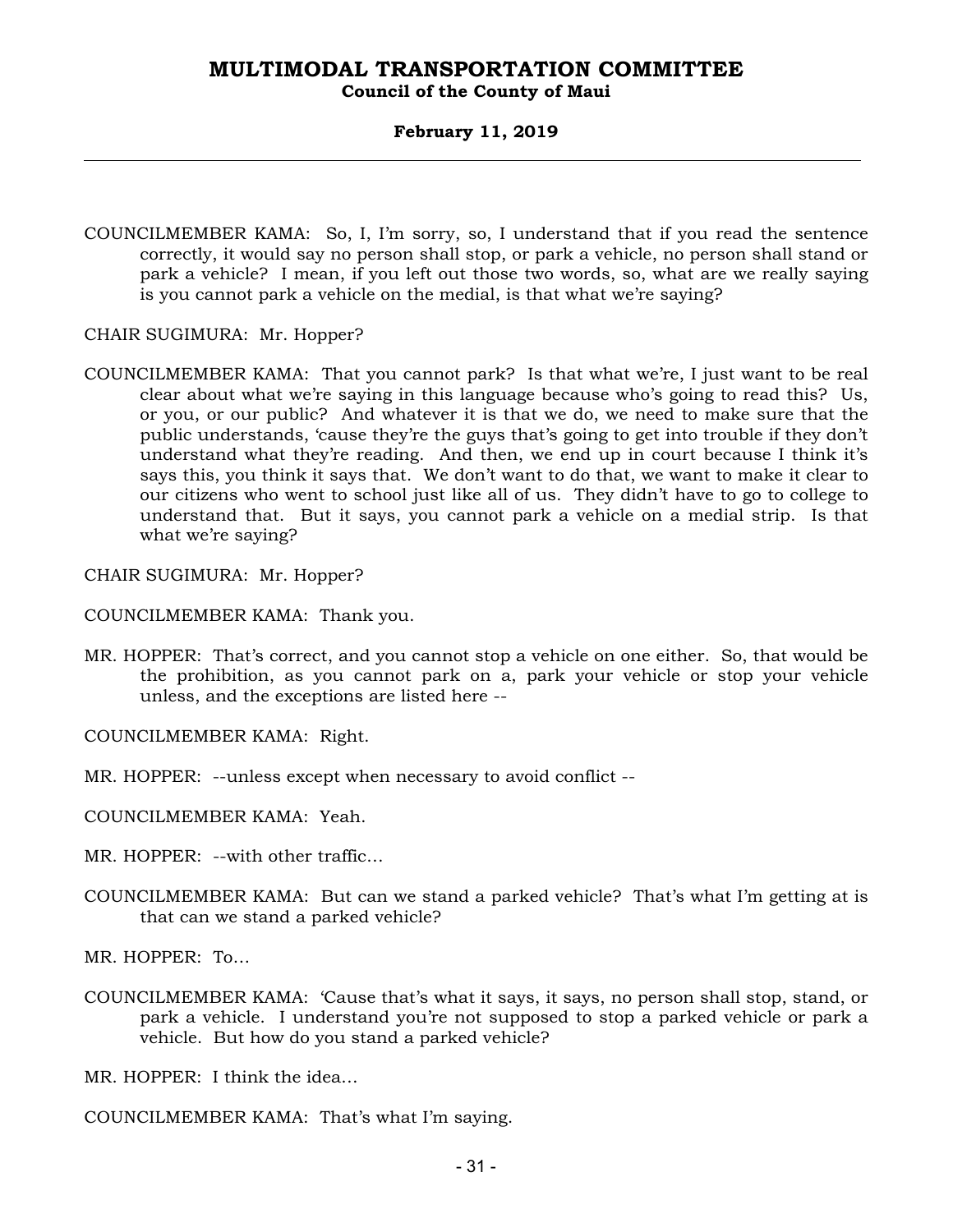COUNCILMEMBER KAMA: So, I, I'm sorry, so, I understand that if you read the sentence correctly, it would say no person shall stop, or park a vehicle, no person shall stand or park a vehicle? I mean, if you left out those two words, so, what are we really saying is you cannot park a vehicle on the medial, is that what we're saying?

CHAIR SUGIMURA: Mr. Hopper?

COUNCILMEMBER KAMA: That you cannot park? Is that what we're, I just want to be real clear about what we're saying in this language because who's going to read this? Us, or you, or our public? And whatever it is that we do, we need to make sure that the public understands, 'cause they're the guys that's going to get into trouble if they don't understand what they're reading. And then, we end up in court because I think it's says this, you think it says that. We don't want to do that, we want to make it clear to our citizens who went to school just like all of us. They didn't have to go to college to understand that. But it says, you cannot park a vehicle on a medial strip. Is that what we're saying?

CHAIR SUGIMURA: Mr. Hopper?

COUNCILMEMBER KAMA: Thank you.

MR. HOPPER: That's correct, and you cannot stop a vehicle on one either. So, that would be the prohibition, as you cannot park on a, park your vehicle or stop your vehicle unless, and the exceptions are listed here --

COUNCILMEMBER KAMA: Right.

MR. HOPPER: --unless except when necessary to avoid conflict --

COUNCILMEMBER KAMA: Yeah.

MR. HOPPER: --with other traffic…

COUNCILMEMBER KAMA: But can we stand a parked vehicle? That's what I'm getting at is that can we stand a parked vehicle?

MR. HOPPER: To…

COUNCILMEMBER KAMA: 'Cause that's what it says, it says, no person shall stop, stand, or park a vehicle. I understand you're not supposed to stop a parked vehicle or park a vehicle. But how do you stand a parked vehicle?

MR. HOPPER: I think the idea…

COUNCILMEMBER KAMA: That's what I'm saying.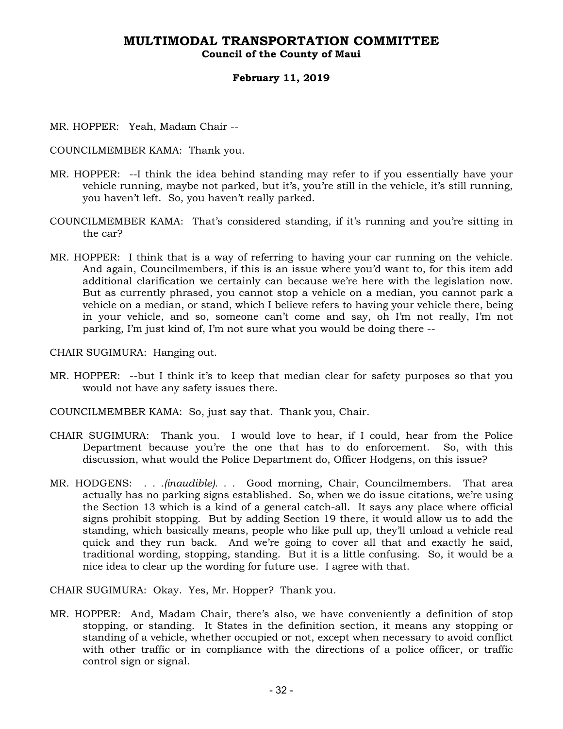MR. HOPPER: Yeah, Madam Chair --

COUNCILMEMBER KAMA: Thank you.

MR. HOPPER: --I think the idea behind standing may refer to if you essentially have your vehicle running, maybe not parked, but it's, you're still in the vehicle, it's still running, you haven't left. So, you haven't really parked.

COUNCILMEMBER KAMA: That's considered standing, if it's running and you're sitting in the car?

MR. HOPPER: I think that is a way of referring to having your car running on the vehicle. And again, Councilmembers, if this is an issue where you'd want to, for this item add additional clarification we certainly can because we're here with the legislation now. But as currently phrased, you cannot stop a vehicle on a median, you cannot park a vehicle on a median, or stand, which I believe refers to having your vehicle there, being in your vehicle, and so, someone can't come and say, oh I'm not really, I'm not parking, I'm just kind of, I'm not sure what you would be doing there --

CHAIR SUGIMURA: Hanging out.

MR. HOPPER: --but I think it's to keep that median clear for safety purposes so that you would not have any safety issues there.

COUNCILMEMBER KAMA: So, just say that. Thank you, Chair.

CHAIR SUGIMURA: Thank you. I would love to hear, if I could, hear from the Police Department because you're the one that has to do enforcement. So, with this discussion, what would the Police Department do, Officer Hodgens, on this issue?

MR. HODGENS: *. . .(inaudible). . .* Good morning, Chair, Councilmembers. That area actually has no parking signs established. So, when we do issue citations, we're using the Section 13 which is a kind of a general catch-all. It says any place where official signs prohibit stopping. But by adding Section 19 there, it would allow us to add the standing, which basically means, people who like pull up, they'll unload a vehicle real quick and they run back. And we're going to cover all that and exactly he said, traditional wording, stopping, standing. But it is a little confusing. So, it would be a nice idea to clear up the wording for future use. I agree with that.

CHAIR SUGIMURA: Okay. Yes, Mr. Hopper? Thank you.

MR. HOPPER: And, Madam Chair, there's also, we have conveniently a definition of stop stopping, or standing. It States in the definition section, it means any stopping or standing of a vehicle, whether occupied or not, except when necessary to avoid conflict with other traffic or in compliance with the directions of a police officer, or traffic control sign or signal.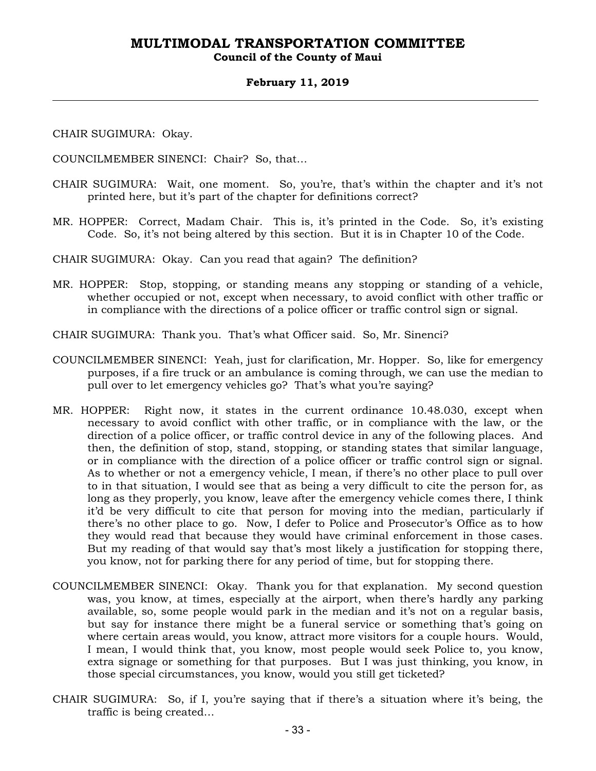CHAIR SUGIMURA: Okay.

COUNCILMEMBER SINENCI: Chair? So, that…

CHAIR SUGIMURA: Wait, one moment. So, you're, that's within the chapter and it's not printed here, but it's part of the chapter for definitions correct?

MR. HOPPER: Correct, Madam Chair. This is, it's printed in the Code. So, it's existing Code. So, it's not being altered by this section. But it is in Chapter 10 of the Code.

CHAIR SUGIMURA: Okay. Can you read that again? The definition?

MR. HOPPER: Stop, stopping, or standing means any stopping or standing of a vehicle, whether occupied or not, except when necessary, to avoid conflict with other traffic or in compliance with the directions of a police officer or traffic control sign or signal.

CHAIR SUGIMURA: Thank you. That's what Officer said. So, Mr. Sinenci?

COUNCILMEMBER SINENCI: Yeah, just for clarification, Mr. Hopper. So, like for emergency purposes, if a fire truck or an ambulance is coming through, we can use the median to pull over to let emergency vehicles go? That's what you're saying?

MR. HOPPER: Right now, it states in the current ordinance 10.48.030, except when necessary to avoid conflict with other traffic, or in compliance with the law, or the direction of a police officer, or traffic control device in any of the following places. And then, the definition of stop, stand, stopping, or standing states that similar language, or in compliance with the direction of a police officer or traffic control sign or signal. As to whether or not a emergency vehicle, I mean, if there's no other place to pull over to in that situation, I would see that as being a very difficult to cite the person for, as long as they properly, you know, leave after the emergency vehicle comes there, I think it'd be very difficult to cite that person for moving into the median, particularly if there's no other place to go. Now, I defer to Police and Prosecutor's Office as to how they would read that because they would have criminal enforcement in those cases. But my reading of that would say that's most likely a justification for stopping there, you know, not for parking there for any period of time, but for stopping there.

COUNCILMEMBER SINENCI: Okay. Thank you for that explanation. My second question was, you know, at times, especially at the airport, when there's hardly any parking available, so, some people would park in the median and it's not on a regular basis, but say for instance there might be a funeral service or something that's going on where certain areas would, you know, attract more visitors for a couple hours. Would, I mean, I would think that, you know, most people would seek Police to, you know, extra signage or something for that purposes. But I was just thinking, you know, in those special circumstances, you know, would you still get ticketed?

CHAIR SUGIMURA: So, if I, you're saying that if there's a situation where it's being, the traffic is being created…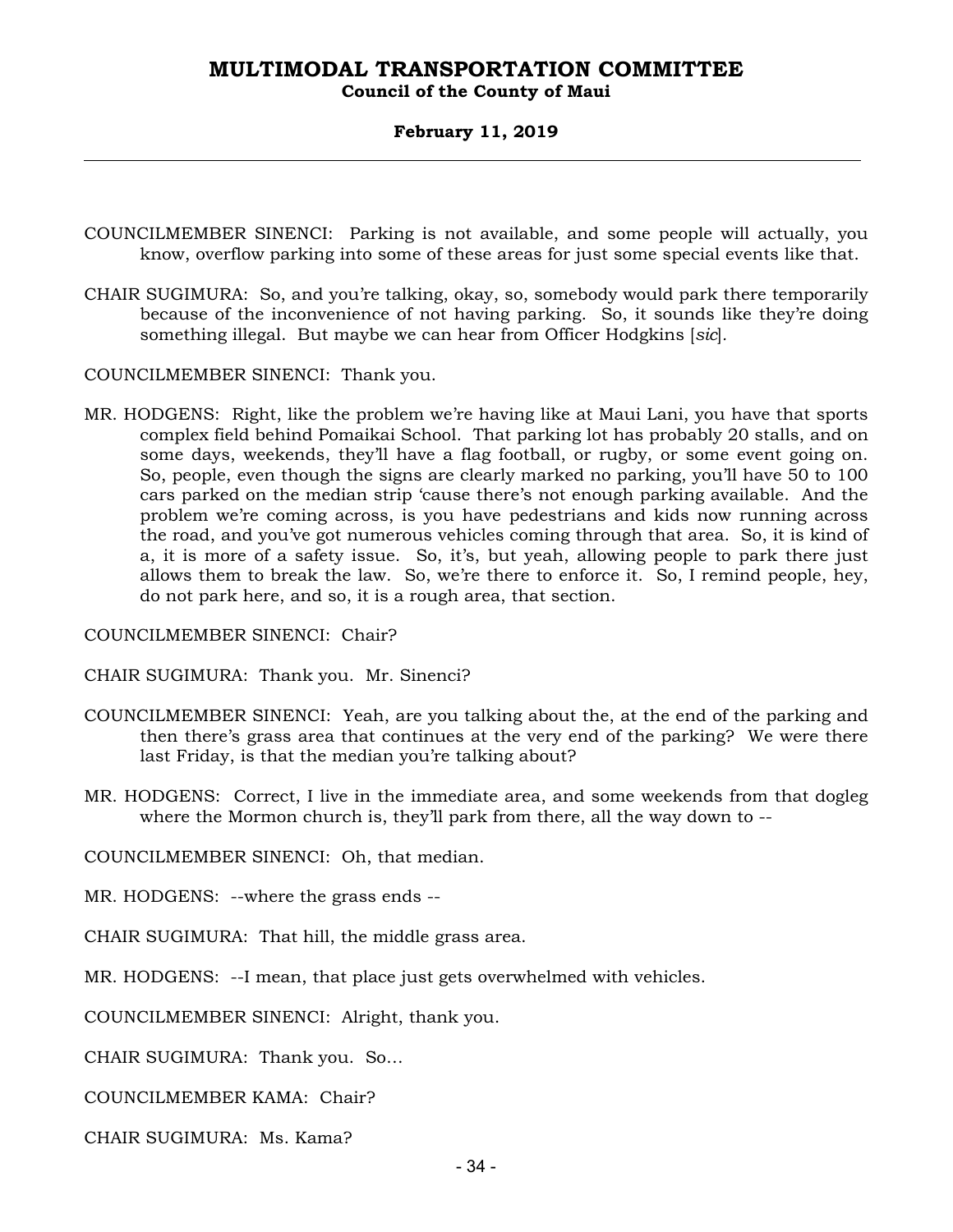COUNCILMEMBER SINENCI: Parking is not available, and some people will actually, you know, overflow parking into some of these areas for just some special events like that.

CHAIR SUGIMURA: So, and you're talking, okay, so, somebody would park there temporarily because of the inconvenience of not having parking. So, it sounds like they're doing something illegal. But maybe we can hear from Officer Hodgkins [*sic*].

COUNCILMEMBER SINENCI: Thank you.

MR. HODGENS: Right, like the problem we're having like at Maui Lani, you have that sports complex field behind Pomaikai School. That parking lot has probably 20 stalls, and on some days, weekends, they'll have a flag football, or rugby, or some event going on. So, people, even though the signs are clearly marked no parking, you'll have 50 to 100 cars parked on the median strip 'cause there's not enough parking available. And the problem we're coming across, is you have pedestrians and kids now running across the road, and you've got numerous vehicles coming through that area. So, it is kind of a, it is more of a safety issue. So, it's, but yeah, allowing people to park there just allows them to break the law. So, we're there to enforce it. So, I remind people, hey, do not park here, and so, it is a rough area, that section.

COUNCILMEMBER SINENCI: Chair?

CHAIR SUGIMURA: Thank you. Mr. Sinenci?

COUNCILMEMBER SINENCI: Yeah, are you talking about the, at the end of the parking and then there's grass area that continues at the very end of the parking? We were there last Friday, is that the median you're talking about?

MR. HODGENS: Correct, I live in the immediate area, and some weekends from that dogleg where the Mormon church is, they'll park from there, all the way down to --

COUNCILMEMBER SINENCI: Oh, that median.

MR. HODGENS: --where the grass ends --

CHAIR SUGIMURA: That hill, the middle grass area.

MR. HODGENS: --I mean, that place just gets overwhelmed with vehicles.

COUNCILMEMBER SINENCI: Alright, thank you.

CHAIR SUGIMURA: Thank you. So…

COUNCILMEMBER KAMA: Chair?

CHAIR SUGIMURA: Ms. Kama?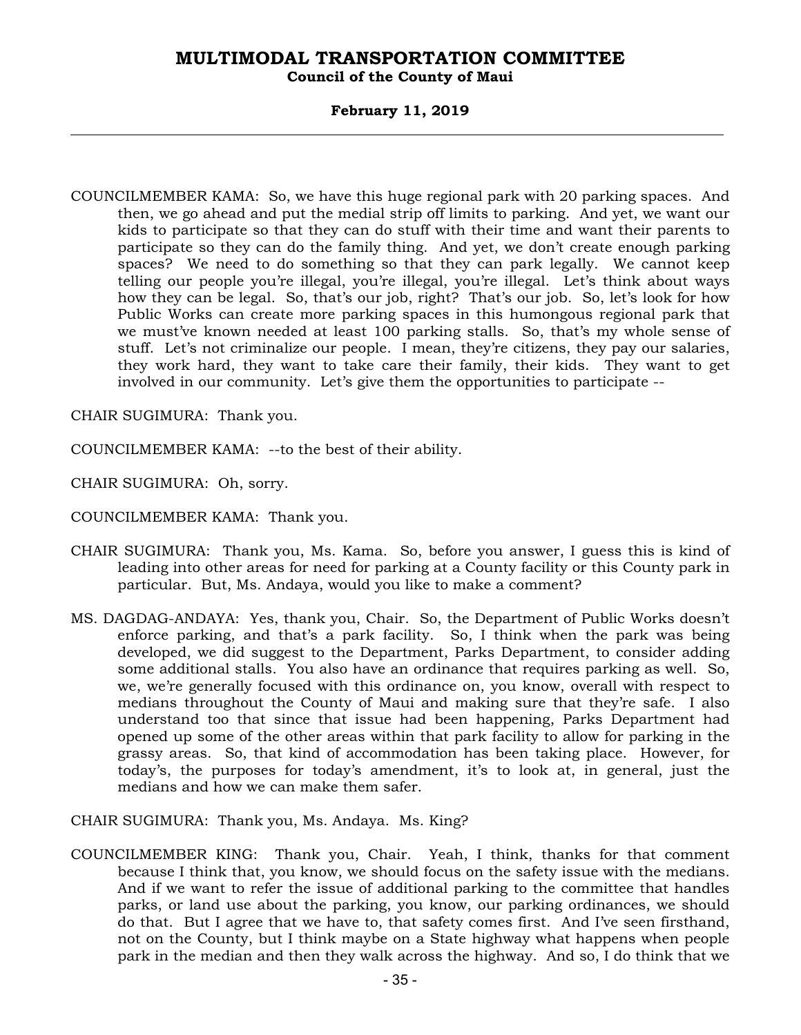COUNCILMEMBER KAMA: So, we have this huge regional park with 20 parking spaces. And then, we go ahead and put the medial strip off limits to parking. And yet, we want our kids to participate so that they can do stuff with their time and want their parents to participate so they can do the family thing. And yet, we don't create enough parking spaces? We need to do something so that they can park legally. We cannot keep telling our people you're illegal, you're illegal, you're illegal. Let's think about ways how they can be legal. So, that's our job, right? That's our job. So, let's look for how Public Works can create more parking spaces in this humongous regional park that we must've known needed at least 100 parking stalls. So, that's my whole sense of stuff. Let's not criminalize our people. I mean, they're citizens, they pay our salaries, they work hard, they want to take care their family, their kids. They want to get involved in our community. Let's give them the opportunities to participate --

CHAIR SUGIMURA: Thank you.

COUNCILMEMBER KAMA: --to the best of their ability.

CHAIR SUGIMURA: Oh, sorry.

COUNCILMEMBER KAMA: Thank you.

CHAIR SUGIMURA: Thank you, Ms. Kama. So, before you answer, I guess this is kind of leading into other areas for need for parking at a County facility or this County park in particular. But, Ms. Andaya, would you like to make a comment?

MS. DAGDAG-ANDAYA: Yes, thank you, Chair. So, the Department of Public Works doesn't enforce parking, and that's a park facility. So, I think when the park was being developed, we did suggest to the Department, Parks Department, to consider adding some additional stalls. You also have an ordinance that requires parking as well. So, we, we're generally focused with this ordinance on, you know, overall with respect to medians throughout the County of Maui and making sure that they're safe. I also understand too that since that issue had been happening, Parks Department had opened up some of the other areas within that park facility to allow for parking in the grassy areas. So, that kind of accommodation has been taking place. However, for today's, the purposes for today's amendment, it's to look at, in general, just the medians and how we can make them safer.

CHAIR SUGIMURA: Thank you, Ms. Andaya. Ms. King?

COUNCILMEMBER KING: Thank you, Chair. Yeah, I think, thanks for that comment because I think that, you know, we should focus on the safety issue with the medians. And if we want to refer the issue of additional parking to the committee that handles parks, or land use about the parking, you know, our parking ordinances, we should do that. But I agree that we have to, that safety comes first. And I've seen firsthand, not on the County, but I think maybe on a State highway what happens when people park in the median and then they walk across the highway. And so, I do think that we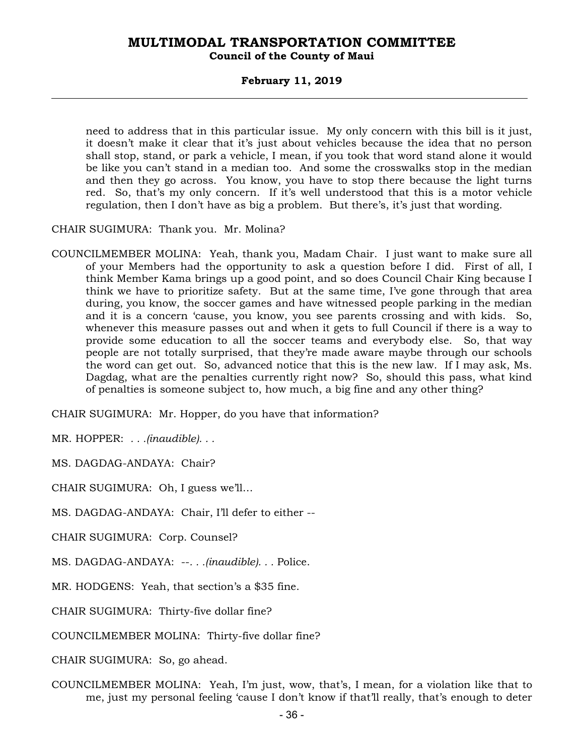need to address that in this particular issue. My only concern with this bill is it just, it doesn't make it clear that it's just about vehicles because the idea that no person shall stop, stand, or park a vehicle, I mean, if you took that word stand alone it would be like you can't stand in a median too. And some the crosswalks stop in the median and then they go across. You know, you have to stop there because the light turns red. So, that's my only concern. If it's well understood that this is a motor vehicle regulation, then I don't have as big a problem. But there's, it's just that wording.

CHAIR SUGIMURA: Thank you. Mr. Molina?

COUNCILMEMBER MOLINA: Yeah, thank you, Madam Chair. I just want to make sure all of your Members had the opportunity to ask a question before I did. First of all, I think Member Kama brings up a good point, and so does Council Chair King because I think we have to prioritize safety. But at the same time, I've gone through that area during, you know, the soccer games and have witnessed people parking in the median and it is a concern 'cause, you know, you see parents crossing and with kids. So, whenever this measure passes out and when it gets to full Council if there is a way to provide some education to all the soccer teams and everybody else. So, that way people are not totally surprised, that they're made aware maybe through our schools the word can get out. So, advanced notice that this is the new law. If I may ask, Ms. Dagdag, what are the penalties currently right now? So, should this pass, what kind of penalties is someone subject to, how much, a big fine and any other thing?

CHAIR SUGIMURA: Mr. Hopper, do you have that information?

MR. HOPPER: *. . .(inaudible). . .*

MS. DAGDAG-ANDAYA: Chair?

CHAIR SUGIMURA: Oh, I guess we'll…

MS. DAGDAG-ANDAYA: Chair, I'll defer to either --

CHAIR SUGIMURA: Corp. Counsel?

MS. DAGDAG-ANDAYA: --*. . .(inaudible). . .* Police.

MR. HODGENS: Yeah, that section's a $35 fine.

CHAIR SUGIMURA: Thirty-five dollar fine?

COUNCILMEMBER MOLINA: Thirty-five dollar fine?

CHAIR SUGIMURA: So, go ahead.

COUNCILMEMBER MOLINA: Yeah, I'm just, wow, that's, I mean, for a violation like that to me, just my personal feeling 'cause I don't know if that'll really, that's enough to deter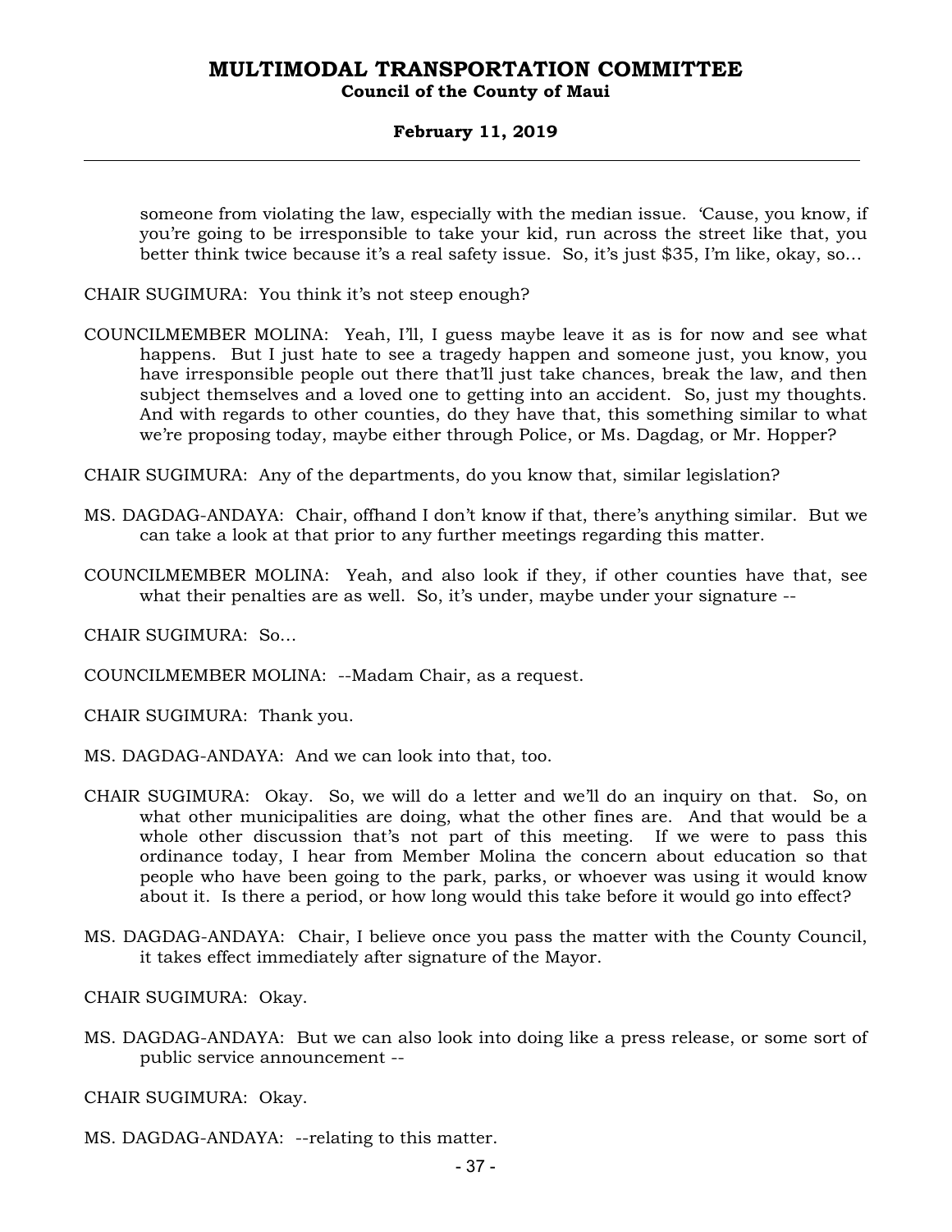someone from violating the law, especially with the median issue. 'Cause, you know, if you're going to be irresponsible to take your kid, run across the street like that, you better think twice because it's a real safety issue. So, it's just $35, I'm like, okay, so...

CHAIR SUGIMURA: You think it's not steep enough?

COUNCILMEMBER MOLINA: Yeah, I'll, I guess maybe leave it as is for now and see what happens. But I just hate to see a tragedy happen and someone just, you know, you have irresponsible people out there that'll just take chances, break the law, and then subject themselves and a loved one to getting into an accident. So, just my thoughts. And with regards to other counties, do they have that, this something similar to what we're proposing today, maybe either through Police, or Ms. Dagdag, or Mr. Hopper?

CHAIR SUGIMURA: Any of the departments, do you know that, similar legislation?

MS. DAGDAG-ANDAYA: Chair, offhand I don't know if that, there's anything similar. But we can take a look at that prior to any further meetings regarding this matter.

COUNCILMEMBER MOLINA: Yeah, and also look if they, if other counties have that, see what their penalties are as well. So, it's under, maybe under your signature --

CHAIR SUGIMURA: So...

COUNCILMEMBER MOLINA: --Madam Chair, as a request.

CHAIR SUGIMURA: Thank you.

MS. DAGDAG-ANDAYA: And we can look into that, too.

CHAIR SUGIMURA: Okay. So, we will do a letter and we'll do an inquiry on that. So, on what other municipalities are doing, what the other fines are. And that would be a whole other discussion that's not part of this meeting. If we were to pass this ordinance today, I hear from Member Molina the concern about education so that people who have been going to the park, parks, or whoever was using it would know about it. Is there a period, or how long would this take before it would go into effect?

MS. DAGDAG-ANDAYA: Chair, I believe once you pass the matter with the County Council, it takes effect immediately after signature of the Mayor.

CHAIR SUGIMURA: Okay.

MS. DAGDAG-ANDAYA: But we can also look into doing like a press release, or some sort of public service announcement --

CHAIR SUGIMURA: Okay.

MS. DAGDAG-ANDAYA: --relating to this matter.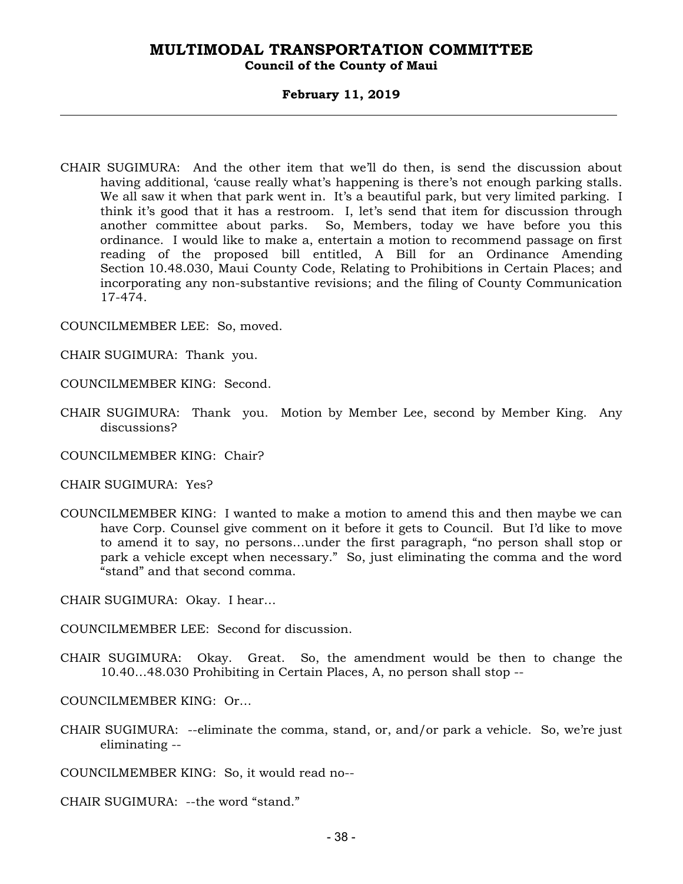CHAIR SUGIMURA: And the other item that we'll do then, is send the discussion about having additional, 'cause really what's happening is there's not enough parking stalls. We all saw it when that park went in. It's a beautiful park, but very limited parking. I think it's good that it has a restroom. I, let's send that item for discussion through another committee about parks. So, Members, today we have before you this ordinance. I would like to make a, entertain a motion to recommend passage on first reading of the proposed bill entitled, A Bill for an Ordinance Amending Section 10.48.030, Maui County Code, Relating to Prohibitions in Certain Places; and incorporating any non-substantive revisions; and the filing of County Communication 17-474.

COUNCILMEMBER LEE: So, moved.

CHAIR SUGIMURA: Thank you.

COUNCILMEMBER KING: Second.

CHAIR SUGIMURA: Thank you. Motion by Member Lee, second by Member King. Any discussions?

COUNCILMEMBER KING: Chair?

CHAIR SUGIMURA: Yes?

COUNCILMEMBER KING: I wanted to make a motion to amend this and then maybe we can have Corp. Counsel give comment on it before it gets to Council. But I'd like to move to amend it to say, no persons…under the first paragraph, "no person shall stop or park a vehicle except when necessary." So, just eliminating the comma and the word "stand" and that second comma.

CHAIR SUGIMURA: Okay. I hear…

COUNCILMEMBER LEE: Second for discussion.

CHAIR SUGIMURA: Okay. Great. So, the amendment would be then to change the 10.40…48.030 Prohibiting in Certain Places, A, no person shall stop --

COUNCILMEMBER KING: Or…

CHAIR SUGIMURA: --eliminate the comma, stand, or, and/or park a vehicle. So, we're just eliminating --

COUNCILMEMBER KING: So, it would read no--

CHAIR SUGIMURA: --the word "stand."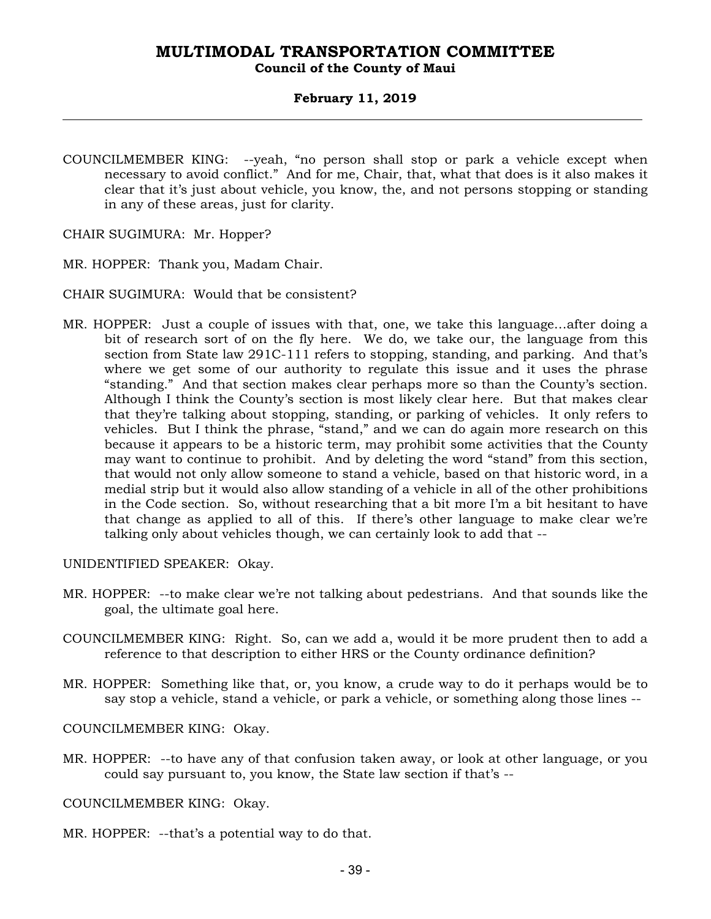COUNCILMEMBER KING: --yeah, "no person shall stop or park a vehicle except when necessary to avoid conflict." And for me, Chair, that, what that does is it also makes it clear that it's just about vehicle, you know, the, and not persons stopping or standing in any of these areas, just for clarity.

CHAIR SUGIMURA: Mr. Hopper?

MR. HOPPER: Thank you, Madam Chair.

CHAIR SUGIMURA: Would that be consistent?

MR. HOPPER: Just a couple of issues with that, one, we take this language...after doing a bit of research sort of on the fly here. We do, we take our, the language from this section from State law 291C-111 refers to stopping, standing, and parking. And that's where we get some of our authority to regulate this issue and it uses the phrase "standing." And that section makes clear perhaps more so than the County's section. Although I think the County's section is most likely clear here. But that makes clear that they're talking about stopping, standing, or parking of vehicles. It only refers to vehicles. But I think the phrase, "stand," and we can do again more research on this because it appears to be a historic term, may prohibit some activities that the County may want to continue to prohibit. And by deleting the word "stand" from this section, that would not only allow someone to stand a vehicle, based on that historic word, in a medial strip but it would also allow standing of a vehicle in all of the other prohibitions in the Code section. So, without researching that a bit more I'm a bit hesitant to have that change as applied to all of this. If there's other language to make clear we're talking only about vehicles though, we can certainly look to add that --

UNIDENTIFIED SPEAKER: Okay.

MR. HOPPER: --to make clear we're not talking about pedestrians. And that sounds like the goal, the ultimate goal here.

COUNCILMEMBER KING: Right. So, can we add a, would it be more prudent then to add a reference to that description to either HRS or the County ordinance definition?

MR. HOPPER: Something like that, or, you know, a crude way to do it perhaps would be to say stop a vehicle, stand a vehicle, or park a vehicle, or something along those lines --

COUNCILMEMBER KING: Okay.

MR. HOPPER: --to have any of that confusion taken away, or look at other language, or you could say pursuant to, you know, the State law section if that's --

COUNCILMEMBER KING: Okay.

MR. HOPPER: --that's a potential way to do that.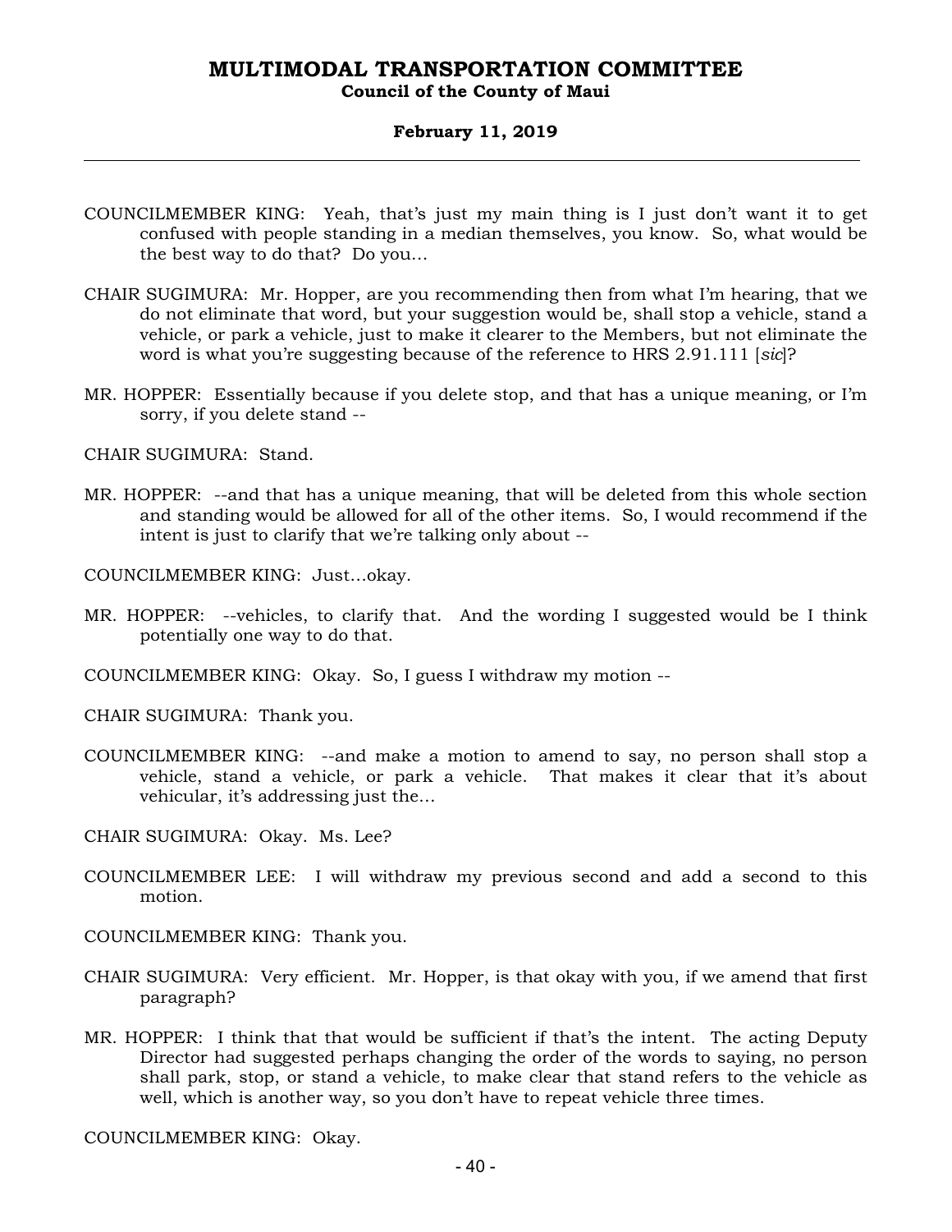COUNCILMEMBER KING: Yeah, that's just my main thing is I just don't want it to get confused with people standing in a median themselves, you know. So, what would be the best way to do that? Do you...

CHAIR SUGIMURA: Mr. Hopper, are you recommending then from what I'm hearing, that we do not eliminate that word, but your suggestion would be, shall stop a vehicle, stand a vehicle, or park a vehicle, just to make it clearer to the Members, but not eliminate the word is what you're suggesting because of the reference to HRS 2.91.111 [*sic*]?

MR. HOPPER: Essentially because if you delete stop, and that has a unique meaning, or I'm sorry, if you delete stand --

CHAIR SUGIMURA: Stand.

MR. HOPPER: --and that has a unique meaning, that will be deleted from this whole section and standing would be allowed for all of the other items. So, I would recommend if the intent is just to clarify that we're talking only about --

COUNCILMEMBER KING: Just...okay.

MR. HOPPER: --vehicles, to clarify that. And the wording I suggested would be I think potentially one way to do that.

COUNCILMEMBER KING: Okay. So, I guess I withdraw my motion --

CHAIR SUGIMURA: Thank you.

COUNCILMEMBER KING: --and make a motion to amend to say, no person shall stop a vehicle, stand a vehicle, or park a vehicle. That makes it clear that it's about vehicular, it's addressing just the...

CHAIR SUGIMURA: Okay. Ms. Lee?

COUNCILMEMBER LEE: I will withdraw my previous second and add a second to this motion.

COUNCILMEMBER KING: Thank you.

CHAIR SUGIMURA: Very efficient. Mr. Hopper, is that okay with you, if we amend that first paragraph?

MR. HOPPER: I think that that would be sufficient if that's the intent. The acting Deputy Director had suggested perhaps changing the order of the words to saying, no person shall park, stop, or stand a vehicle, to make clear that stand refers to the vehicle as well, which is another way, so you don't have to repeat vehicle three times.

COUNCILMEMBER KING: Okay.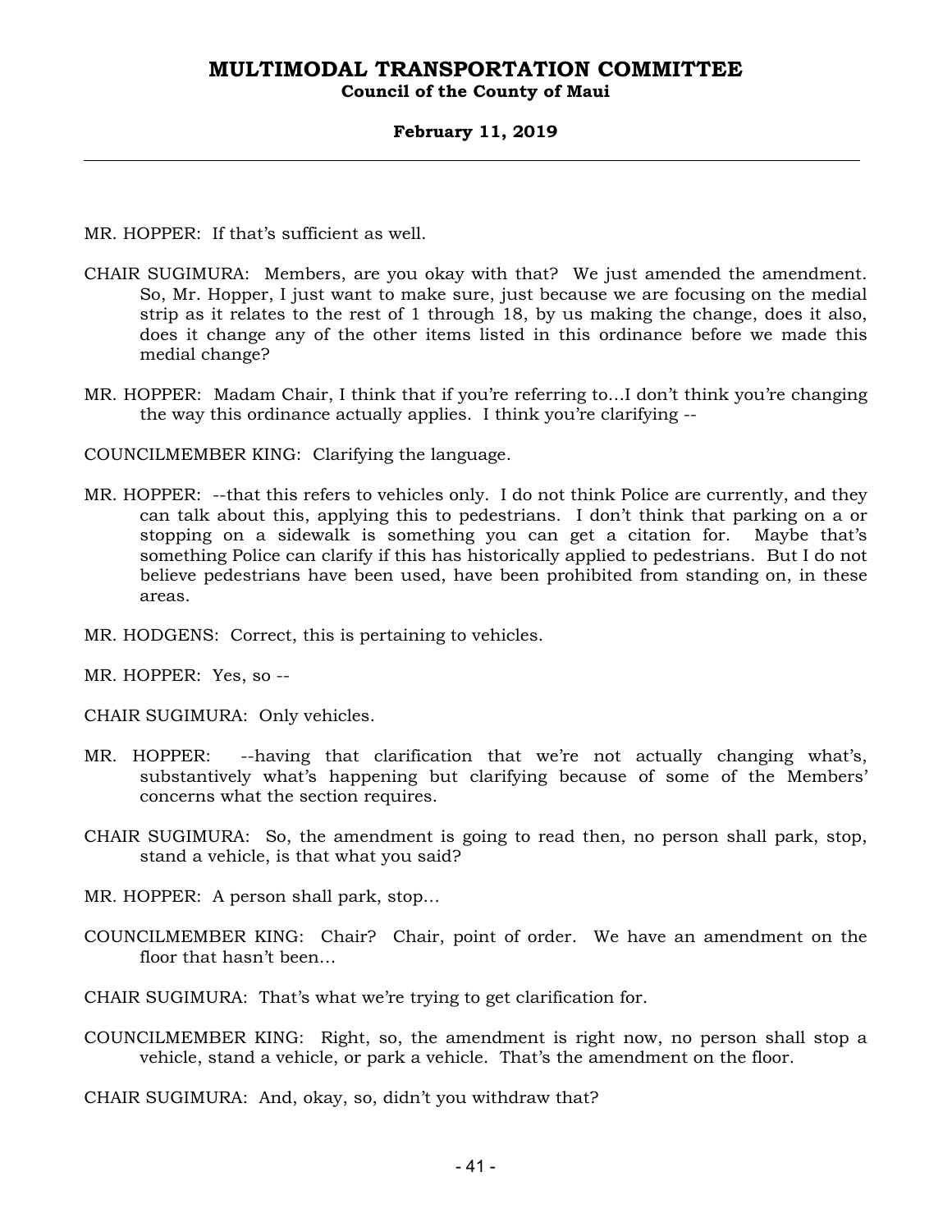MR. HOPPER: If that's sufficient as well.

CHAIR SUGIMURA: Members, are you okay with that? We just amended the amendment. So, Mr. Hopper, I just want to make sure, just because we are focusing on the medial strip as it relates to the rest of 1 through 18, by us making the change, does it also, does it change any of the other items listed in this ordinance before we made this medial change?

MR. HOPPER: Madam Chair, I think that if you're referring to…I don't think you're changing the way this ordinance actually applies. I think you're clarifying --

COUNCILMEMBER KING: Clarifying the language.

MR. HOPPER: --that this refers to vehicles only. I do not think Police are currently, and they can talk about this, applying this to pedestrians. I don't think that parking on a or stopping on a sidewalk is something you can get a citation for. Maybe that's something Police can clarify if this has historically applied to pedestrians. But I do not believe pedestrians have been used, have been prohibited from standing on, in these areas.

MR. HODGENS: Correct, this is pertaining to vehicles.

MR. HOPPER: Yes, so --

CHAIR SUGIMURA: Only vehicles.

MR. HOPPER: --having that clarification that we're not actually changing what's, substantively what's happening but clarifying because of some of the Members' concerns what the section requires.

CHAIR SUGIMURA: So, the amendment is going to read then, no person shall park, stop, stand a vehicle, is that what you said?

MR. HOPPER: A person shall park, stop…

COUNCILMEMBER KING: Chair? Chair, point of order. We have an amendment on the floor that hasn't been…

CHAIR SUGIMURA: That's what we're trying to get clarification for.

COUNCILMEMBER KING: Right, so, the amendment is right now, no person shall stop a vehicle, stand a vehicle, or park a vehicle. That's the amendment on the floor.

CHAIR SUGIMURA: And, okay, so, didn't you withdraw that?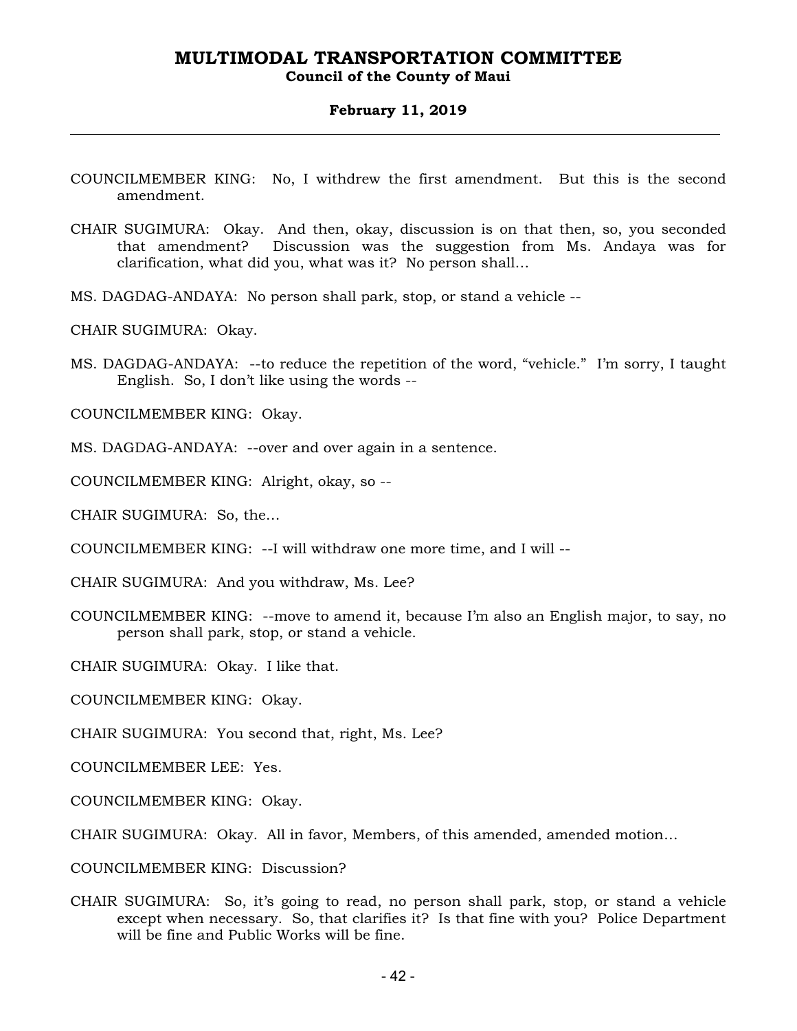COUNCILMEMBER KING: No, I withdrew the first amendment. But this is the second amendment.

CHAIR SUGIMURA: Okay. And then, okay, discussion is on that then, so, you seconded that amendment? Discussion was the suggestion from Ms. Andaya was for clarification, what did you, what was it? No person shall…

MS. DAGDAG-ANDAYA: No person shall park, stop, or stand a vehicle --

CHAIR SUGIMURA: Okay.

MS. DAGDAG-ANDAYA: --to reduce the repetition of the word, "vehicle." I'm sorry, I taught English. So, I don't like using the words --

COUNCILMEMBER KING: Okay.

MS. DAGDAG-ANDAYA: --over and over again in a sentence.

COUNCILMEMBER KING: Alright, okay, so --

CHAIR SUGIMURA: So, the…

COUNCILMEMBER KING: --I will withdraw one more time, and I will --

CHAIR SUGIMURA: And you withdraw, Ms. Lee?

COUNCILMEMBER KING: --move to amend it, because I'm also an English major, to say, no person shall park, stop, or stand a vehicle.

CHAIR SUGIMURA: Okay. I like that.

COUNCILMEMBER KING: Okay.

CHAIR SUGIMURA: You second that, right, Ms. Lee?

COUNCILMEMBER LEE: Yes.

COUNCILMEMBER KING: Okay.

CHAIR SUGIMURA: Okay. All in favor, Members, of this amended, amended motion…

COUNCILMEMBER KING: Discussion?

CHAIR SUGIMURA: So, it's going to read, no person shall park, stop, or stand a vehicle except when necessary. So, that clarifies it? Is that fine with you? Police Department will be fine and Public Works will be fine.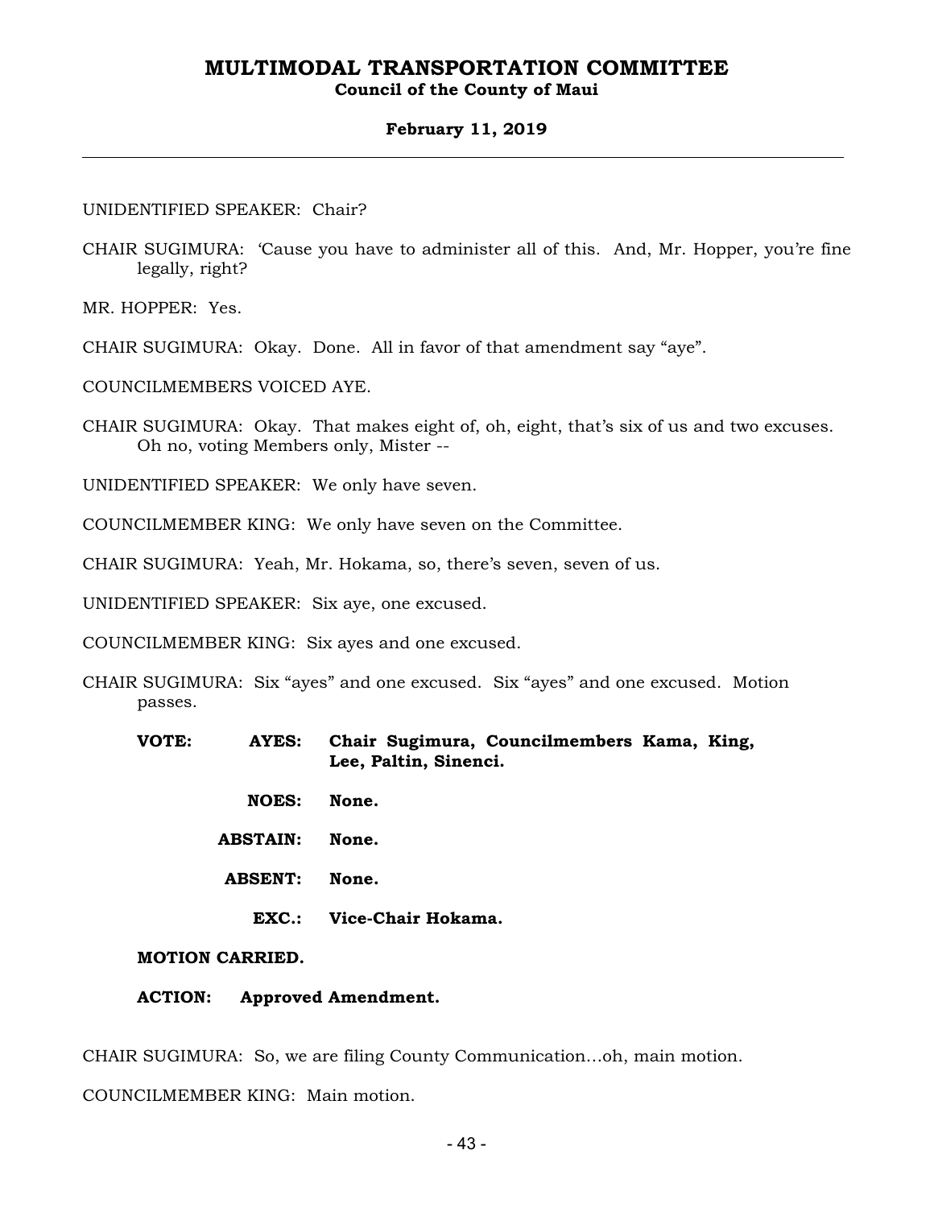UNIDENTIFIED SPEAKER: Chair?

CHAIR SUGIMURA: 'Cause you have to administer all of this. And, Mr. Hopper, you're fine legally, right?

MR. HOPPER: Yes.

CHAIR SUGIMURA: Okay. Done. All in favor of that amendment say "aye".

COUNCILMEMBERS VOICED AYE.

CHAIR SUGIMURA: Okay. That makes eight of, oh, eight, that's six of us and two excuses. Oh no, voting Members only, Mister --

UNIDENTIFIED SPEAKER: We only have seven.

COUNCILMEMBER KING: We only have seven on the Committee.

CHAIR SUGIMURA: Yeah, Mr. Hokama, so, there's seven, seven of us.

UNIDENTIFIED SPEAKER: Six aye, one excused.

COUNCILMEMBER KING: Six ayes and one excused.

CHAIR SUGIMURA: Six "ayes" and one excused. Six "ayes" and one excused. Motion passes.

**VOTE: AYES: Chair Sugimura, Councilmembers Kama, King, Lee, Paltin, Sinenci.**

**NOES: None.**

**ABSTAIN: None.**

**ABSENT: None.**

**EXC.: Vice-Chair Hokama.**

**MOTION CARRIED.**

**ACTION: Approved Amendment.**

CHAIR SUGIMURA: So, we are filing County Communication…oh, main motion.

COUNCILMEMBER KING: Main motion.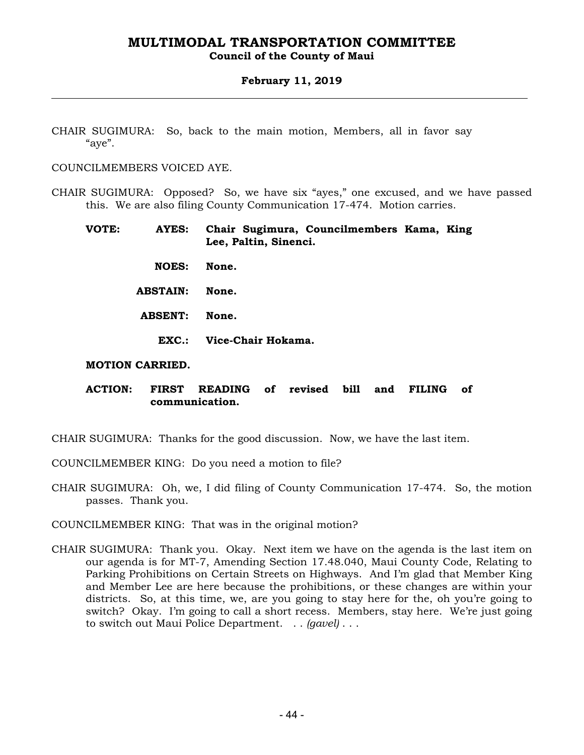CHAIR SUGIMURA: So, back to the main motion, Members, all in favor say "aye".

COUNCILMEMBERS VOICED AYE.

CHAIR SUGIMURA: Opposed? So, we have six "ayes," one excused, and we have passed this. We are also filing County Communication 17-474. Motion carries.

| | | |
|---|---|---|
| **VOTE:** | **AYES:** | **Chair Sugimura, Councilmembers Kama, King Lee, Paltin, Sinenci.** |
| | **NOES:** | **None.** |
| | **ABSTAIN:** | **None.** |
| | **ABSENT:** | **None.** |
| | **EXC.:** | **Vice-Chair Hokama.** |

**MOTION CARRIED.**

**ACTION: FIRST READING of revised bill and FILING of communication.**

CHAIR SUGIMURA: Thanks for the good discussion. Now, we have the last item.

COUNCILMEMBER KING: Do you need a motion to file?

CHAIR SUGIMURA: Oh, we, I did filing of County Communication 17-474. So, the motion passes. Thank you.

COUNCILMEMBER KING: That was in the original motion?

CHAIR SUGIMURA: Thank you. Okay. Next item we have on the agenda is the last item on our agenda is for MT-7, Amending Section 17.48.040, Maui County Code, Relating to Parking Prohibitions on Certain Streets on Highways. And I'm glad that Member King and Member Lee are here because the prohibitions, or these changes are within your districts. So, at this time, we, are you going to stay here for the, oh you're going to switch? Okay. I'm going to call a short recess. Members, stay here. We're just going to switch out Maui Police Department. . . *(gavel)* . . .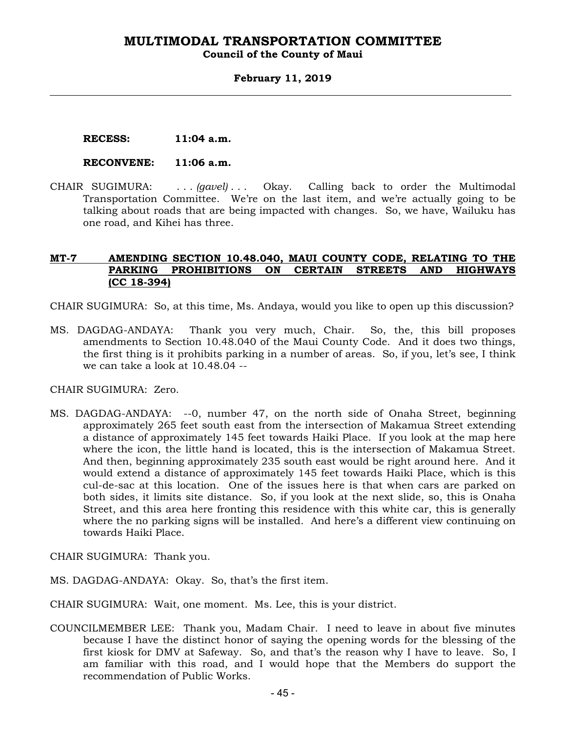**RECESS: 11:04 a.m.**

**RECONVENE: 11:06 a.m.**

CHAIR SUGIMURA: . . . *(gavel)* . . . Okay. Calling back to order the Multimodal Transportation Committee. We're on the last item, and we're actually going to be talking about roads that are being impacted with changes. So, we have, Wailuku has one road, and Kihei has three.

**MT-7 AMENDING SECTION 10.48.040, MAUI COUNTY CODE, RELATING TO THE PARKING PROHIBITIONS ON CERTAIN STREETS AND HIGHWAYS (CC 18-394)**

CHAIR SUGIMURA: So, at this time, Ms. Andaya, would you like to open up this discussion?

MS. DAGDAG-ANDAYA: Thank you very much, Chair. So, the, this bill proposes amendments to Section 10.48.040 of the Maui County Code. And it does two things, the first thing is it prohibits parking in a number of areas. So, if you, let's see, I think we can take a look at 10.48.04 --

CHAIR SUGIMURA: Zero.

MS. DAGDAG-ANDAYA: --0, number 47, on the north side of Onaha Street, beginning approximately 265 feet south east from the intersection of Makamua Street extending a distance of approximately 145 feet towards Haiki Place. If you look at the map here where the icon, the little hand is located, this is the intersection of Makamua Street. And then, beginning approximately 235 south east would be right around here. And it would extend a distance of approximately 145 feet towards Haiki Place, which is this cul-de-sac at this location. One of the issues here is that when cars are parked on both sides, it limits site distance. So, if you look at the next slide, so, this is Onaha Street, and this area here fronting this residence with this white car, this is generally where the no parking signs will be installed. And here's a different view continuing on towards Haiki Place.

CHAIR SUGIMURA: Thank you.

MS. DAGDAG-ANDAYA: Okay. So, that's the first item.

CHAIR SUGIMURA: Wait, one moment. Ms. Lee, this is your district.

COUNCILMEMBER LEE: Thank you, Madam Chair. I need to leave in about five minutes because I have the distinct honor of saying the opening words for the blessing of the first kiosk for DMV at Safeway. So, and that's the reason why I have to leave. So, I am familiar with this road, and I would hope that the Members do support the recommendation of Public Works.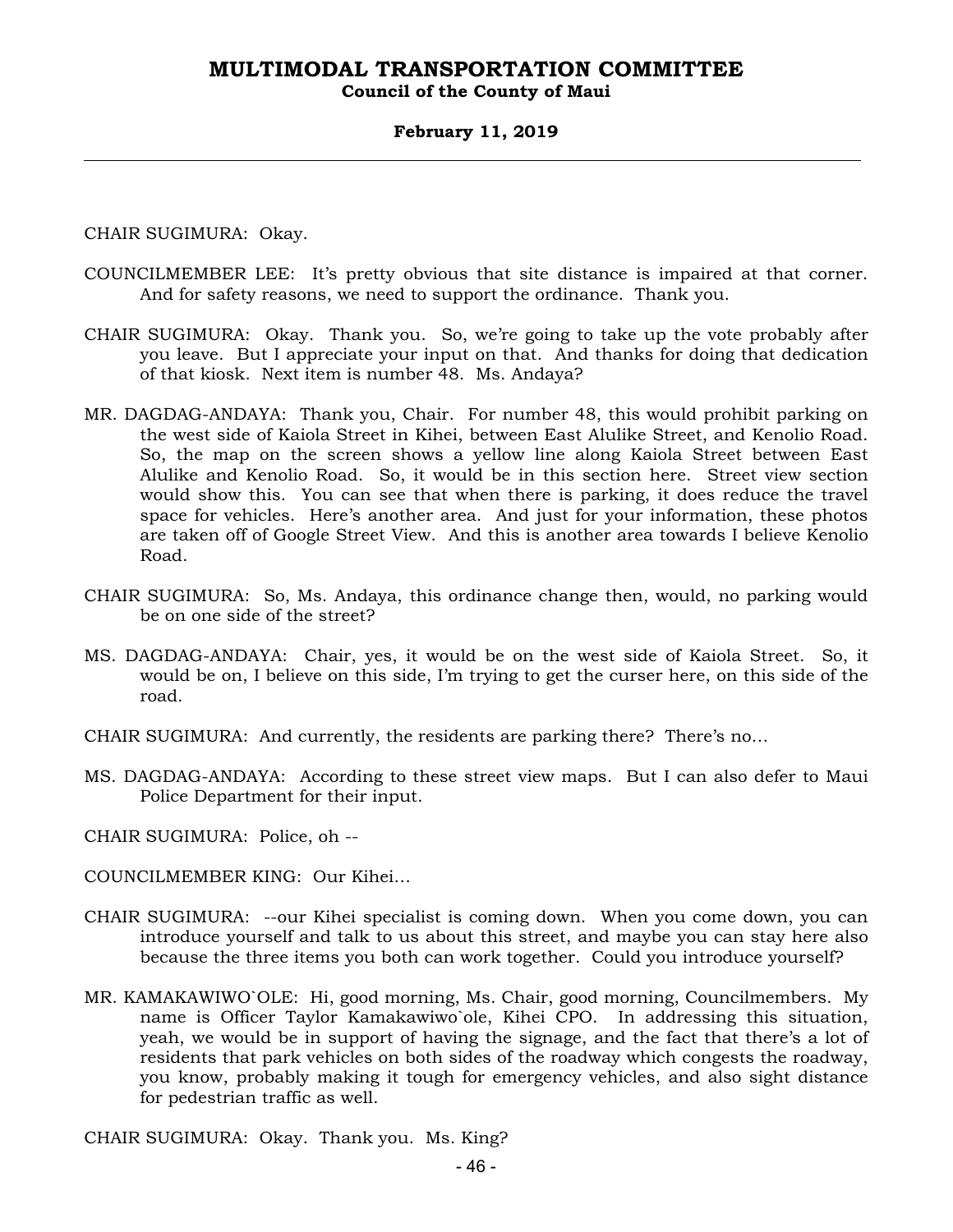CHAIR SUGIMURA: Okay.

COUNCILMEMBER LEE: It's pretty obvious that site distance is impaired at that corner. And for safety reasons, we need to support the ordinance. Thank you.

CHAIR SUGIMURA: Okay. Thank you. So, we're going to take up the vote probably after you leave. But I appreciate your input on that. And thanks for doing that dedication of that kiosk. Next item is number 48. Ms. Andaya?

MR. DAGDAG-ANDAYA: Thank you, Chair. For number 48, this would prohibit parking on the west side of Kaiola Street in Kihei, between East Alulike Street, and Kenolio Road. So, the map on the screen shows a yellow line along Kaiola Street between East Alulike and Kenolio Road. So, it would be in this section here. Street view section would show this. You can see that when there is parking, it does reduce the travel space for vehicles. Here's another area. And just for your information, these photos are taken off of Google Street View. And this is another area towards I believe Kenolio Road.

CHAIR SUGIMURA: So, Ms. Andaya, this ordinance change then, would, no parking would be on one side of the street?

MS. DAGDAG-ANDAYA: Chair, yes, it would be on the west side of Kaiola Street. So, it would be on, I believe on this side, I'm trying to get the curser here, on this side of the road.

CHAIR SUGIMURA: And currently, the residents are parking there? There's no…

MS. DAGDAG-ANDAYA: According to these street view maps. But I can also defer to Maui Police Department for their input.

CHAIR SUGIMURA: Police, oh --

COUNCILMEMBER KING: Our Kihei…

CHAIR SUGIMURA: --our Kihei specialist is coming down. When you come down, you can introduce yourself and talk to us about this street, and maybe you can stay here also because the three items you both can work together. Could you introduce yourself?

MR. KAMAKAWIWO`OLE: Hi, good morning, Ms. Chair, good morning, Councilmembers. My name is Officer Taylor Kamakawiwo`ole, Kihei CPO. In addressing this situation, yeah, we would be in support of having the signage, and the fact that there's a lot of residents that park vehicles on both sides of the roadway which congests the roadway, you know, probably making it tough for emergency vehicles, and also sight distance for pedestrian traffic as well.

CHAIR SUGIMURA: Okay. Thank you. Ms. King?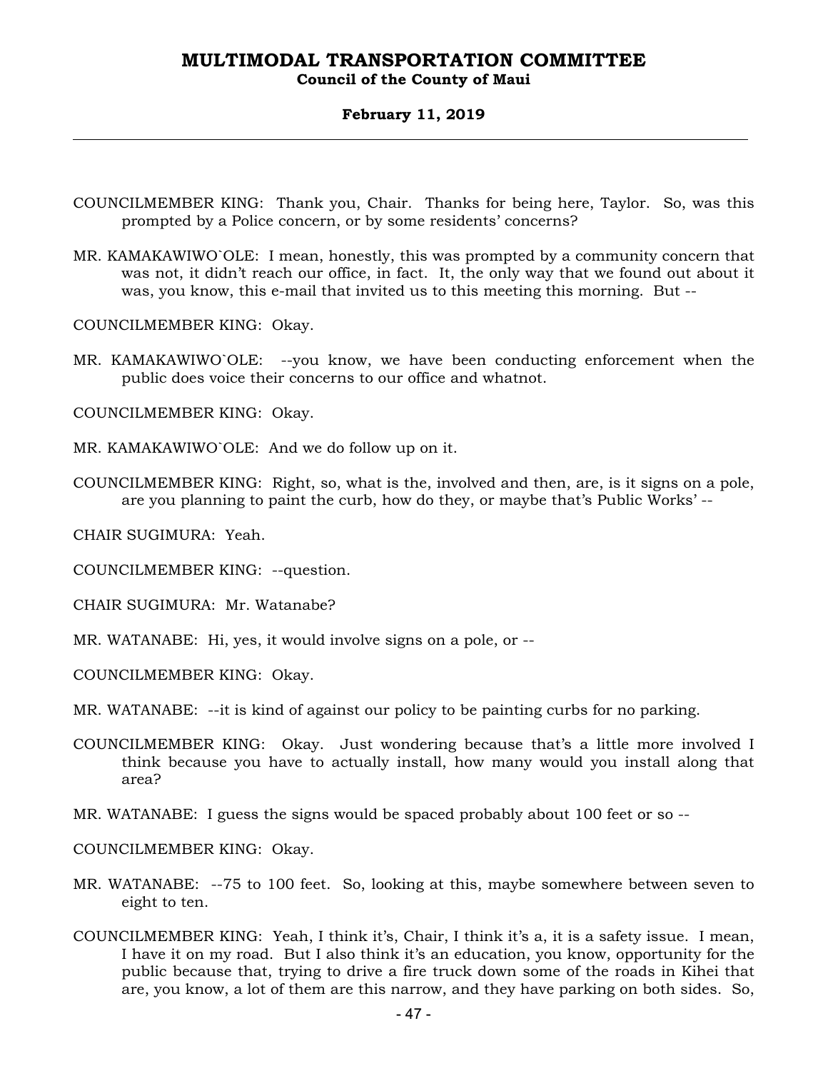COUNCILMEMBER KING: Thank you, Chair. Thanks for being here, Taylor. So, was this prompted by a Police concern, or by some residents' concerns?

MR. KAMAKAWIWO`OLE: I mean, honestly, this was prompted by a community concern that was not, it didn't reach our office, in fact. It, the only way that we found out about it was, you know, this e-mail that invited us to this meeting this morning. But --

COUNCILMEMBER KING: Okay.

MR. KAMAKAWIWO`OLE: --you know, we have been conducting enforcement when the public does voice their concerns to our office and whatnot.

COUNCILMEMBER KING: Okay.

MR. KAMAKAWIWO`OLE: And we do follow up on it.

COUNCILMEMBER KING: Right, so, what is the, involved and then, are, is it signs on a pole, are you planning to paint the curb, how do they, or maybe that's Public Works' --

CHAIR SUGIMURA: Yeah.

COUNCILMEMBER KING: --question.

CHAIR SUGIMURA: Mr. Watanabe?

MR. WATANABE: Hi, yes, it would involve signs on a pole, or --

COUNCILMEMBER KING: Okay.

MR. WATANABE: --it is kind of against our policy to be painting curbs for no parking.

COUNCILMEMBER KING: Okay. Just wondering because that's a little more involved I think because you have to actually install, how many would you install along that area?

MR. WATANABE: I guess the signs would be spaced probably about 100 feet or so --

COUNCILMEMBER KING: Okay.

MR. WATANABE: --75 to 100 feet. So, looking at this, maybe somewhere between seven to eight to ten.

COUNCILMEMBER KING: Yeah, I think it's, Chair, I think it's a, it is a safety issue. I mean, I have it on my road. But I also think it's an education, you know, opportunity for the public because that, trying to drive a fire truck down some of the roads in Kihei that are, you know, a lot of them are this narrow, and they have parking on both sides. So,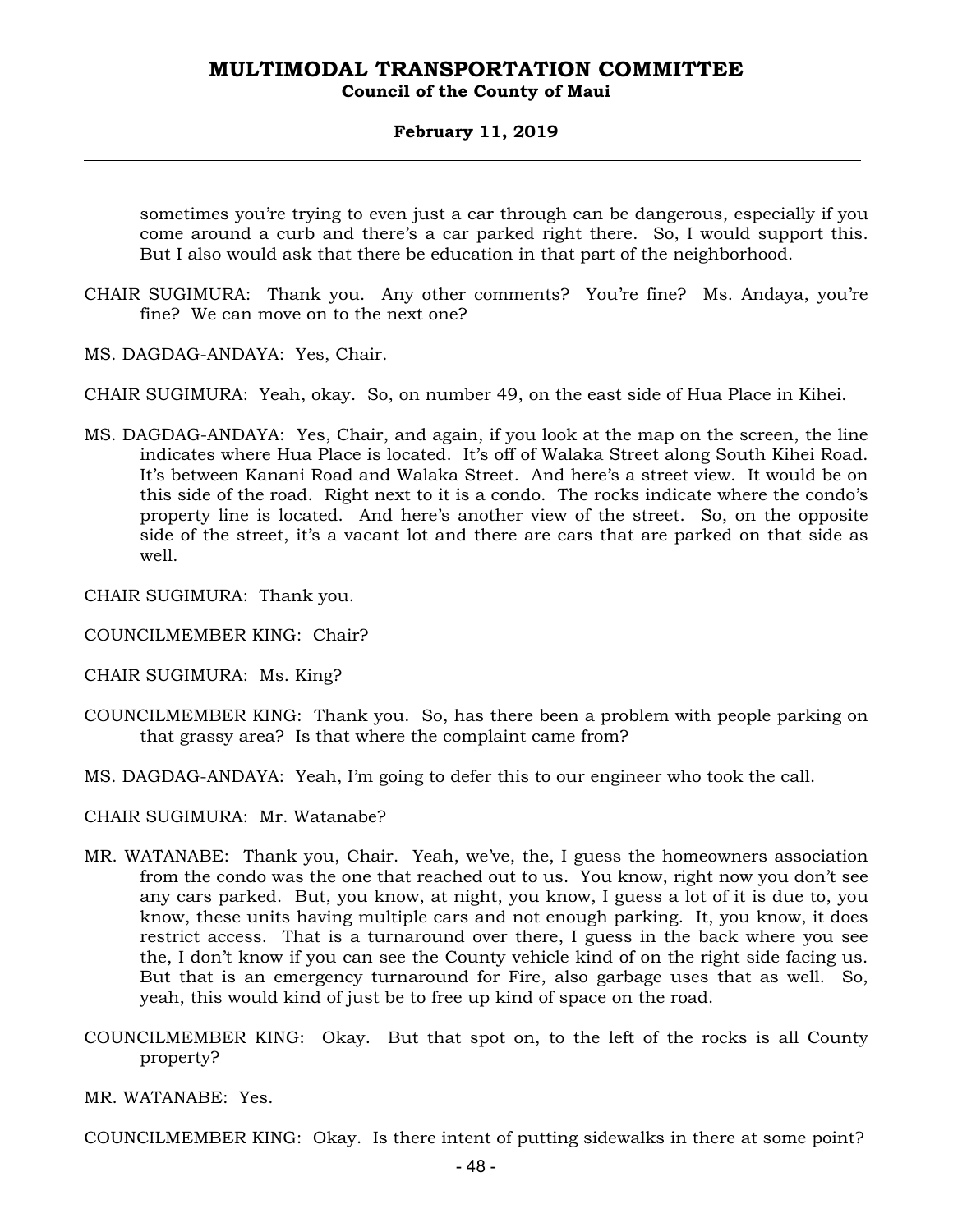sometimes you're trying to even just a car through can be dangerous, especially if you come around a curb and there's a car parked right there. So, I would support this. But I also would ask that there be education in that part of the neighborhood.

CHAIR SUGIMURA: Thank you. Any other comments? You're fine? Ms. Andaya, you're fine? We can move on to the next one?

MS. DAGDAG-ANDAYA: Yes, Chair.

CHAIR SUGIMURA: Yeah, okay. So, on number 49, on the east side of Hua Place in Kihei.

MS. DAGDAG-ANDAYA: Yes, Chair, and again, if you look at the map on the screen, the line indicates where Hua Place is located. It's off of Walaka Street along South Kihei Road. It's between Kanani Road and Walaka Street. And here's a street view. It would be on this side of the road. Right next to it is a condo. The rocks indicate where the condo's property line is located. And here's another view of the street. So, on the opposite side of the street, it's a vacant lot and there are cars that are parked on that side as well.

CHAIR SUGIMURA: Thank you.

COUNCILMEMBER KING: Chair?

CHAIR SUGIMURA: Ms. King?

COUNCILMEMBER KING: Thank you. So, has there been a problem with people parking on that grassy area? Is that where the complaint came from?

MS. DAGDAG-ANDAYA: Yeah, I'm going to defer this to our engineer who took the call.

CHAIR SUGIMURA: Mr. Watanabe?

MR. WATANABE: Thank you, Chair. Yeah, we've, the, I guess the homeowners association from the condo was the one that reached out to us. You know, right now you don't see any cars parked. But, you know, at night, you know, I guess a lot of it is due to, you know, these units having multiple cars and not enough parking. It, you know, it does restrict access. That is a turnaround over there, I guess in the back where you see the, I don't know if you can see the County vehicle kind of on the right side facing us. But that is an emergency turnaround for Fire, also garbage uses that as well. So, yeah, this would kind of just be to free up kind of space on the road.

COUNCILMEMBER KING: Okay. But that spot on, to the left of the rocks is all County property?

MR. WATANABE: Yes.

COUNCILMEMBER KING: Okay. Is there intent of putting sidewalks in there at some point?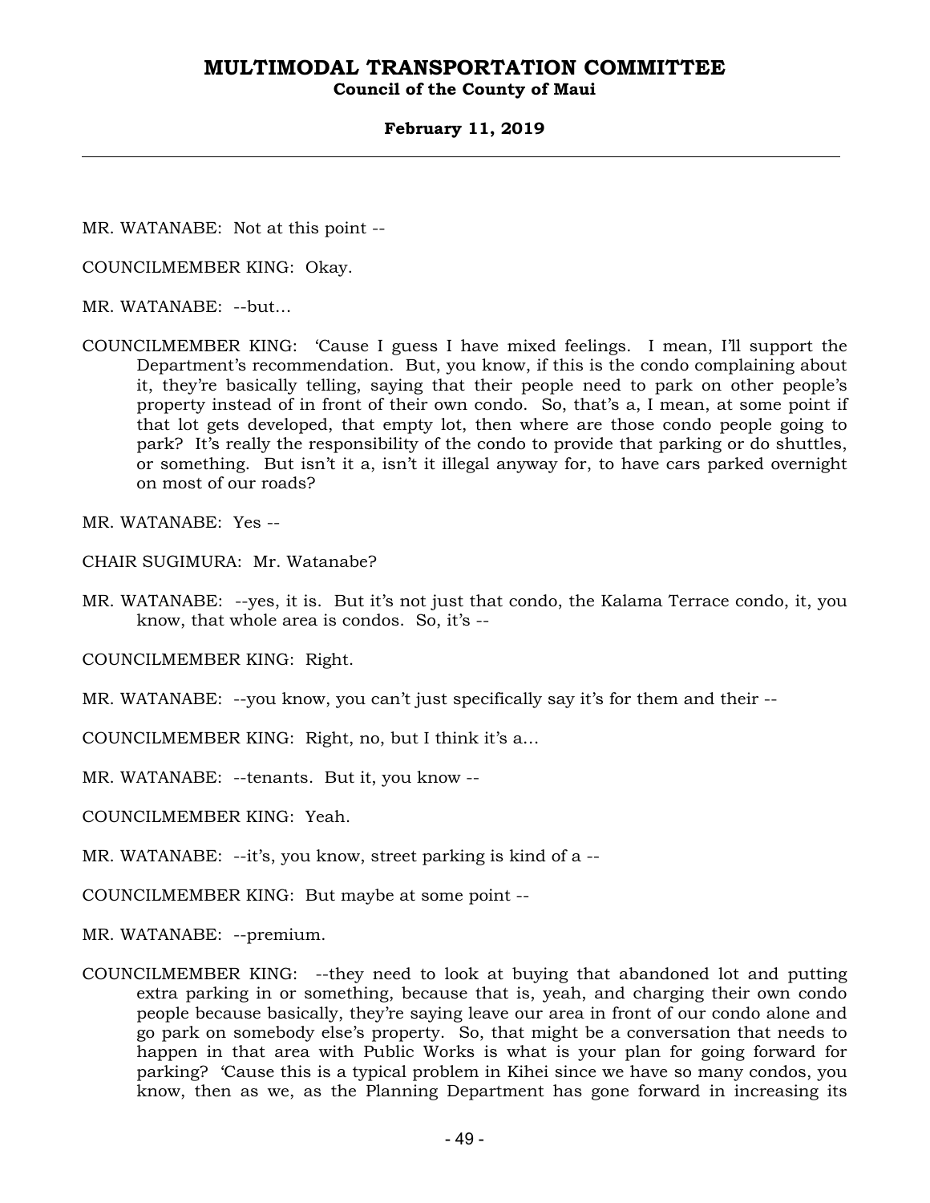MR. WATANABE: Not at this point --

COUNCILMEMBER KING: Okay.

MR. WATANABE: --but...

COUNCILMEMBER KING: 'Cause I guess I have mixed feelings. I mean, I'll support the Department's recommendation. But, you know, if this is the condo complaining about it, they're basically telling, saying that their people need to park on other people's property instead of in front of their own condo. So, that's a, I mean, at some point if that lot gets developed, that empty lot, then where are those condo people going to park? It's really the responsibility of the condo to provide that parking or do shuttles, or something. But isn't it a, isn't it illegal anyway for, to have cars parked overnight on most of our roads?

MR. WATANABE: Yes --

CHAIR SUGIMURA: Mr. Watanabe?

MR. WATANABE: --yes, it is. But it's not just that condo, the Kalama Terrace condo, it, you know, that whole area is condos. So, it's --

COUNCILMEMBER KING: Right.

MR. WATANABE: --you know, you can't just specifically say it's for them and their --

COUNCILMEMBER KING: Right, no, but I think it's a...

MR. WATANABE: --tenants. But it, you know --

COUNCILMEMBER KING: Yeah.

MR. WATANABE: --it's, you know, street parking is kind of a --

COUNCILMEMBER KING: But maybe at some point --

MR. WATANABE: --premium.

COUNCILMEMBER KING: --they need to look at buying that abandoned lot and putting extra parking in or something, because that is, yeah, and charging their own condo people because basically, they're saying leave our area in front of our condo alone and go park on somebody else's property. So, that might be a conversation that needs to happen in that area with Public Works is what is your plan for going forward for parking? 'Cause this is a typical problem in Kihei since we have so many condos, you know, then as we, as the Planning Department has gone forward in increasing its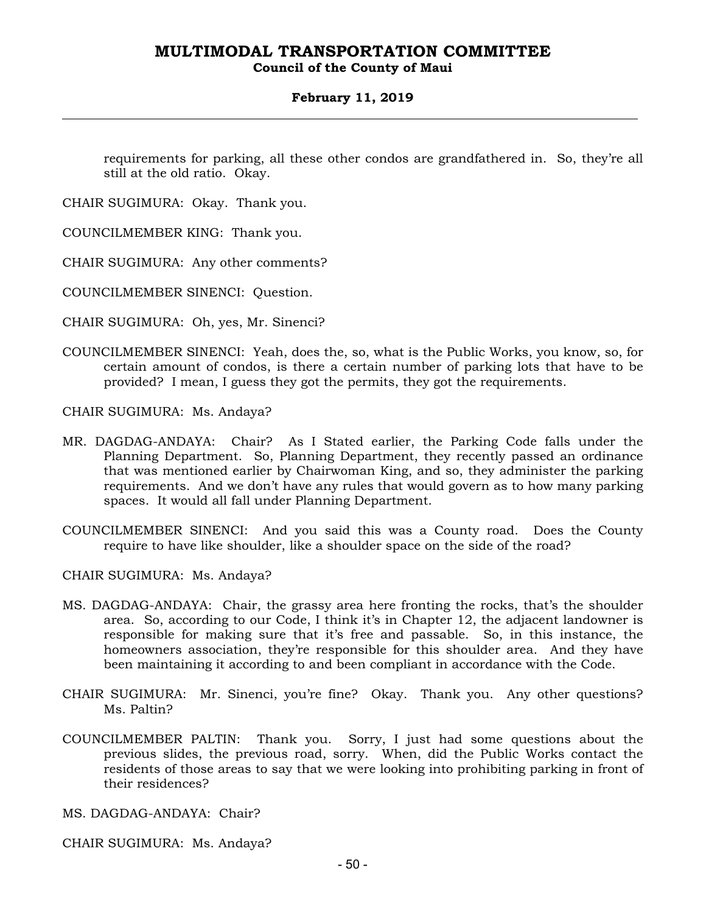requirements for parking, all these other condos are grandfathered in. So, they're all still at the old ratio. Okay.

CHAIR SUGIMURA: Okay. Thank you.

COUNCILMEMBER KING: Thank you.

CHAIR SUGIMURA: Any other comments?

COUNCILMEMBER SINENCI: Question.

CHAIR SUGIMURA: Oh, yes, Mr. Sinenci?

COUNCILMEMBER SINENCI: Yeah, does the, so, what is the Public Works, you know, so, for certain amount of condos, is there a certain number of parking lots that have to be provided? I mean, I guess they got the permits, they got the requirements.

CHAIR SUGIMURA: Ms. Andaya?

MR. DAGDAG-ANDAYA: Chair? As I Stated earlier, the Parking Code falls under the Planning Department. So, Planning Department, they recently passed an ordinance that was mentioned earlier by Chairwoman King, and so, they administer the parking requirements. And we don't have any rules that would govern as to how many parking spaces. It would all fall under Planning Department.

COUNCILMEMBER SINENCI: And you said this was a County road. Does the County require to have like shoulder, like a shoulder space on the side of the road?

CHAIR SUGIMURA: Ms. Andaya?

MS. DAGDAG-ANDAYA: Chair, the grassy area here fronting the rocks, that's the shoulder area. So, according to our Code, I think it's in Chapter 12, the adjacent landowner is responsible for making sure that it's free and passable. So, in this instance, the homeowners association, they're responsible for this shoulder area. And they have been maintaining it according to and been compliant in accordance with the Code.

CHAIR SUGIMURA: Mr. Sinenci, you're fine? Okay. Thank you. Any other questions? Ms. Paltin?

COUNCILMEMBER PALTIN: Thank you. Sorry, I just had some questions about the previous slides, the previous road, sorry. When, did the Public Works contact the residents of those areas to say that we were looking into prohibiting parking in front of their residences?

MS. DAGDAG-ANDAYA: Chair?

CHAIR SUGIMURA: Ms. Andaya?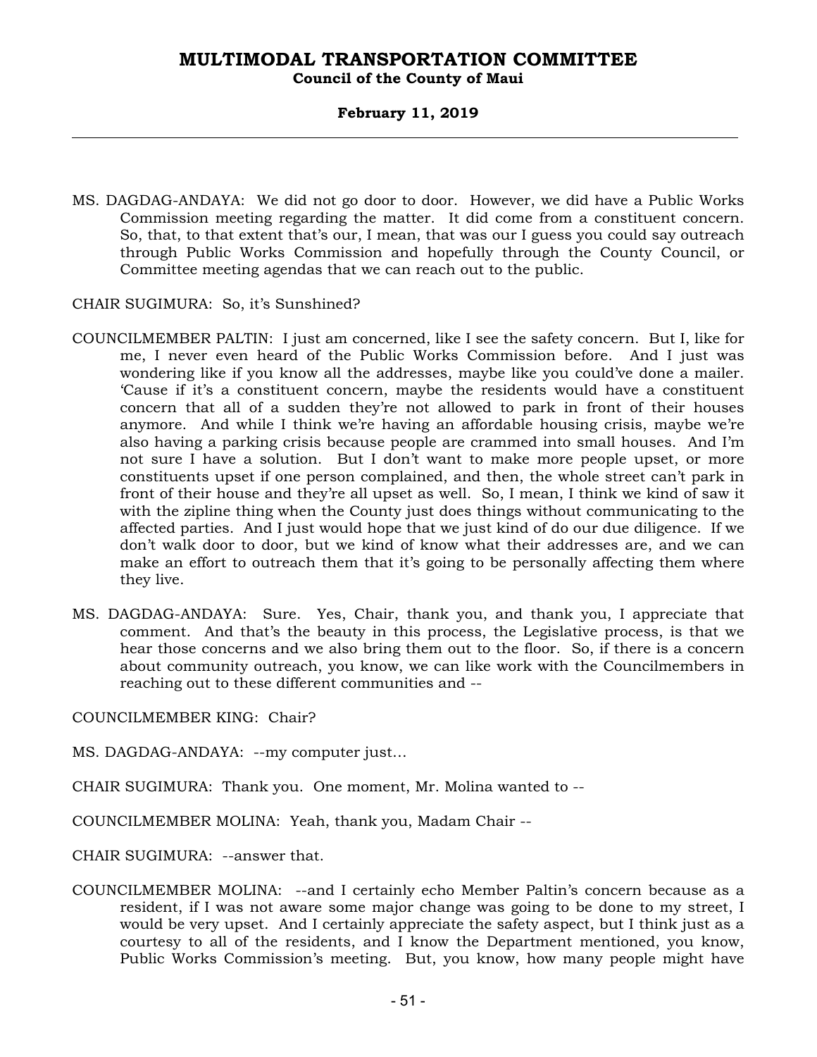MS. DAGDAG-ANDAYA: We did not go door to door. However, we did have a Public Works Commission meeting regarding the matter. It did come from a constituent concern. So, that, to that extent that's our, I mean, that was our I guess you could say outreach through Public Works Commission and hopefully through the County Council, or Committee meeting agendas that we can reach out to the public.

CHAIR SUGIMURA: So, it's Sunshined?

COUNCILMEMBER PALTIN: I just am concerned, like I see the safety concern. But I, like for me, I never even heard of the Public Works Commission before. And I just was wondering like if you know all the addresses, maybe like you could've done a mailer. 'Cause if it's a constituent concern, maybe the residents would have a constituent concern that all of a sudden they're not allowed to park in front of their houses anymore. And while I think we're having an affordable housing crisis, maybe we're also having a parking crisis because people are crammed into small houses. And I'm not sure I have a solution. But I don't want to make more people upset, or more constituents upset if one person complained, and then, the whole street can't park in front of their house and they're all upset as well. So, I mean, I think we kind of saw it with the zipline thing when the County just does things without communicating to the affected parties. And I just would hope that we just kind of do our due diligence. If we don't walk door to door, but we kind of know what their addresses are, and we can make an effort to outreach them that it's going to be personally affecting them where they live.

MS. DAGDAG-ANDAYA: Sure. Yes, Chair, thank you, and thank you, I appreciate that comment. And that's the beauty in this process, the Legislative process, is that we hear those concerns and we also bring them out to the floor. So, if there is a concern about community outreach, you know, we can like work with the Councilmembers in reaching out to these different communities and --

COUNCILMEMBER KING: Chair?

MS. DAGDAG-ANDAYA: --my computer just...

CHAIR SUGIMURA: Thank you. One moment, Mr. Molina wanted to --

COUNCILMEMBER MOLINA: Yeah, thank you, Madam Chair --

CHAIR SUGIMURA: --answer that.

COUNCILMEMBER MOLINA: --and I certainly echo Member Paltin's concern because as a resident, if I was not aware some major change was going to be done to my street, I would be very upset. And I certainly appreciate the safety aspect, but I think just as a courtesy to all of the residents, and I know the Department mentioned, you know, Public Works Commission's meeting. But, you know, how many people might have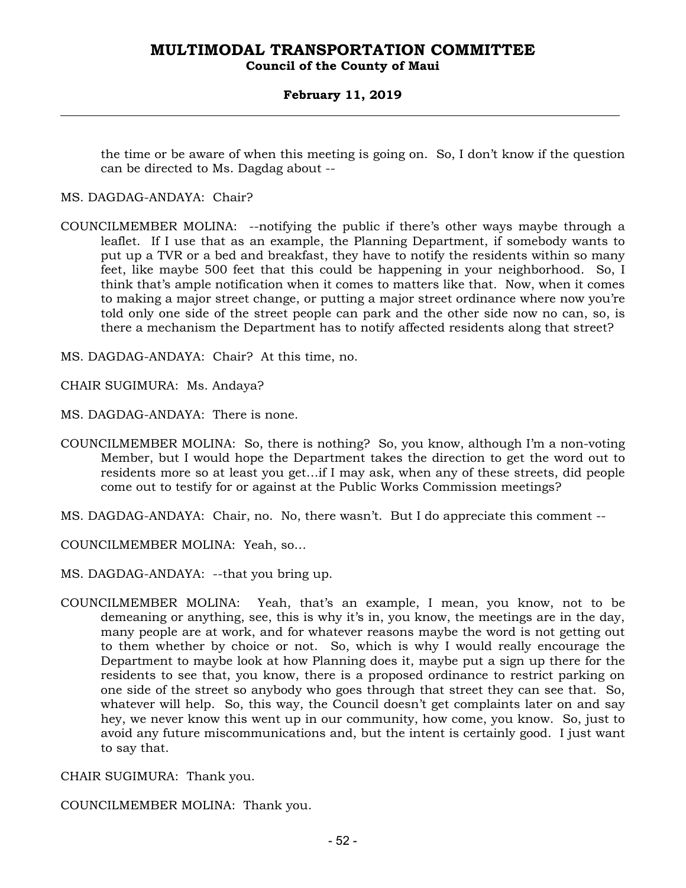the time or be aware of when this meeting is going on. So, I don't know if the question can be directed to Ms. Dagdag about --

MS. DAGDAG-ANDAYA: Chair?

COUNCILMEMBER MOLINA: --notifying the public if there's other ways maybe through a leaflet. If I use that as an example, the Planning Department, if somebody wants to put up a TVR or a bed and breakfast, they have to notify the residents within so many feet, like maybe 500 feet that this could be happening in your neighborhood. So, I think that's ample notification when it comes to matters like that. Now, when it comes to making a major street change, or putting a major street ordinance where now you're told only one side of the street people can park and the other side now no can, so, is there a mechanism the Department has to notify affected residents along that street?

MS. DAGDAG-ANDAYA: Chair? At this time, no.

CHAIR SUGIMURA: Ms. Andaya?

MS. DAGDAG-ANDAYA: There is none.

COUNCILMEMBER MOLINA: So, there is nothing? So, you know, although I'm a non-voting Member, but I would hope the Department takes the direction to get the word out to residents more so at least you get…if I may ask, when any of these streets, did people come out to testify for or against at the Public Works Commission meetings?

MS. DAGDAG-ANDAYA: Chair, no. No, there wasn't. But I do appreciate this comment --

COUNCILMEMBER MOLINA: Yeah, so…

MS. DAGDAG-ANDAYA: --that you bring up.

COUNCILMEMBER MOLINA: Yeah, that's an example, I mean, you know, not to be demeaning or anything, see, this is why it's in, you know, the meetings are in the day, many people are at work, and for whatever reasons maybe the word is not getting out to them whether by choice or not. So, which is why I would really encourage the Department to maybe look at how Planning does it, maybe put a sign up there for the residents to see that, you know, there is a proposed ordinance to restrict parking on one side of the street so anybody who goes through that street they can see that. So, whatever will help. So, this way, the Council doesn't get complaints later on and say hey, we never know this went up in our community, how come, you know. So, just to avoid any future miscommunications and, but the intent is certainly good. I just want to say that.

CHAIR SUGIMURA: Thank you.

COUNCILMEMBER MOLINA: Thank you.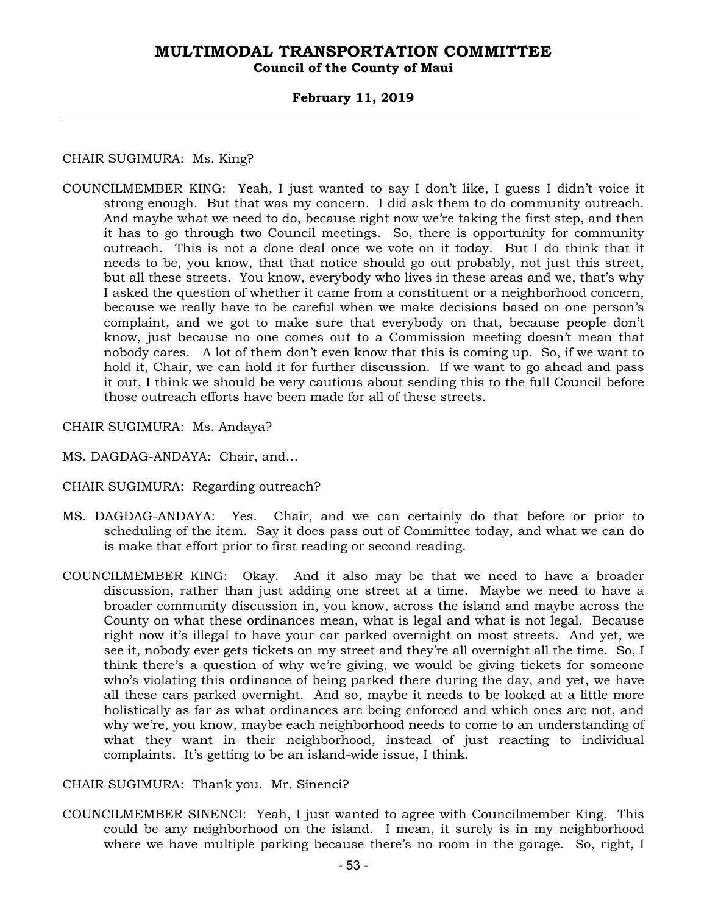CHAIR SUGIMURA: Ms. King?

COUNCILMEMBER KING: Yeah, I just wanted to say I don't like, I guess I didn't voice it strong enough. But that was my concern. I did ask them to do community outreach. And maybe what we need to do, because right now we're taking the first step, and then it has to go through two Council meetings. So, there is opportunity for community outreach. This is not a done deal once we vote on it today. But I do think that it needs to be, you know, that that notice should go out probably, not just this street, but all these streets. You know, everybody who lives in these areas and we, that's why I asked the question of whether it came from a constituent or a neighborhood concern, because we really have to be careful when we make decisions based on one person's complaint, and we got to make sure that everybody on that, because people don't know, just because no one comes out to a Commission meeting doesn't mean that nobody cares. A lot of them don't even know that this is coming up. So, if we want to hold it, Chair, we can hold it for further discussion. If we want to go ahead and pass it out, I think we should be very cautious about sending this to the full Council before those outreach efforts have been made for all of these streets.

CHAIR SUGIMURA: Ms. Andaya?

MS. DAGDAG-ANDAYA: Chair, and...

CHAIR SUGIMURA: Regarding outreach?

MS. DAGDAG-ANDAYA: Yes. Chair, and we can certainly do that before or prior to scheduling of the item. Say it does pass out of Committee today, and what we can do is make that effort prior to first reading or second reading.

COUNCILMEMBER KING: Okay. And it also may be that we need to have a broader discussion, rather than just adding one street at a time. Maybe we need to have a broader community discussion in, you know, across the island and maybe across the County on what these ordinances mean, what is legal and what is not legal. Because right now it's illegal to have your car parked overnight on most streets. And yet, we see it, nobody ever gets tickets on my street and they're all overnight all the time. So, I think there's a question of why we're giving, we would be giving tickets for someone who's violating this ordinance of being parked there during the day, and yet, we have all these cars parked overnight. And so, maybe it needs to be looked at a little more holistically as far as what ordinances are being enforced and which ones are not, and why we're, you know, maybe each neighborhood needs to come to an understanding of what they want in their neighborhood, instead of just reacting to individual complaints. It's getting to be an island-wide issue, I think.

CHAIR SUGIMURA: Thank you. Mr. Sinenci?

COUNCILMEMBER SINENCI: Yeah, I just wanted to agree with Councilmember King. This could be any neighborhood on the island. I mean, it surely is in my neighborhood where we have multiple parking because there's no room in the garage. So, right, I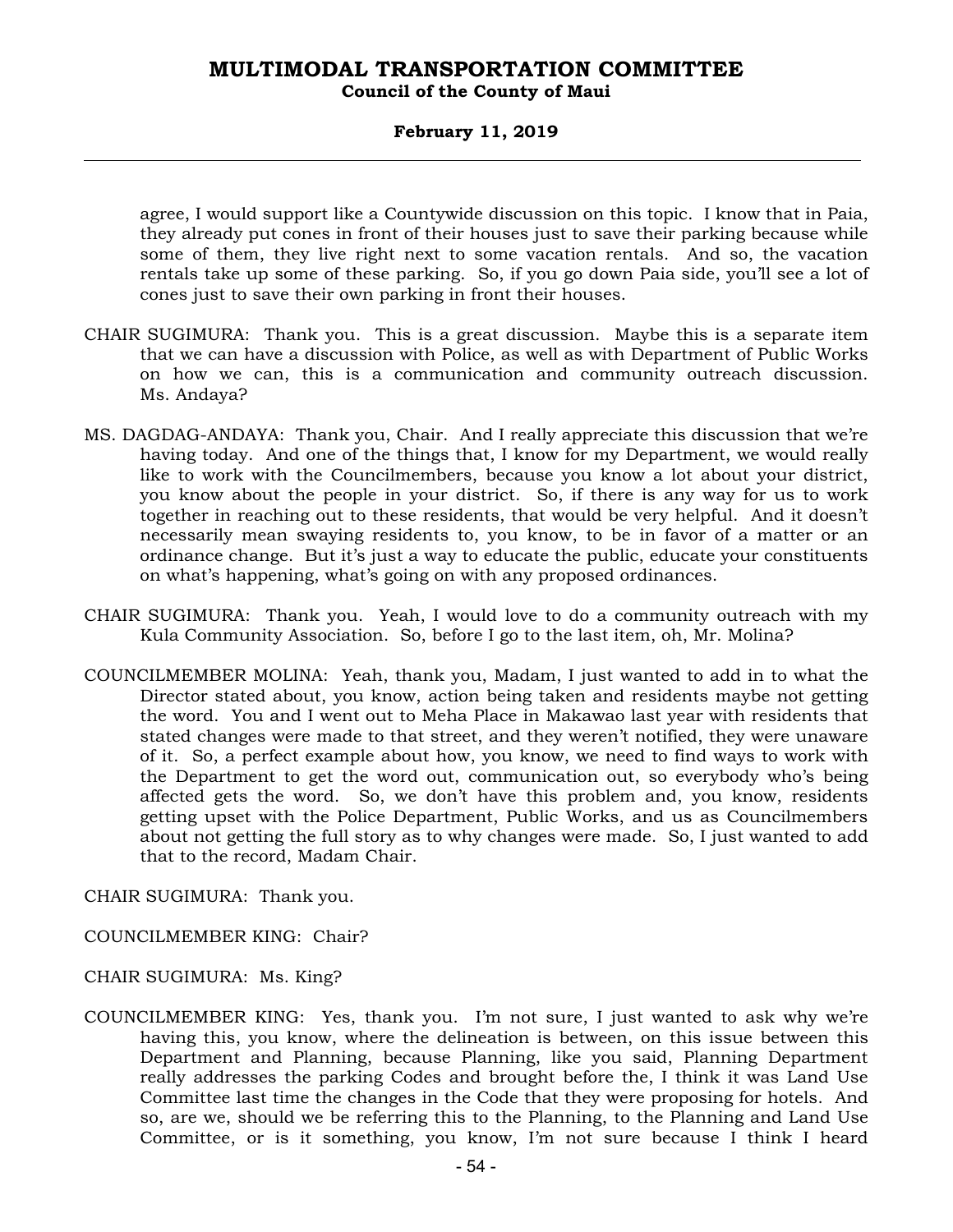agree, I would support like a Countywide discussion on this topic. I know that in Paia, they already put cones in front of their houses just to save their parking because while some of them, they live right next to some vacation rentals. And so, the vacation rentals take up some of these parking. So, if you go down Paia side, you'll see a lot of cones just to save their own parking in front their houses.

CHAIR SUGIMURA: Thank you. This is a great discussion. Maybe this is a separate item that we can have a discussion with Police, as well as with Department of Public Works on how we can, this is a communication and community outreach discussion. Ms. Andaya?

MS. DAGDAG-ANDAYA: Thank you, Chair. And I really appreciate this discussion that we're having today. And one of the things that, I know for my Department, we would really like to work with the Councilmembers, because you know a lot about your district, you know about the people in your district. So, if there is any way for us to work together in reaching out to these residents, that would be very helpful. And it doesn't necessarily mean swaying residents to, you know, to be in favor of a matter or an ordinance change. But it's just a way to educate the public, educate your constituents on what's happening, what's going on with any proposed ordinances.

CHAIR SUGIMURA: Thank you. Yeah, I would love to do a community outreach with my Kula Community Association. So, before I go to the last item, oh, Mr. Molina?

COUNCILMEMBER MOLINA: Yeah, thank you, Madam, I just wanted to add in to what the Director stated about, you know, action being taken and residents maybe not getting the word. You and I went out to Meha Place in Makawao last year with residents that stated changes were made to that street, and they weren't notified, they were unaware of it. So, a perfect example about how, you know, we need to find ways to work with the Department to get the word out, communication out, so everybody who's being affected gets the word. So, we don't have this problem and, you know, residents getting upset with the Police Department, Public Works, and us as Councilmembers about not getting the full story as to why changes were made. So, I just wanted to add that to the record, Madam Chair.

CHAIR SUGIMURA: Thank you.

COUNCILMEMBER KING: Chair?

CHAIR SUGIMURA: Ms. King?

COUNCILMEMBER KING: Yes, thank you. I'm not sure, I just wanted to ask why we're having this, you know, where the delineation is between, on this issue between this Department and Planning, because Planning, like you said, Planning Department really addresses the parking Codes and brought before the, I think it was Land Use Committee last time the changes in the Code that they were proposing for hotels. And so, are we, should we be referring this to the Planning, to the Planning and Land Use Committee, or is it something, you know, I'm not sure because I think I heard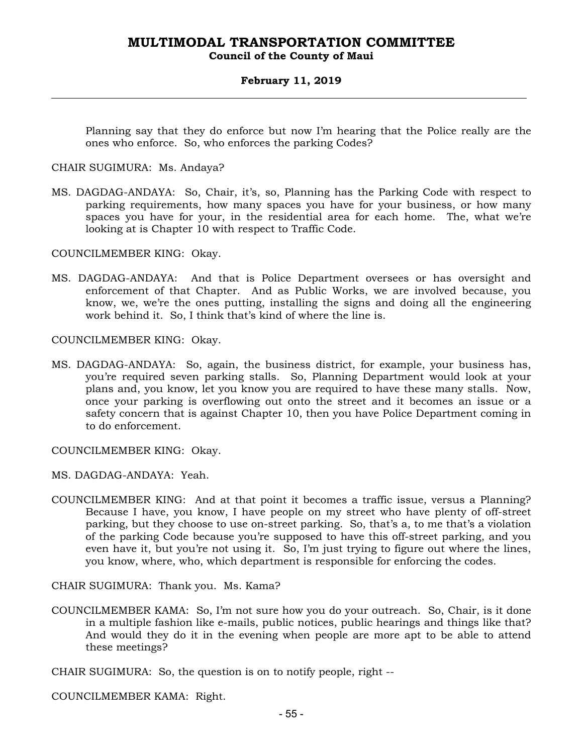Planning say that they do enforce but now I'm hearing that the Police really are the ones who enforce. So, who enforces the parking Codes?

CHAIR SUGIMURA: Ms. Andaya?

MS. DAGDAG-ANDAYA: So, Chair, it's, so, Planning has the Parking Code with respect to parking requirements, how many spaces you have for your business, or how many spaces you have for your, in the residential area for each home. The, what we're looking at is Chapter 10 with respect to Traffic Code.

COUNCILMEMBER KING: Okay.

MS. DAGDAG-ANDAYA: And that is Police Department oversees or has oversight and enforcement of that Chapter. And as Public Works, we are involved because, you know, we, we're the ones putting, installing the signs and doing all the engineering work behind it. So, I think that's kind of where the line is.

COUNCILMEMBER KING: Okay.

MS. DAGDAG-ANDAYA: So, again, the business district, for example, your business has, you're required seven parking stalls. So, Planning Department would look at your plans and, you know, let you know you are required to have these many stalls. Now, once your parking is overflowing out onto the street and it becomes an issue or a safety concern that is against Chapter 10, then you have Police Department coming in to do enforcement.

COUNCILMEMBER KING: Okay.

MS. DAGDAG-ANDAYA: Yeah.

COUNCILMEMBER KING: And at that point it becomes a traffic issue, versus a Planning? Because I have, you know, I have people on my street who have plenty of off-street parking, but they choose to use on-street parking. So, that's a, to me that's a violation of the parking Code because you're supposed to have this off-street parking, and you even have it, but you're not using it. So, I'm just trying to figure out where the lines, you know, where, who, which department is responsible for enforcing the codes.

CHAIR SUGIMURA: Thank you. Ms. Kama?

COUNCILMEMBER KAMA: So, I'm not sure how you do your outreach. So, Chair, is it done in a multiple fashion like e-mails, public notices, public hearings and things like that? And would they do it in the evening when people are more apt to be able to attend these meetings?

CHAIR SUGIMURA: So, the question is on to notify people, right --

COUNCILMEMBER KAMA: Right.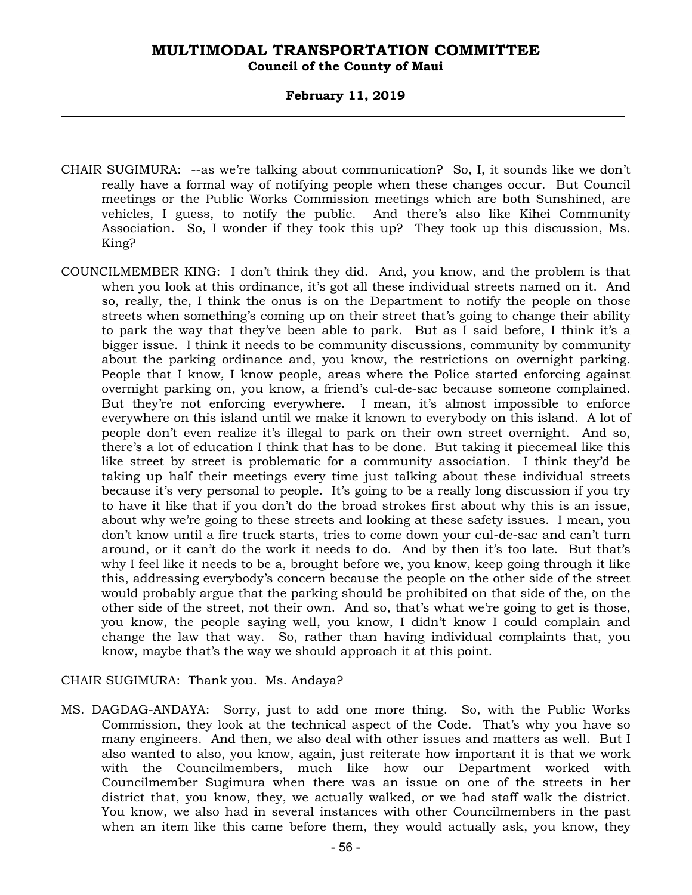CHAIR SUGIMURA: --as we're talking about communication? So, I, it sounds like we don't really have a formal way of notifying people when these changes occur. But Council meetings or the Public Works Commission meetings which are both Sunshined, are vehicles, I guess, to notify the public. And there's also like Kihei Community Association. So, I wonder if they took this up? They took up this discussion, Ms. King?

COUNCILMEMBER KING: I don't think they did. And, you know, and the problem is that when you look at this ordinance, it's got all these individual streets named on it. And so, really, the, I think the onus is on the Department to notify the people on those streets when something's coming up on their street that's going to change their ability to park the way that they've been able to park. But as I said before, I think it's a bigger issue. I think it needs to be community discussions, community by community about the parking ordinance and, you know, the restrictions on overnight parking. People that I know, I know people, areas where the Police started enforcing against overnight parking on, you know, a friend's cul-de-sac because someone complained. But they're not enforcing everywhere. I mean, it's almost impossible to enforce everywhere on this island until we make it known to everybody on this island. A lot of people don't even realize it's illegal to park on their own street overnight. And so, there's a lot of education I think that has to be done. But taking it piecemeal like this like street by street is problematic for a community association. I think they'd be taking up half their meetings every time just talking about these individual streets because it's very personal to people. It's going to be a really long discussion if you try to have it like that if you don't do the broad strokes first about why this is an issue, about why we're going to these streets and looking at these safety issues. I mean, you don't know until a fire truck starts, tries to come down your cul-de-sac and can't turn around, or it can't do the work it needs to do. And by then it's too late. But that's why I feel like it needs to be a, brought before we, you know, keep going through it like this, addressing everybody's concern because the people on the other side of the street would probably argue that the parking should be prohibited on that side of the, on the other side of the street, not their own. And so, that's what we're going to get is those, you know, the people saying well, you know, I didn't know I could complain and change the law that way. So, rather than having individual complaints that, you know, maybe that's the way we should approach it at this point.

CHAIR SUGIMURA: Thank you. Ms. Andaya?

MS. DAGDAG-ANDAYA: Sorry, just to add one more thing. So, with the Public Works Commission, they look at the technical aspect of the Code. That's why you have so many engineers. And then, we also deal with other issues and matters as well. But I also wanted to also, you know, again, just reiterate how important it is that we work with the Councilmembers, much like how our Department worked with Councilmember Sugimura when there was an issue on one of the streets in her district that, you know, they, we actually walked, or we had staff walk the district. You know, we also had in several instances with other Councilmembers in the past when an item like this came before them, they would actually ask, you know, they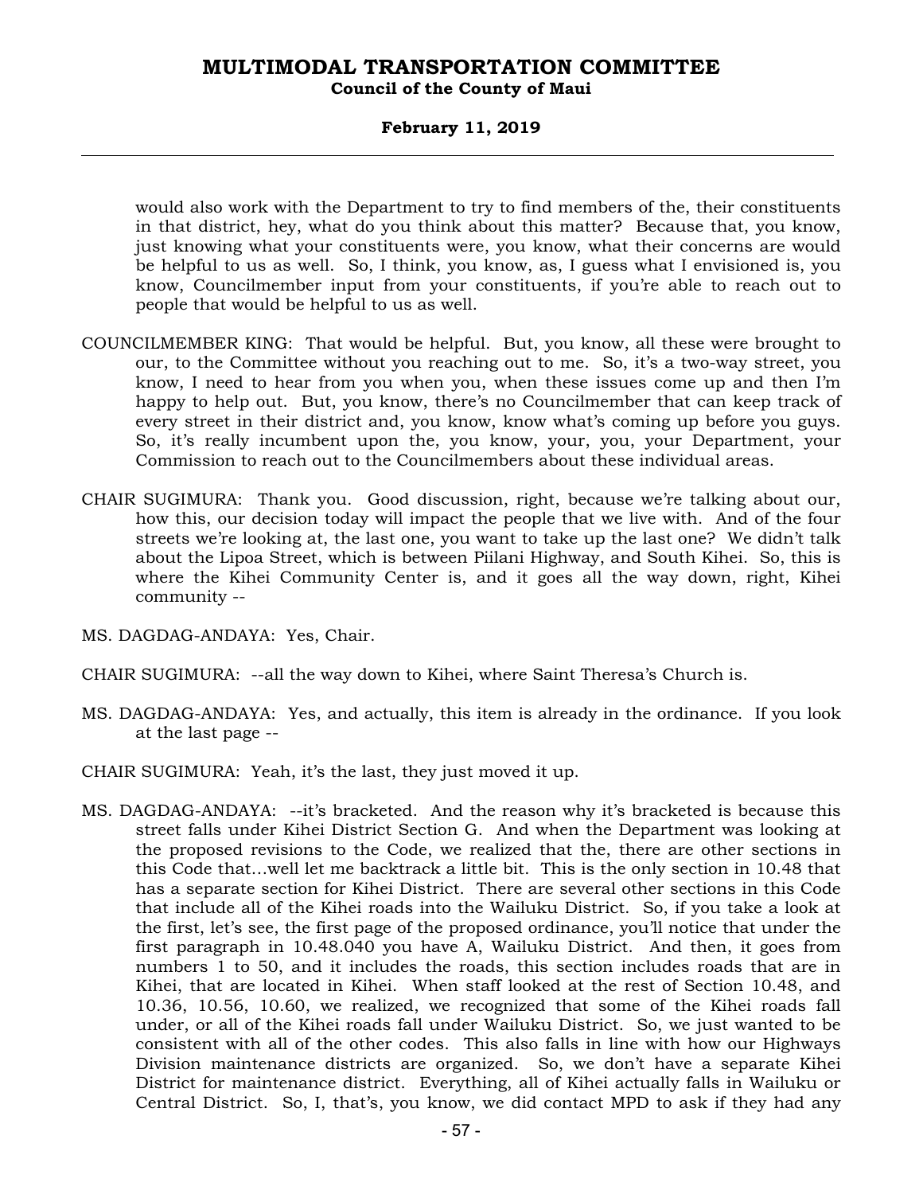would also work with the Department to try to find members of the, their constituents in that district, hey, what do you think about this matter? Because that, you know, just knowing what your constituents were, you know, what their concerns are would be helpful to us as well. So, I think, you know, as, I guess what I envisioned is, you know, Councilmember input from your constituents, if you're able to reach out to people that would be helpful to us as well.

COUNCILMEMBER KING: That would be helpful. But, you know, all these were brought to our, to the Committee without you reaching out to me. So, it's a two-way street, you know, I need to hear from you when you, when these issues come up and then I'm happy to help out. But, you know, there's no Councilmember that can keep track of every street in their district and, you know, know what's coming up before you guys. So, it's really incumbent upon the, you know, your, you, your Department, your Commission to reach out to the Councilmembers about these individual areas.

CHAIR SUGIMURA: Thank you. Good discussion, right, because we're talking about our, how this, our decision today will impact the people that we live with. And of the four streets we're looking at, the last one, you want to take up the last one? We didn't talk about the Lipoa Street, which is between Piilani Highway, and South Kihei. So, this is where the Kihei Community Center is, and it goes all the way down, right, Kihei community --

MS. DAGDAG-ANDAYA: Yes, Chair.

CHAIR SUGIMURA: --all the way down to Kihei, where Saint Theresa's Church is.

MS. DAGDAG-ANDAYA: Yes, and actually, this item is already in the ordinance. If you look at the last page --

CHAIR SUGIMURA: Yeah, it's the last, they just moved it up.

MS. DAGDAG-ANDAYA: --it's bracketed. And the reason why it's bracketed is because this street falls under Kihei District Section G. And when the Department was looking at the proposed revisions to the Code, we realized that the, there are other sections in this Code that...well let me backtrack a little bit. This is the only section in 10.48 that has a separate section for Kihei District. There are several other sections in this Code that include all of the Kihei roads into the Wailuku District. So, if you take a look at the first, let's see, the first page of the proposed ordinance, you'll notice that under the first paragraph in 10.48.040 you have A, Wailuku District. And then, it goes from numbers 1 to 50, and it includes the roads, this section includes roads that are in Kihei, that are located in Kihei. When staff looked at the rest of Section 10.48, and 10.36, 10.56, 10.60, we realized, we recognized that some of the Kihei roads fall under, or all of the Kihei roads fall under Wailuku District. So, we just wanted to be consistent with all of the other codes. This also falls in line with how our Highways Division maintenance districts are organized. So, we don't have a separate Kihei District for maintenance district. Everything, all of Kihei actually falls in Wailuku or Central District. So, I, that's, you know, we did contact MPD to ask if they had any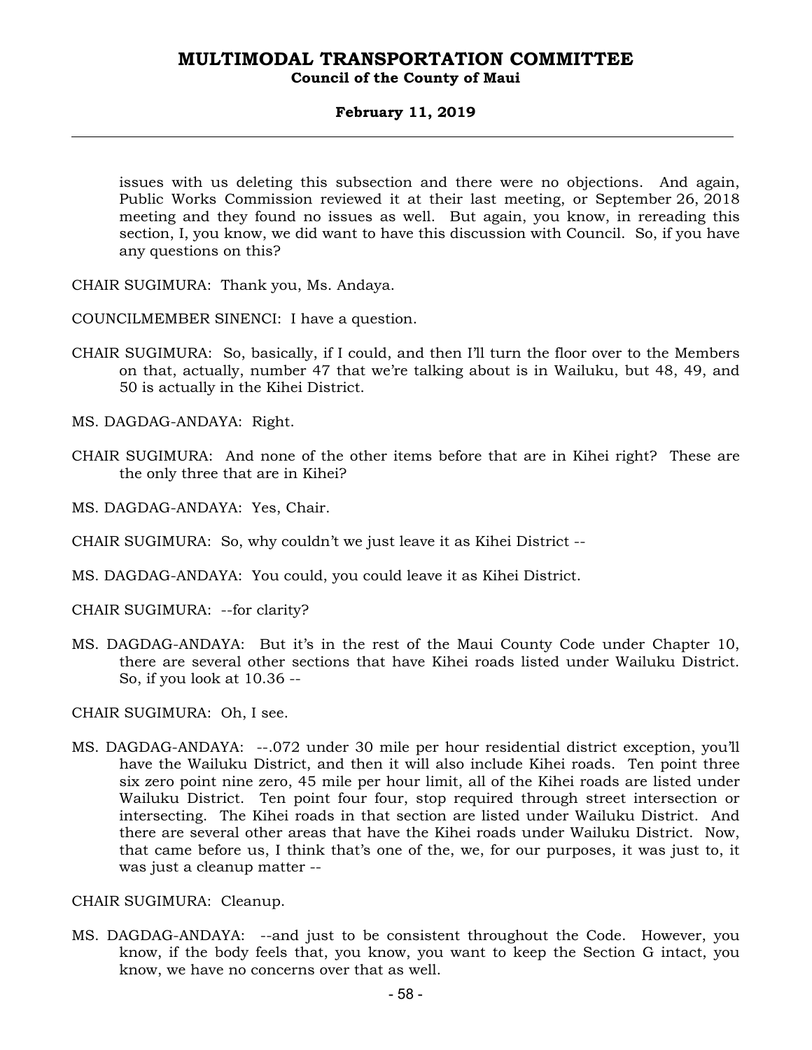issues with us deleting this subsection and there were no objections. And again, Public Works Commission reviewed it at their last meeting, or September 26, 2018 meeting and they found no issues as well. But again, you know, in rereading this section, I, you know, we did want to have this discussion with Council. So, if you have any questions on this?

CHAIR SUGIMURA: Thank you, Ms. Andaya.

COUNCILMEMBER SINENCI: I have a question.

CHAIR SUGIMURA: So, basically, if I could, and then I'll turn the floor over to the Members on that, actually, number 47 that we're talking about is in Wailuku, but 48, 49, and 50 is actually in the Kihei District.

MS. DAGDAG-ANDAYA: Right.

CHAIR SUGIMURA: And none of the other items before that are in Kihei right? These are the only three that are in Kihei?

MS. DAGDAG-ANDAYA: Yes, Chair.

CHAIR SUGIMURA: So, why couldn't we just leave it as Kihei District --

MS. DAGDAG-ANDAYA: You could, you could leave it as Kihei District.

CHAIR SUGIMURA: --for clarity?

MS. DAGDAG-ANDAYA: But it's in the rest of the Maui County Code under Chapter 10, there are several other sections that have Kihei roads listed under Wailuku District. So, if you look at 10.36 --

CHAIR SUGIMURA: Oh, I see.

MS. DAGDAG-ANDAYA: --.072 under 30 mile per hour residential district exception, you'll have the Wailuku District, and then it will also include Kihei roads. Ten point three six zero point nine zero, 45 mile per hour limit, all of the Kihei roads are listed under Wailuku District. Ten point four four, stop required through street intersection or intersecting. The Kihei roads in that section are listed under Wailuku District. And there are several other areas that have the Kihei roads under Wailuku District. Now, that came before us, I think that's one of the, we, for our purposes, it was just to, it was just a cleanup matter --

CHAIR SUGIMURA: Cleanup.

MS. DAGDAG-ANDAYA: --and just to be consistent throughout the Code. However, you know, if the body feels that, you know, you want to keep the Section G intact, you know, we have no concerns over that as well.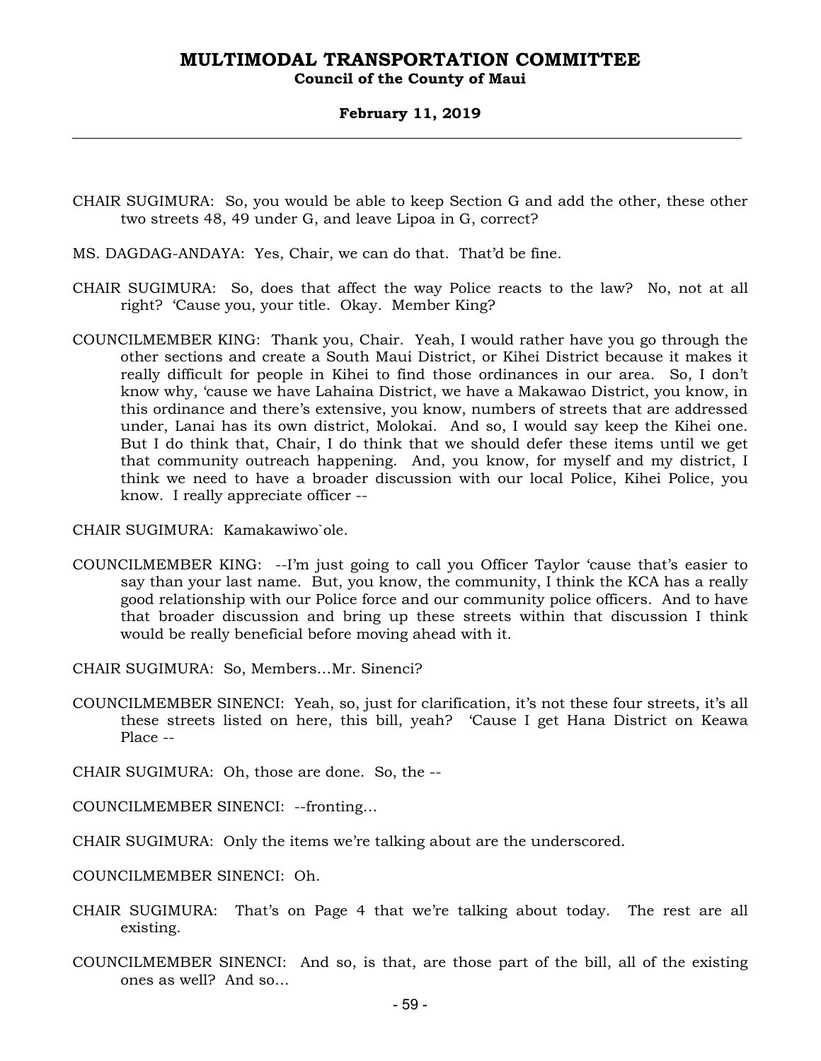CHAIR SUGIMURA: So, you would be able to keep Section G and add the other, these other two streets 48, 49 under G, and leave Lipoa in G, correct?

MS. DAGDAG-ANDAYA: Yes, Chair, we can do that. That'd be fine.

CHAIR SUGIMURA: So, does that affect the way Police reacts to the law? No, not at all right? 'Cause you, your title. Okay. Member King?

COUNCILMEMBER KING: Thank you, Chair. Yeah, I would rather have you go through the other sections and create a South Maui District, or Kihei District because it makes it really difficult for people in Kihei to find those ordinances in our area. So, I don't know why, 'cause we have Lahaina District, we have a Makawao District, you know, in this ordinance and there's extensive, you know, numbers of streets that are addressed under, Lanai has its own district, Molokai. And so, I would say keep the Kihei one. But I do think that, Chair, I do think that we should defer these items until we get that community outreach happening. And, you know, for myself and my district, I think we need to have a broader discussion with our local Police, Kihei Police, you know. I really appreciate officer --

CHAIR SUGIMURA: Kamakawiwo`ole.

COUNCILMEMBER KING: --I'm just going to call you Officer Taylor 'cause that's easier to say than your last name. But, you know, the community, I think the KCA has a really good relationship with our Police force and our community police officers. And to have that broader discussion and bring up these streets within that discussion I think would be really beneficial before moving ahead with it.

CHAIR SUGIMURA: So, Members…Mr. Sinenci?

COUNCILMEMBER SINENCI: Yeah, so, just for clarification, it's not these four streets, it's all these streets listed on here, this bill, yeah? 'Cause I get Hana District on Keawa Place --

CHAIR SUGIMURA: Oh, those are done. So, the --

COUNCILMEMBER SINENCI: --fronting…

CHAIR SUGIMURA: Only the items we're talking about are the underscored.

COUNCILMEMBER SINENCI: Oh.

CHAIR SUGIMURA: That's on Page 4 that we're talking about today. The rest are all existing.

COUNCILMEMBER SINENCI: And so, is that, are those part of the bill, all of the existing ones as well? And so…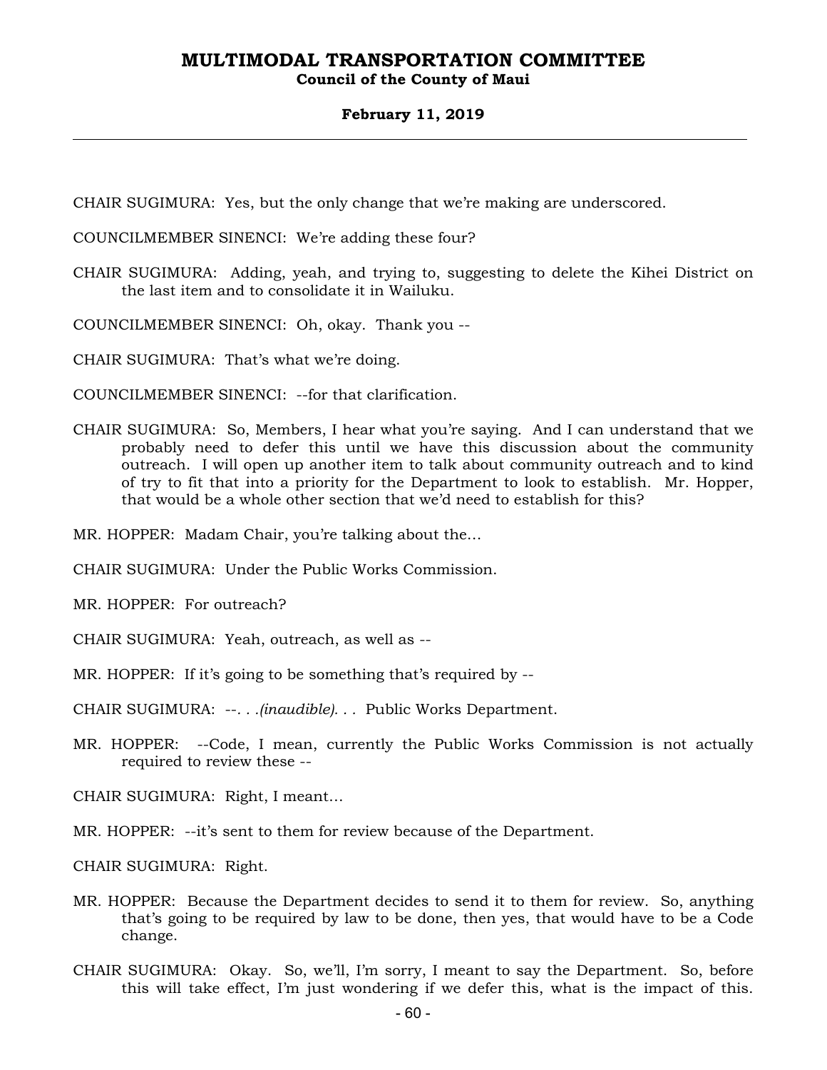CHAIR SUGIMURA: Yes, but the only change that we're making are underscored.

COUNCILMEMBER SINENCI: We're adding these four?

CHAIR SUGIMURA: Adding, yeah, and trying to, suggesting to delete the Kihei District on the last item and to consolidate it in Wailuku.

COUNCILMEMBER SINENCI: Oh, okay. Thank you --

CHAIR SUGIMURA: That's what we're doing.

COUNCILMEMBER SINENCI: --for that clarification.

CHAIR SUGIMURA: So, Members, I hear what you're saying. And I can understand that we probably need to defer this until we have this discussion about the community outreach. I will open up another item to talk about community outreach and to kind of try to fit that into a priority for the Department to look to establish. Mr. Hopper, that would be a whole other section that we'd need to establish for this?

MR. HOPPER: Madam Chair, you're talking about the...

CHAIR SUGIMURA: Under the Public Works Commission.

MR. HOPPER: For outreach?

CHAIR SUGIMURA: Yeah, outreach, as well as --

MR. HOPPER: If it's going to be something that's required by --

CHAIR SUGIMURA: --. . .*(inaudible)*. . . Public Works Department.

MR. HOPPER: --Code, I mean, currently the Public Works Commission is not actually required to review these --

CHAIR SUGIMURA: Right, I meant...

MR. HOPPER: --it's sent to them for review because of the Department.

CHAIR SUGIMURA: Right.

MR. HOPPER: Because the Department decides to send it to them for review. So, anything that's going to be required by law to be done, then yes, that would have to be a Code change.

CHAIR SUGIMURA: Okay. So, we'll, I'm sorry, I meant to say the Department. So, before this will take effect, I'm just wondering if we defer this, what is the impact of this.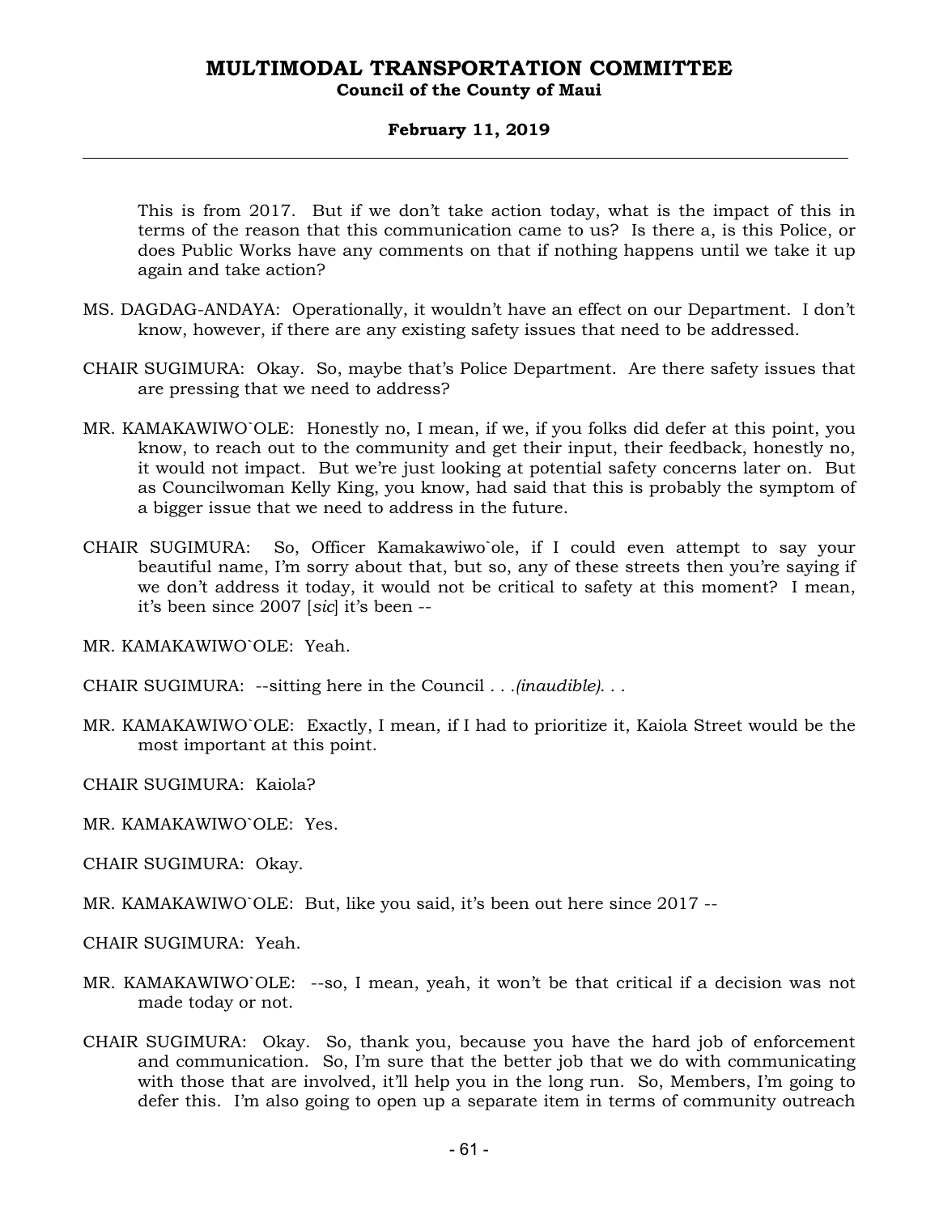This is from 2017. But if we don't take action today, what is the impact of this in terms of the reason that this communication came to us? Is there a, is this Police, or does Public Works have any comments on that if nothing happens until we take it up again and take action?

MS. DAGDAG-ANDAYA: Operationally, it wouldn't have an effect on our Department. I don't know, however, if there are any existing safety issues that need to be addressed.

CHAIR SUGIMURA: Okay. So, maybe that's Police Department. Are there safety issues that are pressing that we need to address?

MR. KAMAKAWIWO`OLE: Honestly no, I mean, if we, if you folks did defer at this point, you know, to reach out to the community and get their input, their feedback, honestly no, it would not impact. But we're just looking at potential safety concerns later on. But as Councilwoman Kelly King, you know, had said that this is probably the symptom of a bigger issue that we need to address in the future.

CHAIR SUGIMURA: So, Officer Kamakawiwo`ole, if I could even attempt to say your beautiful name, I'm sorry about that, but so, any of these streets then you're saying if we don't address it today, it would not be critical to safety at this moment? I mean, it's been since 2007 [*sic*] it's been --

MR. KAMAKAWIWO`OLE: Yeah.

CHAIR SUGIMURA: --sitting here in the Council . . .*(inaudible)*. . .

MR. KAMAKAWIWO`OLE: Exactly, I mean, if I had to prioritize it, Kaiola Street would be the most important at this point.

CHAIR SUGIMURA: Kaiola?

MR. KAMAKAWIWO`OLE: Yes.

CHAIR SUGIMURA: Okay.

MR. KAMAKAWIWO`OLE: But, like you said, it's been out here since 2017 --

CHAIR SUGIMURA: Yeah.

MR. KAMAKAWIWO`OLE: --so, I mean, yeah, it won't be that critical if a decision was not made today or not.

CHAIR SUGIMURA: Okay. So, thank you, because you have the hard job of enforcement and communication. So, I'm sure that the better job that we do with communicating with those that are involved, it'll help you in the long run. So, Members, I'm going to defer this. I'm also going to open up a separate item in terms of community outreach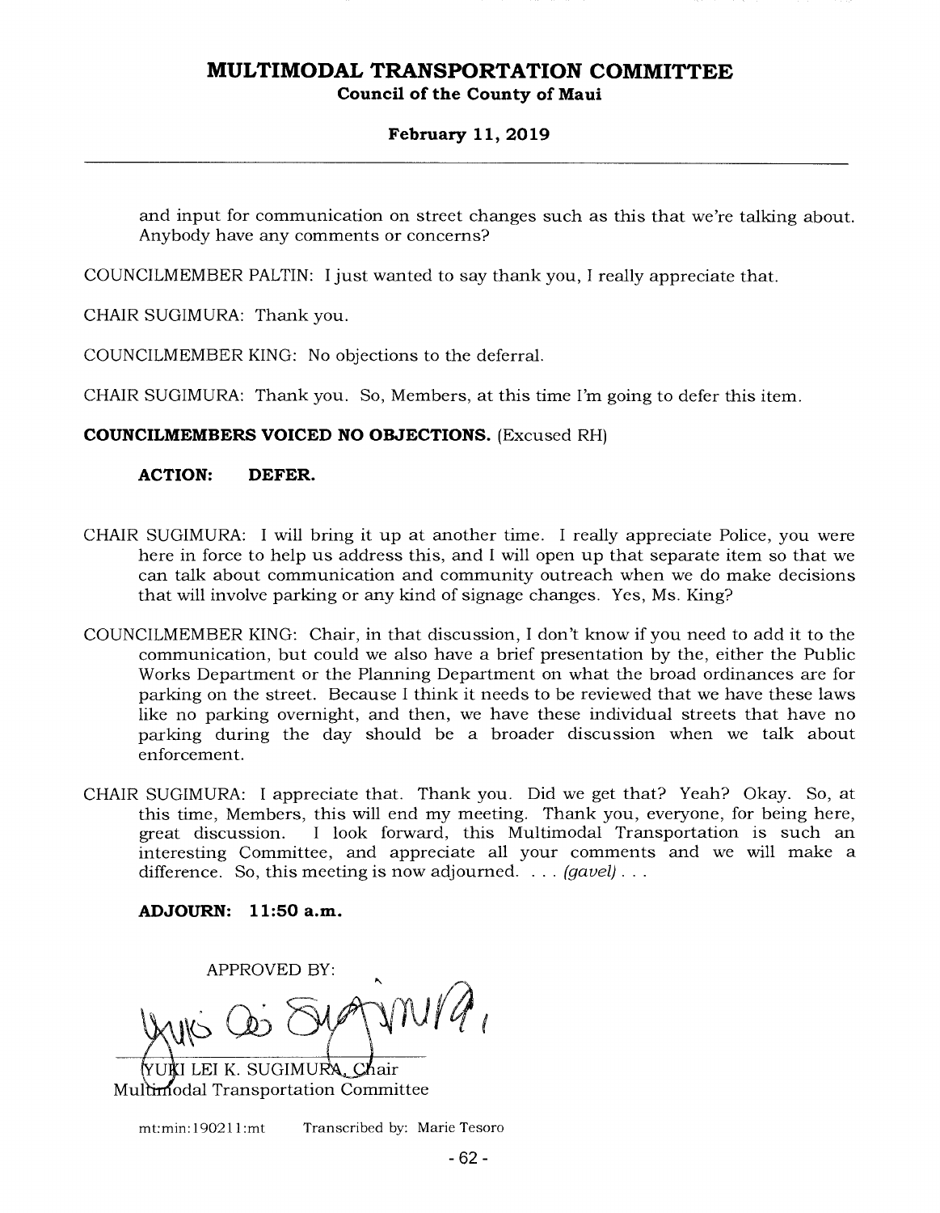and input for communication on street changes such as this that we're talking about. Anybody have any comments or concerns?

COUNCILMEMBER PALTIN: I just wanted to say thank you, I really appreciate that.

CHAIR SUGIMURA: Thank you.

COUNCILMEMBER KING: No objections to the deferral.

CHAIR SUGIMURA: Thank you. So, Members, at this time I'm going to defer this item.

**COUNCILMEMBERS VOICED NO OBJECTIONS.** (Excused RH)

**ACTION: DEFER.**

CHAIR SUGIMURA: I will bring it up at another time. I really appreciate Police, you were here in force to help us address this, and I will open up that separate item so that we can talk about communication and community outreach when we do make decisions that will involve parking or any kind of signage changes. Yes, Ms. King?

COUNCILMEMBER KING: Chair, in that discussion, I don't know if you need to add it to the communication, but could we also have a brief presentation by the, either the Public Works Department or the Planning Department on what the broad ordinances are for parking on the street. Because I think it needs to be reviewed that we have these laws like no parking overnight, and then, we have these individual streets that have no parking during the day should be a broader discussion when we talk about enforcement.

CHAIR SUGIMURA: I appreciate that. Thank you. Did we get that? Yeah? Okay. So, at this time, Members, this will end my meeting. Thank you, everyone, for being here, great discussion. I look forward, this Multimodal Transportation is such an interesting Committee, and appreciate all your comments and we will make a difference. So, this meeting is now adjourned. . . . *(gavel)* . . .

**ADJOURN: 11:50 a.m.**

APPROVED BY:

YUKI LEI K. SUGIMURA, Chair
Multimodal Transportation Committee

mt:min:190211:mt Transcribed by: Marie Tesoro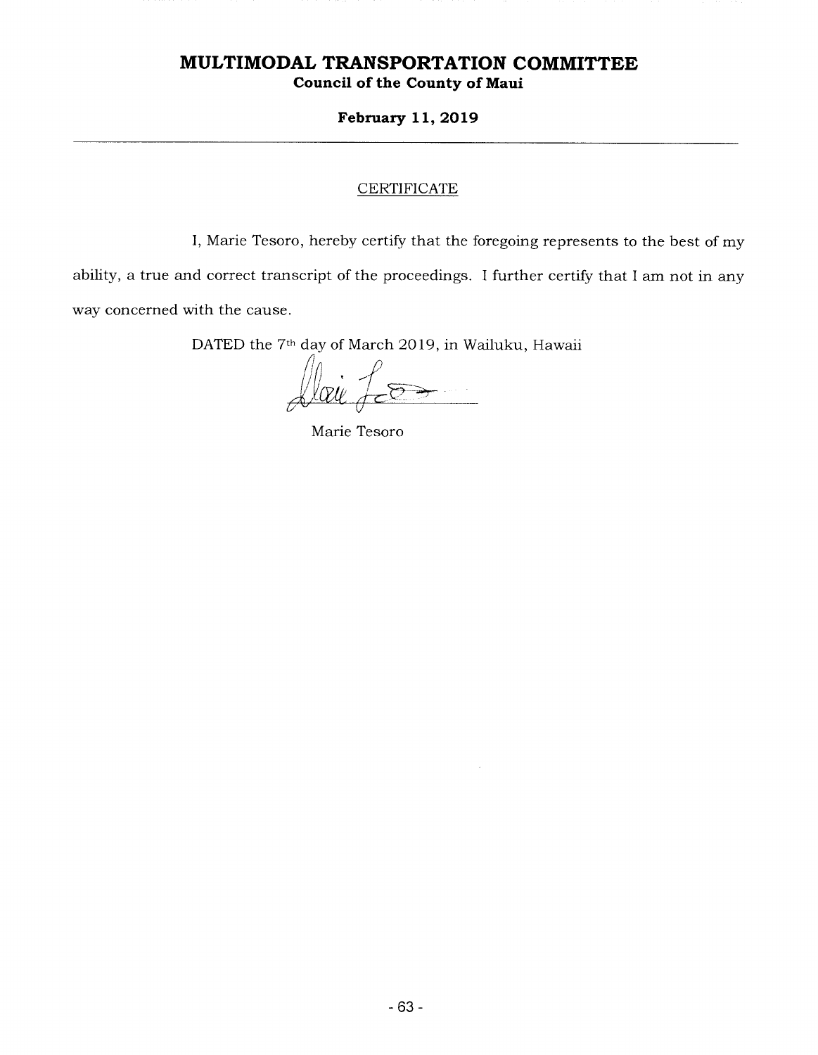CERTIFICATE

I, Marie Tesoro, hereby certify that the foregoing represents to the best of my ability, a true and correct transcript of the proceedings. I further certify that I am not in any way concerned with the cause.

DATED the 7th day of March 2019, in Wailuku, Hawaii

Marie Tesoro